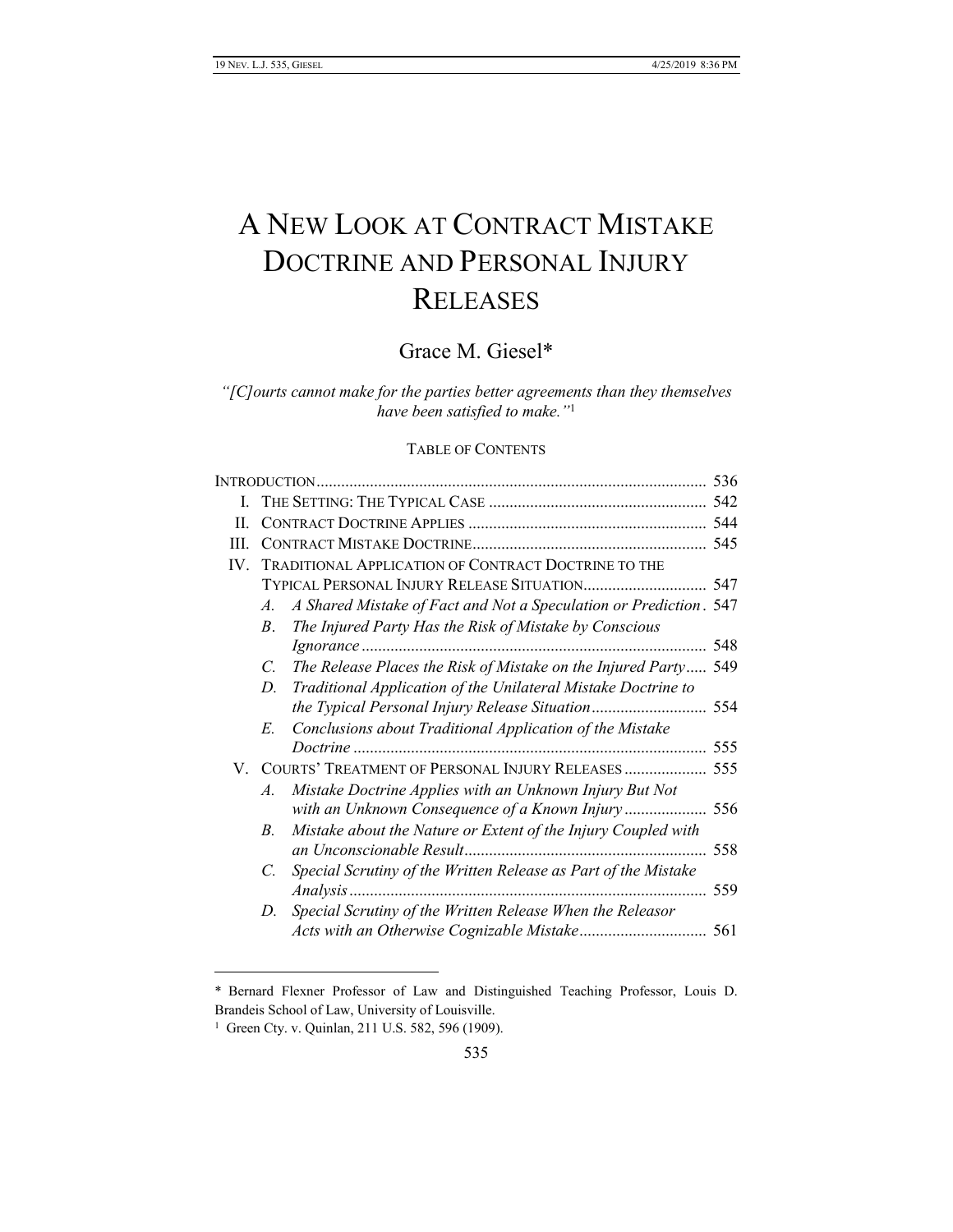# A New Look at Contract Mistake Doctrine and Personal Injury Releases

Grace M. Giesel*

*"[C]ourts cannot make for the parties better agreements than they themselves have been satisfied to make."*[1]

TABLE OF CONTENTS

| | | |
|---|---|---|
| INTRODUCTION | | 536 |
| I. | THE SETTING: THE TYPICAL CASE | 542 |
| II. | CONTRACT DOCTRINE APPLIES | 544 |
| III. | CONTRACT MISTAKE DOCTRINE | 545 |
| IV. | TRADITIONAL APPLICATION OF CONTRACT DOCTRINE TO THE TYPICAL PERSONAL INJURY RELEASE SITUATION | 547 |
| | *A. A Shared Mistake of Fact and Not a Speculation or Prediction* | 547 |
| | *B. The Injured Party Has the Risk of Mistake by Conscious Ignorance* | 548 |
| | *C. The Release Places the Risk of Mistake on the Injured Party* | 549 |
| | *D. Traditional Application of the Unilateral Mistake Doctrine to the Typical Personal Injury Release Situation* | 554 |
| | *E. Conclusions about Traditional Application of the Mistake Doctrine* | 555 |
| V. | COURTS' TREATMENT OF PERSONAL INJURY RELEASES | 555 |
| | *A. Mistake Doctrine Applies with an Unknown Injury But Not with an Unknown Consequence of a Known Injury* | 556 |
| | *B. Mistake about the Nature or Extent of the Injury Coupled with an Unconscionable Result* | 558 |
| | *C. Special Scrutiny of the Written Release as Part of the Mistake Analysis* | 559 |
| | *D. Special Scrutiny of the Written Release When the Releasor Acts with an Otherwise Cognizable Mistake* | 561 |

---

\* Bernard Flexner Professor of Law and Distinguished Teaching Professor, Louis D. Brandeis School of Law, University of Louisville.

[1] Green Cty. v. Quinlan, 211 U.S. 582, 596 (1909).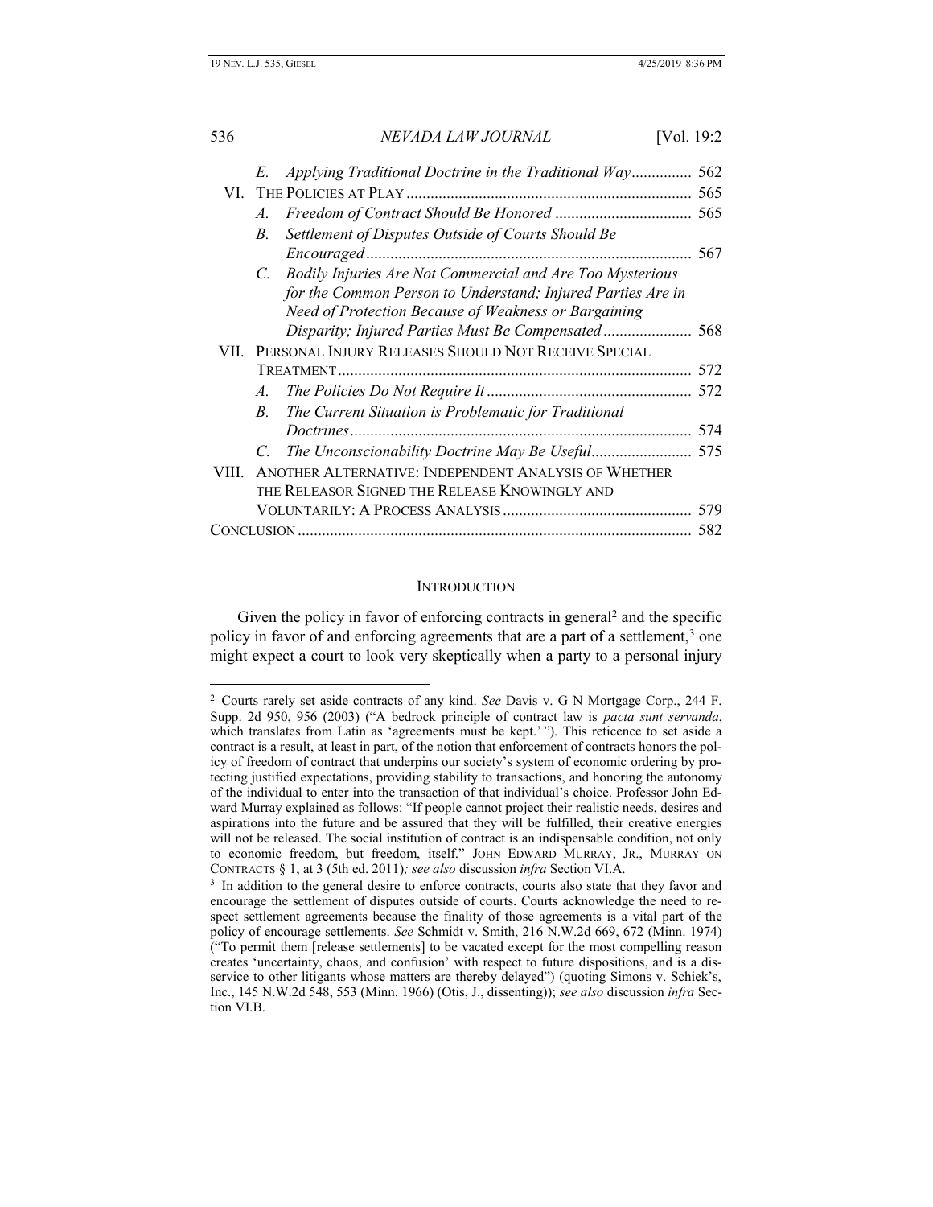|  |  |  |
|---|---|---|
| | E. *Applying Traditional Doctrine in the Traditional Way* | 562 |
| VI. | THE POLICIES AT PLAY | 565 |
| | A. *Freedom of Contract Should Be Honored* | 565 |
| | B. *Settlement of Disputes Outside of Courts Should Be Encouraged* | 567 |
| | C. *Bodily Injuries Are Not Commercial and Are Too Mysterious for the Common Person to Understand; Injured Parties Are in Need of Protection Because of Weakness or Bargaining Disparity; Injured Parties Must Be Compensated* | 568 |
| VII. | PERSONAL INJURY RELEASES SHOULD NOT RECEIVE SPECIAL TREATMENT | 572 |
| | A. *The Policies Do Not Require It* | 572 |
| | B. *The Current Situation is Problematic for Traditional Doctrines* | 574 |
| | C. *The Unconscionability Doctrine May Be Useful* | 575 |
| VIII. | ANOTHER ALTERNATIVE: INDEPENDENT ANALYSIS OF WHETHER THE RELEASOR SIGNED THE RELEASE KNOWINGLY AND VOLUNTARILY: A PROCESS ANALYSIS | 579 |
| CONCLUSION | | 582 |

## INTRODUCTION

Given the policy in favor of enforcing contracts in general[2] and the specific policy in favor of and enforcing agreements that are a part of a settlement,[3] one might expect a court to look very skeptically when a party to a personal injury

---

[2] Courts rarely set aside contracts of any kind. *See* Davis v. G N Mortgage Corp., 244 F. Supp. 2d 950, 956 (2003) ("A bedrock principle of contract law is *pacta sunt servanda*, which translates from Latin as 'agreements must be kept.' "). This reticence to set aside a contract is a result, at least in part, of the notion that enforcement of contracts honors the policy of freedom of contract that underpins our society's system of economic ordering by protecting justified expectations, providing stability to transactions, and honoring the autonomy of the individual to enter into the transaction of that individual's choice. Professor John Edward Murray explained as follows: "If people cannot project their realistic needs, desires and aspirations into the future and be assured that they will be fulfilled, their creative energies will not be released. The social institution of contract is an indispensable condition, not only to economic freedom, but freedom, itself." JOHN EDWARD MURRAY, JR., MURRAY ON CONTRACTS § 1, at 3 (5th ed. 2011)*; see also* discussion *infra* Section VI.A.

[3] In addition to the general desire to enforce contracts, courts also state that they favor and encourage the settlement of disputes outside of courts. Courts acknowledge the need to respect settlement agreements because the finality of those agreements is a vital part of the policy of encourage settlements. *See* Schmidt v. Smith, 216 N.W.2d 669, 672 (Minn. 1974) ("To permit them [release settlements] to be vacated except for the most compelling reason creates 'uncertainty, chaos, and confusion' with respect to future dispositions, and is a disservice to other litigants whose matters are thereby delayed") (quoting Simons v. Schiek's, Inc., 145 N.W.2d 548, 553 (Minn. 1966) (Otis, J., dissenting)); *see also* discussion *infra* Section VI.B.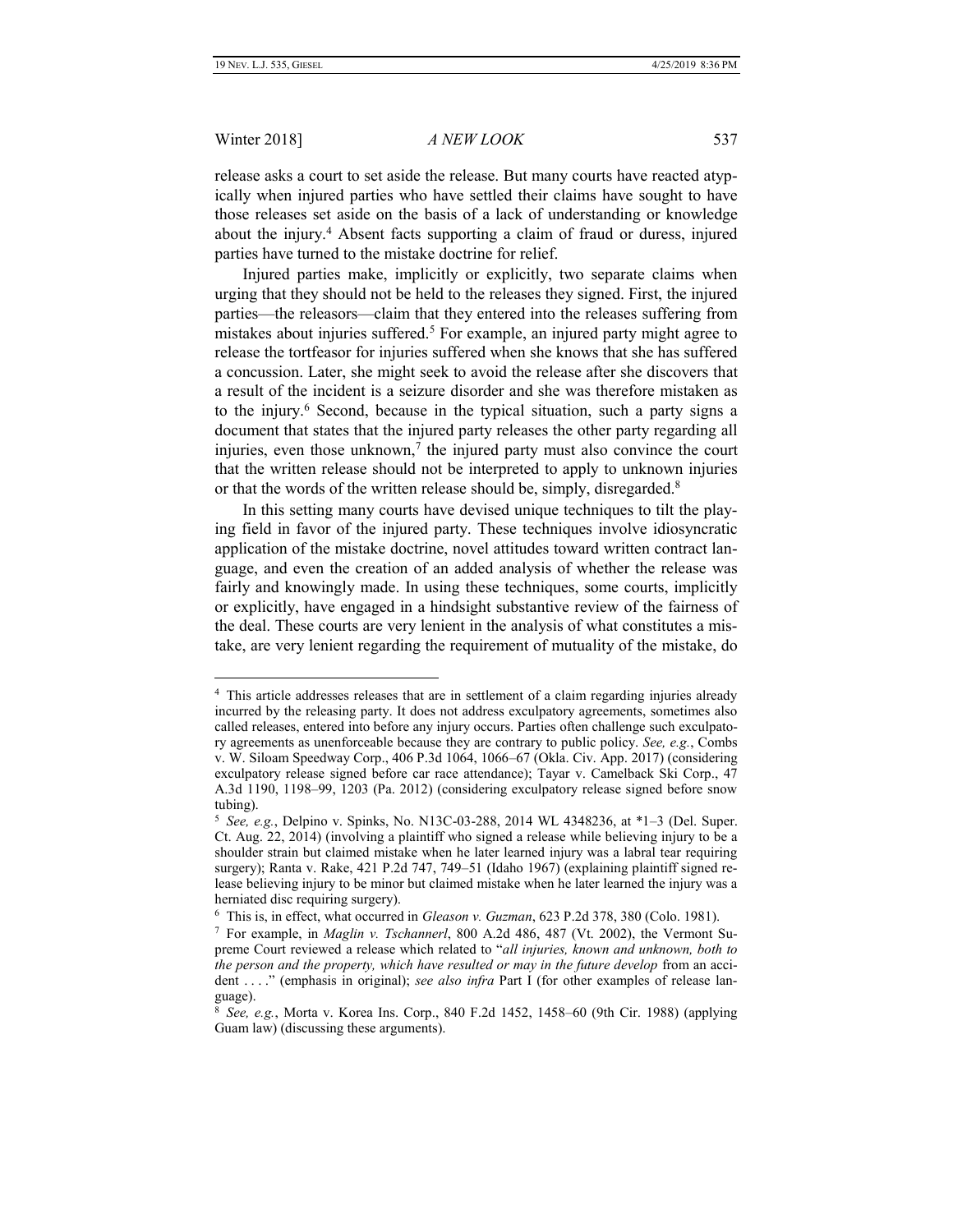release asks a court to set aside the release. But many courts have reacted atypically when injured parties who have settled their claims have sought to have those releases set aside on the basis of a lack of understanding or knowledge about the injury.[4] Absent facts supporting a claim of fraud or duress, injured parties have turned to the mistake doctrine for relief.

Injured parties make, implicitly or explicitly, two separate claims when urging that they should not be held to the releases they signed. First, the injured parties—the releasors—claim that they entered into the releases suffering from mistakes about injuries suffered.[5] For example, an injured party might agree to release the tortfeasor for injuries suffered when she knows that she has suffered a concussion. Later, she might seek to avoid the release after she discovers that a result of the incident is a seizure disorder and she was therefore mistaken as to the injury.[6] Second, because in the typical situation, such a party signs a document that states that the injured party releases the other party regarding all injuries, even those unknown,[7] the injured party must also convince the court that the written release should not be interpreted to apply to unknown injuries or that the words of the written release should be, simply, disregarded.[8]

In this setting many courts have devised unique techniques to tilt the playing field in favor of the injured party. These techniques involve idiosyncratic application of the mistake doctrine, novel attitudes toward written contract language, and even the creation of an added analysis of whether the release was fairly and knowingly made. In using these techniques, some courts, implicitly or explicitly, have engaged in a hindsight substantive review of the fairness of the deal. These courts are very lenient in the analysis of what constitutes a mistake, are very lenient regarding the requirement of mutuality of the mistake, do

---

[4] This article addresses releases that are in settlement of a claim regarding injuries already incurred by the releasing party. It does not address exculpatory agreements, sometimes also called releases, entered into before any injury occurs. Parties often challenge such exculpatory agreements as unenforceable because they are contrary to public policy. *See, e.g.*, Combs v. W. Siloam Speedway Corp., 406 P.3d 1064, 1066–67 (Okla. Civ. App. 2017) (considering exculpatory release signed before car race attendance); Tayar v. Camelback Ski Corp., 47 A.3d 1190, 1198–99, 1203 (Pa. 2012) (considering exculpatory release signed before snow tubing).

[5] *See, e.g.*, Delpino v. Spinks, No. N13C-03-288, 2014 WL 4348236, at *1–3 (Del. Super. Ct. Aug. 22, 2014) (involving a plaintiff who signed a release while believing injury to be a shoulder strain but claimed mistake when he later learned injury was a labral tear requiring surgery); Ranta v. Rake, 421 P.2d 747, 749–51 (Idaho 1967) (explaining plaintiff signed release believing injury to be minor but claimed mistake when he later learned the injury was a herniated disc requiring surgery).

[6] This is, in effect, what occurred in *Gleason v. Guzman*, 623 P.2d 378, 380 (Colo. 1981).

[7] For example, in *Maglin v. Tschannerl*, 800 A.2d 486, 487 (Vt. 2002), the Vermont Supreme Court reviewed a release which related to "*all injuries, known and unknown, both to the person and the property, which have resulted or may in the future develop* from an accident . . . ." (emphasis in original); *see also infra* Part I (for other examples of release language).

[8] *See, e.g.*, Morta v. Korea Ins. Corp., 840 F.2d 1452, 1458–60 (9th Cir. 1988) (applying Guam law) (discussing these arguments).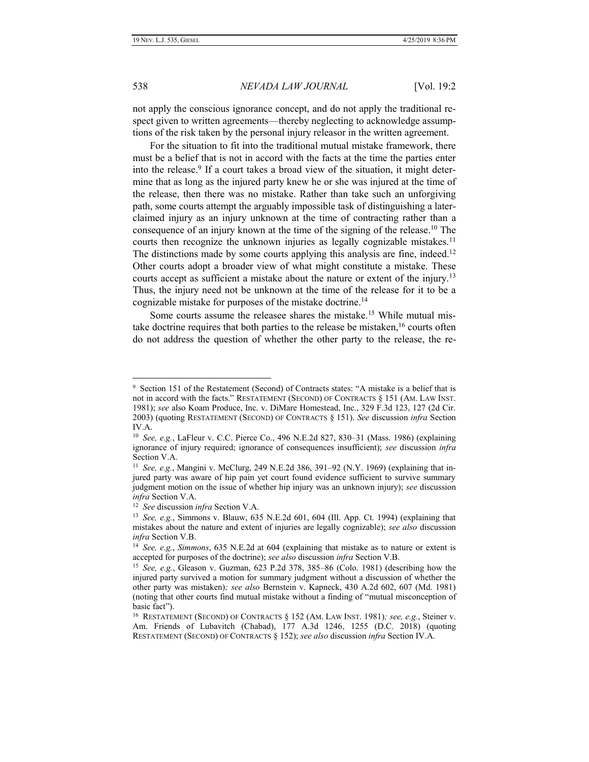not apply the conscious ignorance concept, and do not apply the traditional respect given to written agreements—thereby neglecting to acknowledge assumptions of the risk taken by the personal injury releasor in the written agreement.

For the situation to fit into the traditional mutual mistake framework, there must be a belief that is not in accord with the facts at the time the parties enter into the release.[9] If a court takes a broad view of the situation, it might determine that as long as the injured party knew he or she was injured at the time of the release, then there was no mistake. Rather than take such an unforgiving path, some courts attempt the arguably impossible task of distinguishing a later-claimed injury as an injury unknown at the time of contracting rather than a consequence of an injury known at the time of the signing of the release.[10] The courts then recognize the unknown injuries as legally cognizable mistakes.[11] The distinctions made by some courts applying this analysis are fine, indeed.[12] Other courts adopt a broader view of what might constitute a mistake. These courts accept as sufficient a mistake about the nature or extent of the injury.[13] Thus, the injury need not be unknown at the time of the release for it to be a cognizable mistake for purposes of the mistake doctrine.[14]

Some courts assume the releasee shares the mistake.[15] While mutual mistake doctrine requires that both parties to the release be mistaken,[16] courts often do not address the question of whether the other party to the release, the re-

---

[9] Section 151 of the Restatement (Second) of Contracts states: "A mistake is a belief that is not in accord with the facts." RESTATEMENT (SECOND) OF CONTRACTS § 151 (AM. LAW INST. 1981); *see* also Koam Produce, Inc. v. DiMare Homestead, Inc., 329 F.3d 123, 127 (2d Cir. 2003) (quoting RESTATEMENT (SECOND) OF CONTRACTS § 151). *See* discussion *infra* Section IV.A.

[10] *See, e.g.*, LaFleur v. C.C. Pierce Co., 496 N.E.2d 827, 830–31 (Mass. 1986) (explaining ignorance of injury required; ignorance of consequences insufficient); *see* discussion *infra* Section V.A.

[11] *See, e.g.*, Mangini v. McClurg, 249 N.E.2d 386, 391–92 (N.Y. 1969) (explaining that injured party was aware of hip pain yet court found evidence sufficient to survive summary judgment motion on the issue of whether hip injury was an unknown injury); *see* discussion *infra* Section V.A.

[12] *See* discussion *infra* Section V.A.

[13] *See, e.g.*, Simmons v. Blauw, 635 N.E.2d 601, 604 (Ill. App. Ct. 1994) (explaining that mistakes about the nature and extent of injuries are legally cognizable); *see also* discussion *infra* Section V.B.

[14] *See, e.g.*, *Simmons*, 635 N.E.2d at 604 (explaining that mistake as to nature or extent is accepted for purposes of the doctrine); *see also* discussion *infra* Section V.B.

[15] *See, e.g.*, Gleason v. Guzman, 623 P.2d 378, 385–86 (Colo. 1981) (describing how the injured party survived a motion for summary judgment without a discussion of whether the other party was mistaken)*; see also* Bernstein v. Kapneck, 430 A.2d 602, 607 (Md. 1981) (noting that other courts find mutual mistake without a finding of "mutual misconception of basic fact").

[16] RESTATEMENT (SECOND) OF CONTRACTS § 152 (AM. LAW INST. 1981)*; see, e.g.*, Steiner v. Am. Friends of Lubavitch (Chabad), 177 A.3d 1246, 1255 (D.C. 2018) (quoting RESTATEMENT (SECOND) OF CONTRACTS § 152); *see also* discussion *infra* Section IV.A.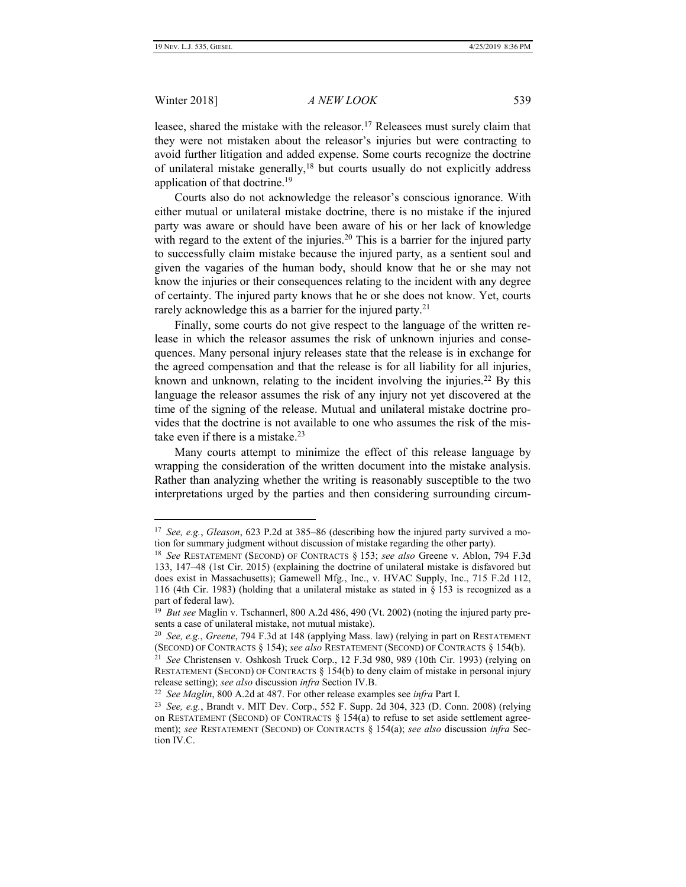leasee, shared the mistake with the releasor.[17] Releasees must surely claim that they were not mistaken about the releasor's injuries but were contracting to avoid further litigation and added expense. Some courts recognize the doctrine of unilateral mistake generally,[18] but courts usually do not explicitly address application of that doctrine.[19]

Courts also do not acknowledge the releasor's conscious ignorance. With either mutual or unilateral mistake doctrine, there is no mistake if the injured party was aware or should have been aware of his or her lack of knowledge with regard to the extent of the injuries.[20] This is a barrier for the injured party to successfully claim mistake because the injured party, as a sentient soul and given the vagaries of the human body, should know that he or she may not know the injuries or their consequences relating to the incident with any degree of certainty. The injured party knows that he or she does not know. Yet, courts rarely acknowledge this as a barrier for the injured party.[21]

Finally, some courts do not give respect to the language of the written release in which the releasor assumes the risk of unknown injuries and consequences. Many personal injury releases state that the release is in exchange for the agreed compensation and that the release is for all liability for all injuries, known and unknown, relating to the incident involving the injuries.[22] By this language the releasor assumes the risk of any injury not yet discovered at the time of the signing of the release. Mutual and unilateral mistake doctrine provides that the doctrine is not available to one who assumes the risk of the mistake even if there is a mistake.[23]

Many courts attempt to minimize the effect of this release language by wrapping the consideration of the written document into the mistake analysis. Rather than analyzing whether the writing is reasonably susceptible to the two interpretations urged by the parties and then considering surrounding circum-

---

[17] *See, e.g.*, *Gleason*, 623 P.2d at 385–86 (describing how the injured party survived a motion for summary judgment without discussion of mistake regarding the other party).

[18] *See* RESTATEMENT (SECOND) OF CONTRACTS § 153; *see also* Greene v. Ablon, 794 F.3d 133, 147–48 (1st Cir. 2015) (explaining the doctrine of unilateral mistake is disfavored but does exist in Massachusetts); Gamewell Mfg., Inc., v. HVAC Supply, Inc., 715 F.2d 112, 116 (4th Cir. 1983) (holding that a unilateral mistake as stated in § 153 is recognized as a part of federal law).

[19] *But see* Maglin v. Tschannerl, 800 A.2d 486, 490 (Vt. 2002) (noting the injured party presents a case of unilateral mistake, not mutual mistake).

[20] *See, e.g.*, *Greene*, 794 F.3d at 148 (applying Mass. law) (relying in part on RESTATEMENT (SECOND) OF CONTRACTS § 154); *see also* RESTATEMENT (SECOND) OF CONTRACTS § 154(b).

[21] *See* Christensen v. Oshkosh Truck Corp., 12 F.3d 980, 989 (10th Cir. 1993) (relying on RESTATEMENT (SECOND) OF CONTRACTS § 154(b) to deny claim of mistake in personal injury release setting); *see also* discussion *infra* Section IV.B.

[22] *See Maglin*, 800 A.2d at 487. For other release examples see *infra* Part I.

[23] *See, e.g.*, Brandt v. MIT Dev. Corp., 552 F. Supp. 2d 304, 323 (D. Conn. 2008) (relying on RESTATEMENT (SECOND) OF CONTRACTS § 154(a) to refuse to set aside settlement agreement); *see* RESTATEMENT (SECOND) OF CONTRACTS § 154(a); *see also* discussion *infra* Section IV.C.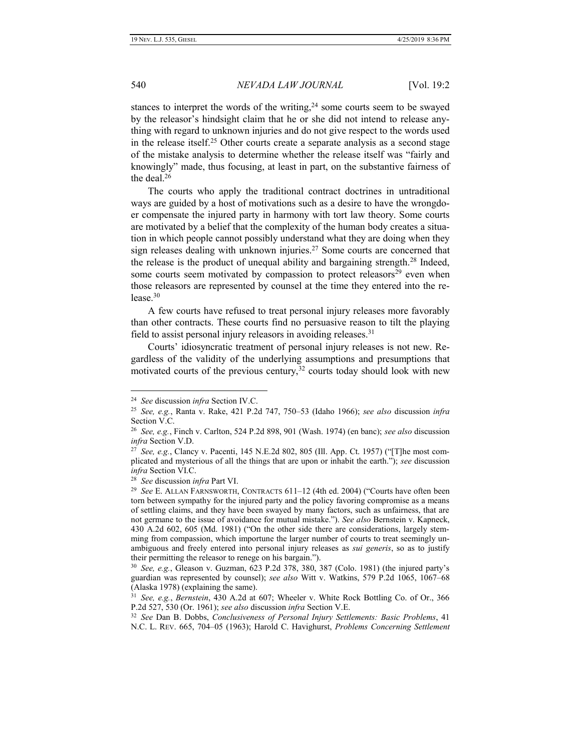stances to interpret the words of the writing,[24] some courts seem to be swayed by the releasor's hindsight claim that he or she did not intend to release anything with regard to unknown injuries and do not give respect to the words used in the release itself.[25] Other courts create a separate analysis as a second stage of the mistake analysis to determine whether the release itself was "fairly and knowingly" made, thus focusing, at least in part, on the substantive fairness of the deal.[26]

The courts who apply the traditional contract doctrines in untraditional ways are guided by a host of motivations such as a desire to have the wrongdoer compensate the injured party in harmony with tort law theory. Some courts are motivated by a belief that the complexity of the human body creates a situation in which people cannot possibly understand what they are doing when they sign releases dealing with unknown injuries.[27] Some courts are concerned that the release is the product of unequal ability and bargaining strength.[28] Indeed, some courts seem motivated by compassion to protect releasors[29] even when those releasors are represented by counsel at the time they entered into the release.[30]

A few courts have refused to treat personal injury releases more favorably than other contracts. These courts find no persuasive reason to tilt the playing field to assist personal injury releasors in avoiding releases.[31]

Courts' idiosyncratic treatment of personal injury releases is not new. Regardless of the validity of the underlying assumptions and presumptions that motivated courts of the previous century,[32] courts today should look with new

---

[24] *See* discussion *infra* Section IV.C.

[25] *See, e.g.*, Ranta v. Rake, 421 P.2d 747, 750–53 (Idaho 1966); *see also* discussion *infra* Section V.C.

[26] *See, e.g.*, Finch v. Carlton, 524 P.2d 898, 901 (Wash. 1974) (en banc); *see also* discussion *infra* Section V.D.

[27] *See, e.g.*, Clancy v. Pacenti, 145 N.E.2d 802, 805 (Ill. App. Ct. 1957) ("[T]he most complicated and mysterious of all the things that are upon or inhabit the earth."); *see* discussion *infra* Section VI.C.

[28] *See* discussion *infra* Part VI.

[29] *See* E. ALLAN FARNSWORTH, CONTRACTS 611–12 (4th ed. 2004) ("Courts have often been torn between sympathy for the injured party and the policy favoring compromise as a means of settling claims, and they have been swayed by many factors, such as unfairness, that are not germane to the issue of avoidance for mutual mistake."). *See also* Bernstein v. Kapneck, 430 A.2d 602, 605 (Md. 1981) ("On the other side there are considerations, largely stemming from compassion, which importune the larger number of courts to treat seemingly unambiguous and freely entered into personal injury releases as *sui generis*, so as to justify their permitting the releasor to renege on his bargain.").

[30] *See, e.g.*, Gleason v. Guzman, 623 P.2d 378, 380, 387 (Colo. 1981) (the injured party's guardian was represented by counsel); *see also* Witt v. Watkins, 579 P.2d 1065, 1067–68 (Alaska 1978) (explaining the same).

[31] *See, e.g.*, *Bernstein*, 430 A.2d at 607; Wheeler v. White Rock Bottling Co. of Or., 366 P.2d 527, 530 (Or. 1961); *see also* discussion *infra* Section V.E.

[32] *See* Dan B. Dobbs, *Conclusiveness of Personal Injury Settlements: Basic Problems*, 41 N.C. L. REV. 665, 704–05 (1963); Harold C. Havighurst, *Problems Concerning Settlement*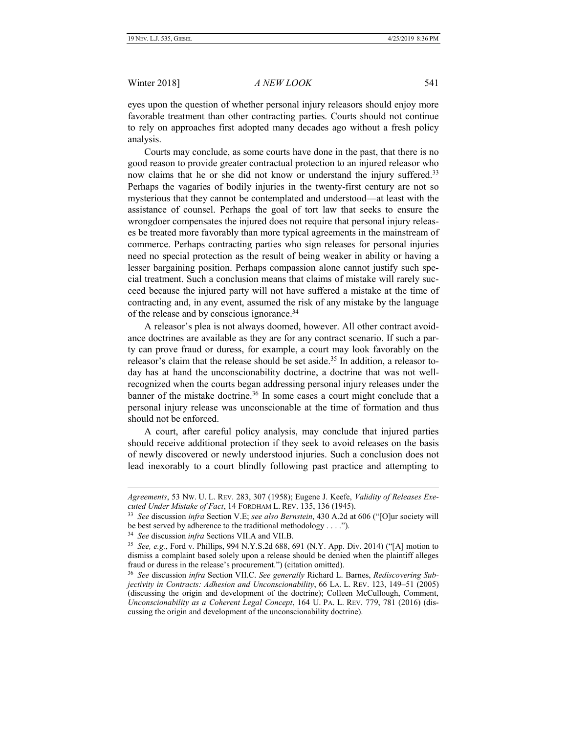eyes upon the question of whether personal injury releasors should enjoy more favorable treatment than other contracting parties. Courts should not continue to rely on approaches first adopted many decades ago without a fresh policy analysis.

Courts may conclude, as some courts have done in the past, that there is no good reason to provide greater contractual protection to an injured releasor who now claims that he or she did not know or understand the injury suffered.[33] Perhaps the vagaries of bodily injuries in the twenty-first century are not so mysterious that they cannot be contemplated and understood—at least with the assistance of counsel. Perhaps the goal of tort law that seeks to ensure the wrongdoer compensates the injured does not require that personal injury releases be treated more favorably than more typical agreements in the mainstream of commerce. Perhaps contracting parties who sign releases for personal injuries need no special protection as the result of being weaker in ability or having a lesser bargaining position. Perhaps compassion alone cannot justify such special treatment. Such a conclusion means that claims of mistake will rarely succeed because the injured party will not have suffered a mistake at the time of contracting and, in any event, assumed the risk of any mistake by the language of the release and by conscious ignorance.[34]

A releasor's plea is not always doomed, however. All other contract avoidance doctrines are available as they are for any contract scenario. If such a party can prove fraud or duress, for example, a court may look favorably on the releasor's claim that the release should be set aside.[35] In addition, a releasor today has at hand the unconscionability doctrine, a doctrine that was not well-recognized when the courts began addressing personal injury releases under the banner of the mistake doctrine.[36] In some cases a court might conclude that a personal injury release was unconscionable at the time of formation and thus should not be enforced.

A court, after careful policy analysis, may conclude that injured parties should receive additional protection if they seek to avoid releases on the basis of newly discovered or newly understood injuries. Such a conclusion does not lead inexorably to a court blindly following past practice and attempting to

---

*Agreements*, 53 NW. U. L. REV. 283, 307 (1958); Eugene J. Keefe, *Validity of Releases Executed Under Mistake of Fact*, 14 FORDHAM L. REV. 135, 136 (1945).

[33] *See* discussion *infra* Section V.E; *see also Bernstein*, 430 A.2d at 606 ("[O]ur society will be best served by adherence to the traditional methodology . . . .").

[34] *See* discussion *infra* Sections VII.A and VII.B.

[35] *See, e.g.*, Ford v. Phillips, 994 N.Y.S.2d 688, 691 (N.Y. App. Div. 2014) ("[A] motion to dismiss a complaint based solely upon a release should be denied when the plaintiff alleges fraud or duress in the release's procurement.") (citation omitted).

[36] *See* discussion *infra* Section VII.C. *See generally* Richard L. Barnes, *Rediscovering Subjectivity in Contracts: Adhesion and Unconscionability*, 66 LA. L. REV. 123, 149–51 (2005) (discussing the origin and development of the doctrine); Colleen McCullough, Comment, *Unconscionability as a Coherent Legal Concept*, 164 U. PA. L. REV. 779, 781 (2016) (discussing the origin and development of the unconscionability doctrine).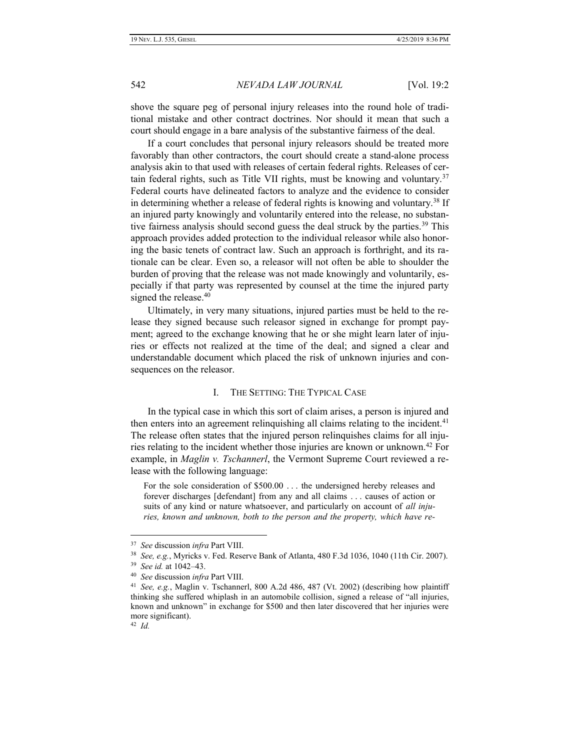shove the square peg of personal injury releases into the round hole of traditional mistake and other contract doctrines. Nor should it mean that such a court should engage in a bare analysis of the substantive fairness of the deal.

If a court concludes that personal injury releasors should be treated more favorably than other contractors, the court should create a stand-alone process analysis akin to that used with releases of certain federal rights. Releases of certain federal rights, such as Title VII rights, must be knowing and voluntary.[37] Federal courts have delineated factors to analyze and the evidence to consider in determining whether a release of federal rights is knowing and voluntary.[38] If an injured party knowingly and voluntarily entered into the release, no substantive fairness analysis should second guess the deal struck by the parties.[39] This approach provides added protection to the individual releasor while also honoring the basic tenets of contract law. Such an approach is forthright, and its rationale can be clear. Even so, a releasor will not often be able to shoulder the burden of proving that the release was not made knowingly and voluntarily, especially if that party was represented by counsel at the time the injured party signed the release.[40]

Ultimately, in very many situations, injured parties must be held to the release they signed because such releasor signed in exchange for prompt payment; agreed to the exchange knowing that he or she might learn later of injuries or effects not realized at the time of the deal; and signed a clear and understandable document which placed the risk of unknown injuries and consequences on the releasor.

## I. The Setting: The Typical Case

In the typical case in which this sort of claim arises, a person is injured and then enters into an agreement relinquishing all claims relating to the incident.[41] The release often states that the injured person relinquishes claims for all injuries relating to the incident whether those injuries are known or unknown.[42] For example, in *Maglin v. Tschannerl*, the Vermont Supreme Court reviewed a release with the following language:

> For the sole consideration of $500.00 . . . the undersigned hereby releases and forever discharges [defendant] from any and all claims . . . causes of action or suits of any kind or nature whatsoever, and particularly on account of *all injuries, known and unknown, both to the person and the property, which have re-*

---

[37] *See* discussion *infra* Part VIII.

[38] *See, e.g.*, Myricks v. Fed. Reserve Bank of Atlanta, 480 F.3d 1036, 1040 (11th Cir. 2007).

[39] *See id.* at 1042–43.

[40] *See* discussion *infra* Part VIII.

[41] *See, e.g.*, Maglin v. Tschannerl, 800 A.2d 486, 487 (Vt. 2002) (describing how plaintiff thinking she suffered whiplash in an automobile collision, signed a release of "all injuries, known and unknown" in exchange for $500 and then later discovered that her injuries were more significant).

[42] *Id.*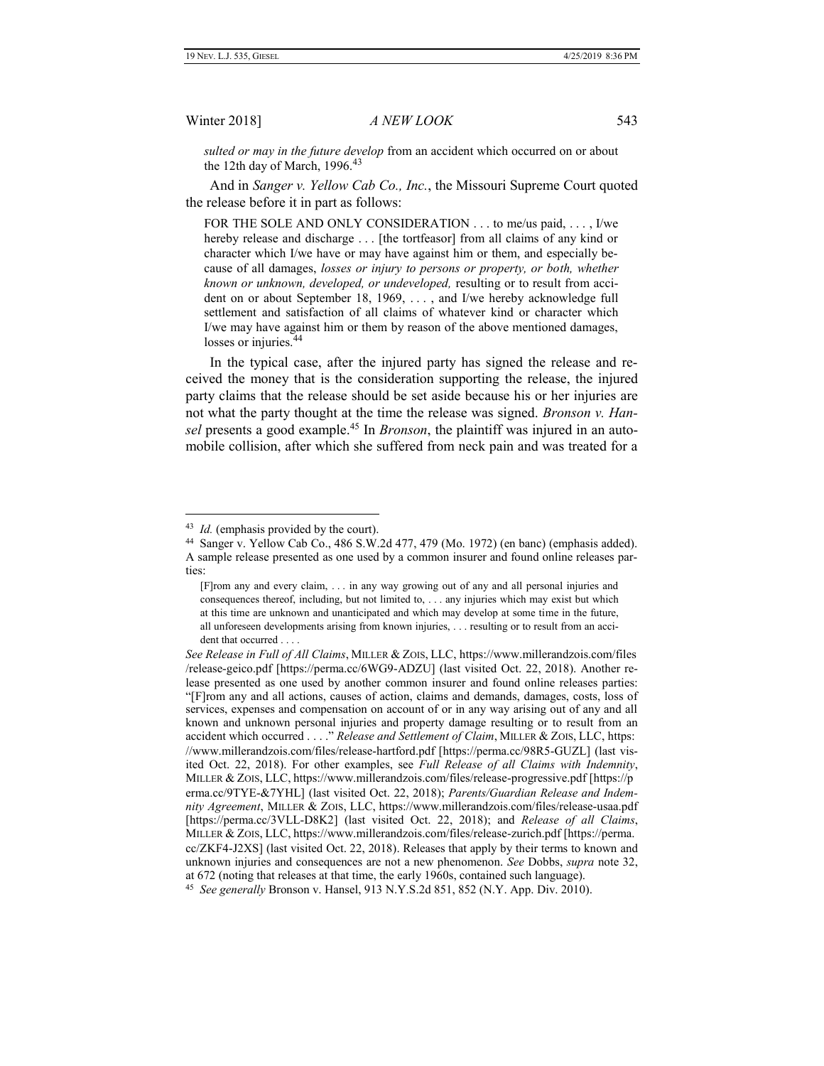*sulted or may in the future develop* from an accident which occurred on or about the 12th day of March, 1996.[43]

And in *Sanger v. Yellow Cab Co., Inc.*, the Missouri Supreme Court quoted the release before it in part as follows:

> FOR THE SOLE AND ONLY CONSIDERATION . . . to me/us paid, . . . , I/we hereby release and discharge . . . [the tortfeasor] from all claims of any kind or character which I/we have or may have against him or them, and especially because of all damages, *losses or injury to persons or property, or both, whether known or unknown, developed, or undeveloped,* resulting or to result from accident on or about September 18, 1969, . . . , and I/we hereby acknowledge full settlement and satisfaction of all claims of whatever kind or character which I/we may have against him or them by reason of the above mentioned damages, losses or injuries.[44]

In the typical case, after the injured party has signed the release and received the money that is the consideration supporting the release, the injured party claims that the release should be set aside because his or her injuries are not what the party thought at the time the release was signed. *Bronson v. Hansel* presents a good example.[45] In *Bronson*, the plaintiff was injured in an automobile collision, after which she suffered from neck pain and was treated for a

---

[43] *Id.* (emphasis provided by the court).

[44] Sanger v. Yellow Cab Co., 486 S.W.2d 477, 479 (Mo. 1972) (en banc) (emphasis added). A sample release presented as one used by a common insurer and found online releases parties:

> [F]rom any and every claim, . . . in any way growing out of any and all personal injuries and consequences thereof, including, but not limited to, . . . any injuries which may exist but which at this time are unknown and unanticipated and which may develop at some time in the future, all unforeseen developments arising from known injuries, . . . resulting or to result from an accident that occurred . . . .

*See Release in Full of All Claims*, MILLER & ZOIS, LLC, https://www.millerandzois.com/files/release-geico.pdf [https://perma.cc/6WG9-ADZU] (last visited Oct. 22, 2018). Another release presented as one used by another common insurer and found online releases parties: "[F]rom any and all actions, causes of action, claims and demands, damages, costs, loss of services, expenses and compensation on account of or in any way arising out of any and all known and unknown personal injuries and property damage resulting or to result from an accident which occurred . . . ." *Release and Settlement of Claim*, MILLER & ZOIS, LLC, https://www.millerandzois.com/files/release-hartford.pdf [https://perma.cc/98R5-GUZL] (last visited Oct. 22, 2018). For other examples, see *Full Release of all Claims with Indemnity*, MILLER & ZOIS, LLC, https://www.millerandzois.com/files/release-progressive.pdf [https://perma.cc/9TYE-&7YHL] (last visited Oct. 22, 2018); *Parents/Guardian Release and Indemnity Agreement*, MILLER & ZOIS, LLC, https://www.millerandzois.com/files/release-usaa.pdf [https://perma.cc/3VLL-D8K2] (last visited Oct. 22, 2018); and *Release of all Claims*, MILLER & ZOIS, LLC, https://www.millerandzois.com/files/release-zurich.pdf [https://perma.cc/ZKF4-J2XS] (last visited Oct. 22, 2018). Releases that apply by their terms to known and unknown injuries and consequences are not a new phenomenon. *See* Dobbs, *supra* note 32, at 672 (noting that releases at that time, the early 1960s, contained such language).

[45] *See generally* Bronson v. Hansel, 913 N.Y.S.2d 851, 852 (N.Y. App. Div. 2010).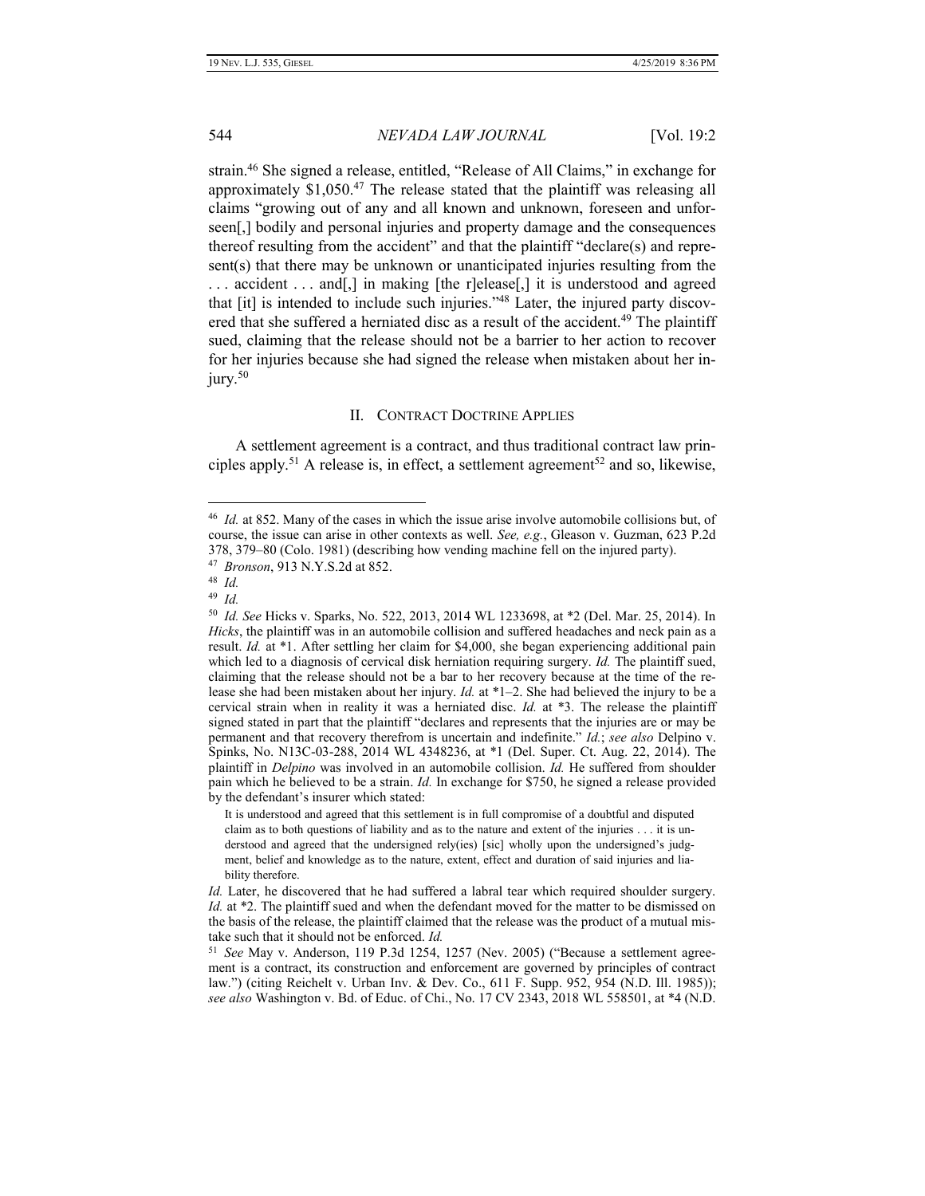strain.[46] She signed a release, entitled, "Release of All Claims," in exchange for approximately $1,050.[47] The release stated that the plaintiff was releasing all claims "growing out of any and all known and unknown, foreseen and unforeseen[,] bodily and personal injuries and property damage and the consequences thereof resulting from the accident" and that the plaintiff "declare(s) and represent(s) that there may be unknown or unanticipated injuries resulting from the . . . accident . . . and[,] in making [the r]elease[,] it is understood and agreed that [it] is intended to include such injuries."[48] Later, the injured party discovered that she suffered a herniated disc as a result of the accident.[49] The plaintiff sued, claiming that the release should not be a barrier to her action to recover for her injuries because she had signed the release when mistaken about her injury.[50]

## II. CONTRACT DOCTRINE APPLIES

A settlement agreement is a contract, and thus traditional contract law principles apply.[51] A release is, in effect, a settlement agreement[52] and so, likewise,

---

[46] *Id.* at 852. Many of the cases in which the issue arise involve automobile collisions but, of course, the issue can arise in other contexts as well. *See, e.g.*, Gleason v. Guzman, 623 P.2d 378, 379–80 (Colo. 1981) (describing how vending machine fell on the injured party).

[47] *Bronson*, 913 N.Y.S.2d at 852.

[48] *Id.*

[49] *Id.*

[50] *Id. See* Hicks v. Sparks, No. 522, 2013, 2014 WL 1233698, at *2 (Del. Mar. 25, 2014). In *Hicks*, the plaintiff was in an automobile collision and suffered headaches and neck pain as a result. *Id.* at *1. After settling her claim for $4,000, she began experiencing additional pain which led to a diagnosis of cervical disk herniation requiring surgery. *Id.* The plaintiff sued, claiming that the release should not be a bar to her recovery because at the time of the release she had been mistaken about her injury. *Id.* at *1–2. She had believed the injury to be a cervical strain when in reality it was a herniated disc. *Id.* at *3. The release the plaintiff signed stated in part that the plaintiff "declares and represents that the injuries are or may be permanent and that recovery therefrom is uncertain and indefinite." *Id.*; *see also* Delpino v. Spinks, No. N13C-03-288, 2014 WL 4348236, at *1 (Del. Super. Ct. Aug. 22, 2014). The plaintiff in *Delpino* was involved in an automobile collision. *Id.* He suffered from shoulder pain which he believed to be a strain. *Id.* In exchange for $750, he signed a release provided by the defendant's insurer which stated:

> It is understood and agreed that this settlement is in full compromise of a doubtful and disputed claim as to both questions of liability and as to the nature and extent of the injuries . . . it is understood and agreed that the undersigned rely(ies) [sic] wholly upon the undersigned's judgment, belief and knowledge as to the nature, extent, effect and duration of said injuries and liability therefore.

*Id.* Later, he discovered that he had suffered a labral tear which required shoulder surgery. *Id.* at *2. The plaintiff sued and when the defendant moved for the matter to be dismissed on the basis of the release, the plaintiff claimed that the release was the product of a mutual mistake such that it should not be enforced. *Id.*

[51] *See* May v. Anderson, 119 P.3d 1254, 1257 (Nev. 2005) ("Because a settlement agreement is a contract, its construction and enforcement are governed by principles of contract law.") (citing Reichelt v. Urban Inv. & Dev. Co., 611 F. Supp. 952, 954 (N.D. Ill. 1985)); *see also* Washington v. Bd. of Educ. of Chi., No. 17 CV 2343, 2018 WL 558501, at *4 (N.D.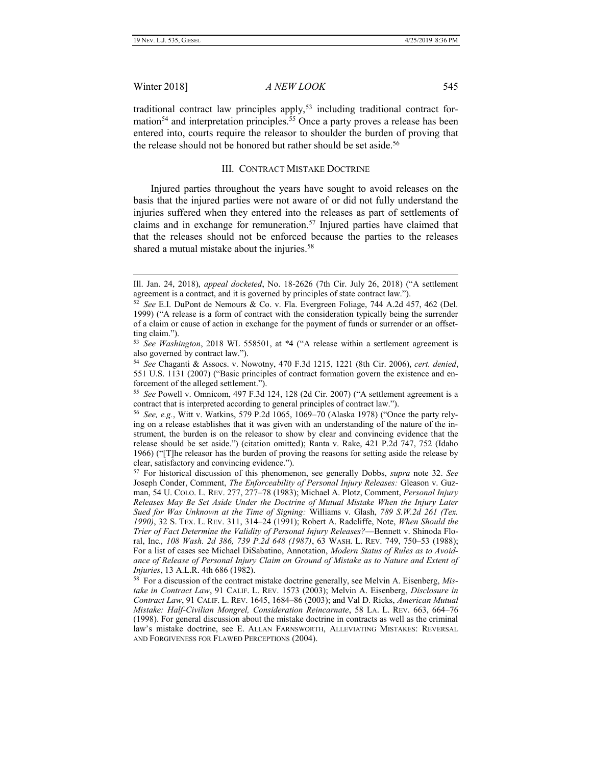traditional contract law principles apply,[53] including traditional contract formation[54] and interpretation principles.[55] Once a party proves a release has been entered into, courts require the releasor to shoulder the burden of proving that the release should not be honored but rather should be set aside.[56]

## III. CONTRACT MISTAKE DOCTRINE

Injured parties throughout the years have sought to avoid releases on the basis that the injured parties were not aware of or did not fully understand the injuries suffered when they entered into the releases as part of settlements of claims and in exchange for remuneration.[57] Injured parties have claimed that that the releases should not be enforced because the parties to the releases shared a mutual mistake about the injuries.[58]

---

Ill. Jan. 24, 2018), *appeal docketed*, No. 18-2626 (7th Cir. July 26, 2018) ("A settlement agreement is a contract, and it is governed by principles of state contract law.").

[52] *See* E.I. DuPont de Nemours & Co. v. Fla. Evergreen Foliage, 744 A.2d 457, 462 (Del. 1999) ("A release is a form of contract with the consideration typically being the surrender of a claim or cause of action in exchange for the payment of funds or surrender or an offsetting claim.").

[53] *See Washington*, 2018 WL 558501, at *4 ("A release within a settlement agreement is also governed by contract law.").

[54] *See* Chaganti & Assocs. v. Nowotny, 470 F.3d 1215, 1221 (8th Cir. 2006), *cert. denied*, 551 U.S. 1131 (2007) ("Basic principles of contract formation govern the existence and enforcement of the alleged settlement.").

[55] *See* Powell v. Omnicom, 497 F.3d 124, 128 (2d Cir. 2007) ("A settlement agreement is a contract that is interpreted according to general principles of contract law.").

[56] *See, e.g.*, Witt v. Watkins, 579 P.2d 1065, 1069–70 (Alaska 1978) ("Once the party relying on a release establishes that it was given with an understanding of the nature of the instrument, the burden is on the releasor to show by clear and convincing evidence that the release should be set aside.") (citation omitted); Ranta v. Rake, 421 P.2d 747, 752 (Idaho 1966) ("[T]he releasor has the burden of proving the reasons for setting aside the release by clear, satisfactory and convincing evidence.").

[57] For historical discussion of this phenomenon, see generally Dobbs, *supra* note 32. *See* Joseph Conder, Comment, *The Enforceability of Personal Injury Releases:* Gleason v. Guzman, 54 U. COLO. L. REV. 277, 277–78 (1983); Michael A. Plotz, Comment, *Personal Injury Releases May Be Set Aside Under the Doctrine of Mutual Mistake When the Injury Later Sued for Was Unknown at the Time of Signing:* Williams v. Glash, *789 S.W.2d 261 (Tex. 1990)*, 32 S. TEX. L. REV. 311, 314–24 (1991); Robert A. Radcliffe, Note, *When Should the Trier of Fact Determine the Validity of Personal Injury Releases?*—Bennett v. Shinoda Floral, Inc.*, 108 Wash. 2d 386, 739 P.2d 648 (1987)*, 63 WASH. L. REV. 749, 750–53 (1988); For a list of cases see Michael DiSabatino, Annotation, *Modern Status of Rules as to Avoidance of Release of Personal Injury Claim on Ground of Mistake as to Nature and Extent of Injuries*, 13 A.L.R. 4th 686 (1982).

[58] For a discussion of the contract mistake doctrine generally, see Melvin A. Eisenberg, *Mistake in Contract Law*, 91 CALIF. L. REV. 1573 (2003); Melvin A. Eisenberg, *Disclosure in Contract Law*, 91 CALIF. L. REV. 1645, 1684–86 (2003); and Val D. Ricks, *American Mutual Mistake: Half-Civilian Mongrel, Consideration Reincarnate*, 58 LA. L. REV. 663, 664–76 (1998). For general discussion about the mistake doctrine in contracts as well as the criminal law's mistake doctrine, see E. ALLAN FARNSWORTH, ALLEVIATING MISTAKES: REVERSAL AND FORGIVENESS FOR FLAWED PERCEPTIONS (2004).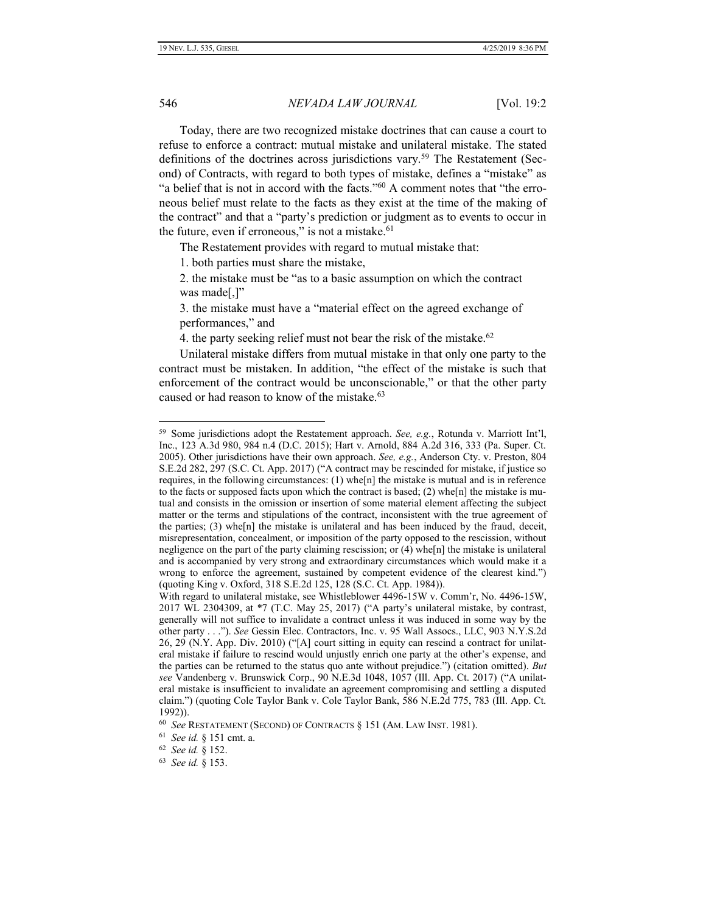Today, there are two recognized mistake doctrines that can cause a court to refuse to enforce a contract: mutual mistake and unilateral mistake. The stated definitions of the doctrines across jurisdictions vary.[59] The Restatement (Second) of Contracts, with regard to both types of mistake, defines a "mistake" as "a belief that is not in accord with the facts."[60] A comment notes that "the erroneous belief must relate to the facts as they exist at the time of the making of the contract" and that a "party's prediction or judgment as to events to occur in the future, even if erroneous," is not a mistake.[61]

The Restatement provides with regard to mutual mistake that:

1. both parties must share the mistake,

2. the mistake must be "as to a basic assumption on which the contract was made[,]"

3. the mistake must have a "material effect on the agreed exchange of performances," and

4. the party seeking relief must not bear the risk of the mistake.[62]

Unilateral mistake differs from mutual mistake in that only one party to the contract must be mistaken. In addition, "the effect of the mistake is such that enforcement of the contract would be unconscionable," or that the other party caused or had reason to know of the mistake.[63]

---

[59] Some jurisdictions adopt the Restatement approach. *See, e.g.*, Rotunda v. Marriott Int'l, Inc., 123 A.3d 980, 984 n.4 (D.C. 2015); Hart v. Arnold, 884 A.2d 316, 333 (Pa. Super. Ct. 2005). Other jurisdictions have their own approach. *See, e.g.*, Anderson Cty. v. Preston, 804 S.E.2d 282, 297 (S.C. Ct. App. 2017) ("A contract may be rescinded for mistake, if justice so requires, in the following circumstances: (1) whe[n] the mistake is mutual and is in reference to the facts or supposed facts upon which the contract is based; (2) whe[n] the mistake is mutual and consists in the omission or insertion of some material element affecting the subject matter or the terms and stipulations of the contract, inconsistent with the true agreement of the parties; (3) whe[n] the mistake is unilateral and has been induced by the fraud, deceit, misrepresentation, concealment, or imposition of the party opposed to the rescission, without negligence on the part of the party claiming rescission; or (4) whe[n] the mistake is unilateral and is accompanied by very strong and extraordinary circumstances which would make it a wrong to enforce the agreement, sustained by competent evidence of the clearest kind.") (quoting King v. Oxford, 318 S.E.2d 125, 128 (S.C. Ct. App. 1984)).
With regard to unilateral mistake, see Whistleblower 4496-15W v. Comm'r, No. 4496-15W, 2017 WL 2304309, at *7 (T.C. May 25, 2017) ("A party's unilateral mistake, by contrast, generally will not suffice to invalidate a contract unless it was induced in some way by the other party . . ."). *See* Gessin Elec. Contractors, Inc. v. 95 Wall Assocs., LLC, 903 N.Y.S.2d 26, 29 (N.Y. App. Div. 2010) ("[A] court sitting in equity can rescind a contract for unilateral mistake if failure to rescind would unjustly enrich one party at the other's expense, and the parties can be returned to the status quo ante without prejudice.") (citation omitted). *But see* Vandenberg v. Brunswick Corp., 90 N.E.3d 1048, 1057 (Ill. App. Ct. 2017) ("A unilateral mistake is insufficient to invalidate an agreement compromising and settling a disputed claim.") (quoting Cole Taylor Bank v. Cole Taylor Bank, 586 N.E.2d 775, 783 (Ill. App. Ct. 1992)).

[60] *See* RESTATEMENT (SECOND) OF CONTRACTS § 151 (AM. LAW INST. 1981).

[61] *See id.* § 151 cmt. a.

[62] *See id.* § 152.

[63] *See id.* § 153.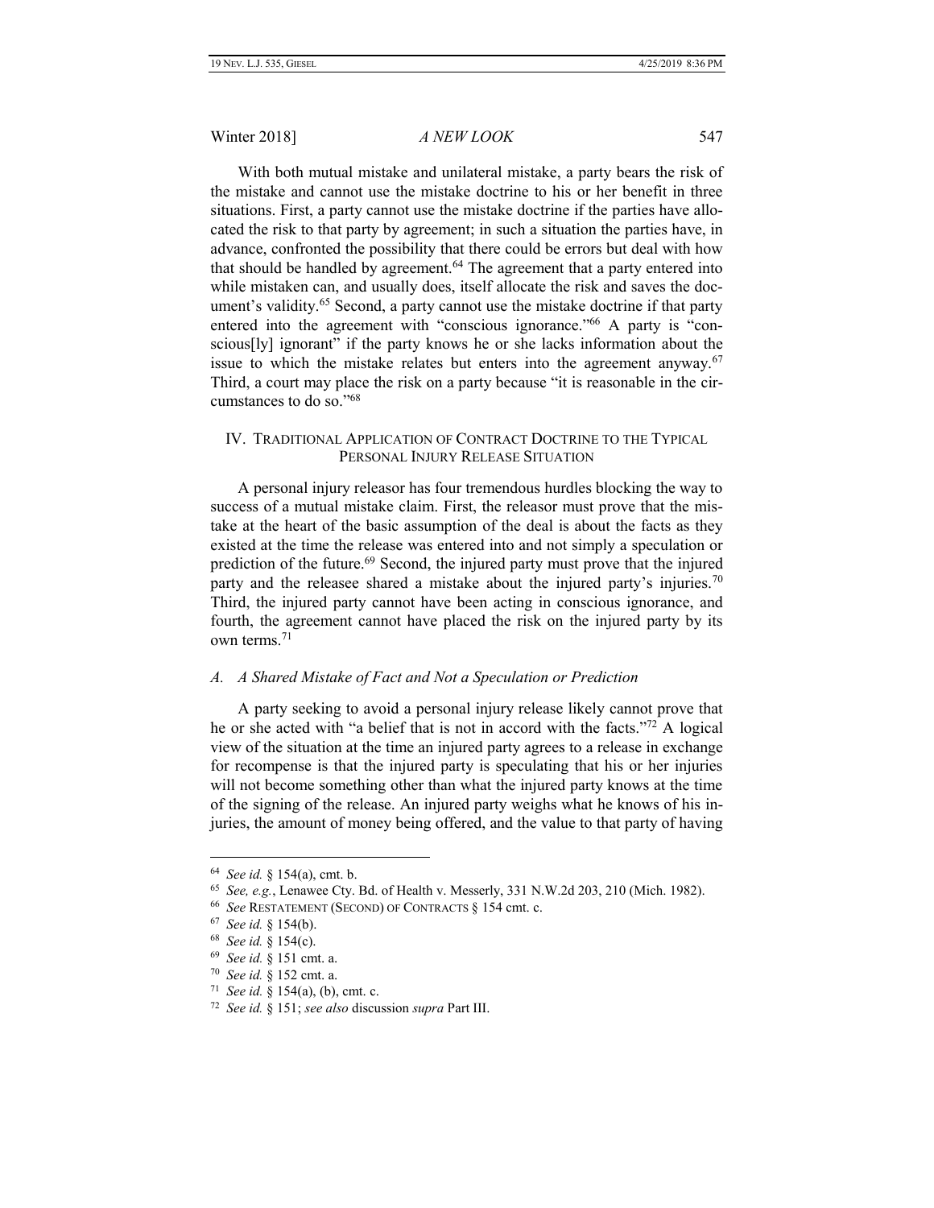With both mutual mistake and unilateral mistake, a party bears the risk of the mistake and cannot use the mistake doctrine to his or her benefit in three situations. First, a party cannot use the mistake doctrine if the parties have allocated the risk to that party by agreement; in such a situation the parties have, in advance, confronted the possibility that there could be errors but deal with how that should be handled by agreement.[64] The agreement that a party entered into while mistaken can, and usually does, itself allocate the risk and saves the document's validity.[65] Second, a party cannot use the mistake doctrine if that party entered into the agreement with "conscious ignorance."[66] A party is "conscious[ly] ignorant" if the party knows he or she lacks information about the issue to which the mistake relates but enters into the agreement anyway.[67] Third, a court may place the risk on a party because "it is reasonable in the circumstances to do so."[68]

## IV. Traditional Application of Contract Doctrine to the Typical Personal Injury Release Situation

A personal injury releasor has four tremendous hurdles blocking the way to success of a mutual mistake claim. First, the releasor must prove that the mistake at the heart of the basic assumption of the deal is about the facts as they existed at the time the release was entered into and not simply a speculation or prediction of the future.[69] Second, the injured party must prove that the injured party and the releasee shared a mistake about the injured party's injuries.[70] Third, the injured party cannot have been acting in conscious ignorance, and fourth, the agreement cannot have placed the risk on the injured party by its own terms.[71]

### A. *A Shared Mistake of Fact and Not a Speculation or Prediction*

A party seeking to avoid a personal injury release likely cannot prove that he or she acted with "a belief that is not in accord with the facts."[72] A logical view of the situation at the time an injured party agrees to a release in exchange for recompense is that the injured party is speculating that his or her injuries will not become something other than what the injured party knows at the time of the signing of the release. An injured party weighs what he knows of his injuries, the amount of money being offered, and the value to that party of having

---

[64] *See id.* § 154(a), cmt. b.

[65] *See, e.g.*, Lenawee Cty. Bd. of Health v. Messerly, 331 N.W.2d 203, 210 (Mich. 1982).

[66] *See* Restatement (Second) of Contracts § 154 cmt. c.

[67] *See id.* § 154(b).

[68] *See id.* § 154(c).

[69] *See id.* § 151 cmt. a.

[70] *See id.* § 152 cmt. a.

[71] *See id.* § 154(a), (b), cmt. c.

[72] *See id.* § 151; *see also* discussion *supra* Part III.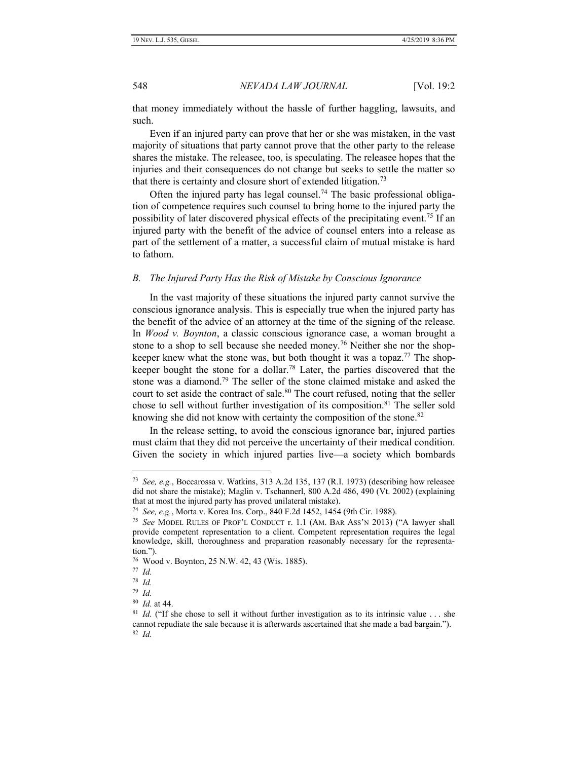that money immediately without the hassle of further haggling, lawsuits, and such.

Even if an injured party can prove that her or she was mistaken, in the vast majority of situations that party cannot prove that the other party to the release shares the mistake. The releasee, too, is speculating. The releasee hopes that the injuries and their consequences do not change but seeks to settle the matter so that there is certainty and closure short of extended litigation.[73]

Often the injured party has legal counsel.[74] The basic professional obligation of competence requires such counsel to bring home to the injured party the possibility of later discovered physical effects of the precipitating event.[75] If an injured party with the benefit of the advice of counsel enters into a release as part of the settlement of a matter, a successful claim of mutual mistake is hard to fathom.

### *B. The Injured Party Has the Risk of Mistake by Conscious Ignorance*

In the vast majority of these situations the injured party cannot survive the conscious ignorance analysis. This is especially true when the injured party has the benefit of the advice of an attorney at the time of the signing of the release. In *Wood v. Boynton*, a classic conscious ignorance case, a woman brought a stone to a shop to sell because she needed money.[76] Neither she nor the shopkeeper knew what the stone was, but both thought it was a topaz.[77] The shopkeeper bought the stone for a dollar.[78] Later, the parties discovered that the stone was a diamond.[79] The seller of the stone claimed mistake and asked the court to set aside the contract of sale.[80] The court refused, noting that the seller chose to sell without further investigation of its composition.[81] The seller sold knowing she did not know with certainty the composition of the stone.[82]

In the release setting, to avoid the conscious ignorance bar, injured parties must claim that they did not perceive the uncertainty of their medical condition. Given the society in which injured parties live—a society which bombards

---

[73] *See, e.g.*, Boccarossa v. Watkins, 313 A.2d 135, 137 (R.I. 1973) (describing how releasee did not share the mistake); Maglin v. Tschannerl, 800 A.2d 486, 490 (Vt. 2002) (explaining that at most the injured party has proved unilateral mistake).

[74] *See, e.g.*, Morta v. Korea Ins. Corp., 840 F.2d 1452, 1454 (9th Cir. 1988).

[75] *See* MODEL RULES OF PROF'L CONDUCT r. 1.1 (AM. BAR ASS'N 2013) ("A lawyer shall provide competent representation to a client. Competent representation requires the legal knowledge, skill, thoroughness and preparation reasonably necessary for the representation.").

[76] Wood v. Boynton, 25 N.W. 42, 43 (Wis. 1885).

[77] *Id.*

[78] *Id.*

[79] *Id.*

[80] *Id.* at 44.

[81] *Id.* ("If she chose to sell it without further investigation as to its intrinsic value . . . she cannot repudiate the sale because it is afterwards ascertained that she made a bad bargain.").

[82] *Id.*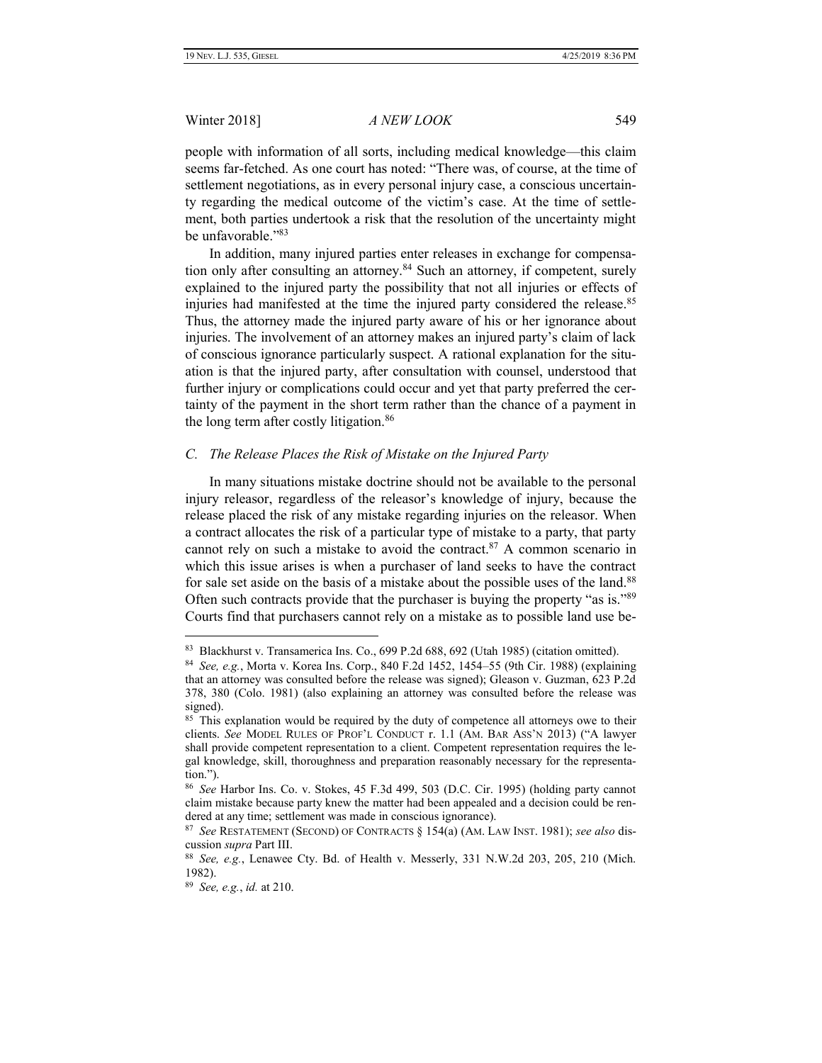people with information of all sorts, including medical knowledge—this claim seems far-fetched. As one court has noted: "There was, of course, at the time of settlement negotiations, as in every personal injury case, a conscious uncertainty regarding the medical outcome of the victim's case. At the time of settlement, both parties undertook a risk that the resolution of the uncertainty might be unfavorable."[83]

In addition, many injured parties enter releases in exchange for compensation only after consulting an attorney.[84] Such an attorney, if competent, surely explained to the injured party the possibility that not all injuries or effects of injuries had manifested at the time the injured party considered the release.[85] Thus, the attorney made the injured party aware of his or her ignorance about injuries. The involvement of an attorney makes an injured party's claim of lack of conscious ignorance particularly suspect. A rational explanation for the situation is that the injured party, after consultation with counsel, understood that further injury or complications could occur and yet that party preferred the certainty of the payment in the short term rather than the chance of a payment in the long term after costly litigation.[86]

### *C. The Release Places the Risk of Mistake on the Injured Party*

In many situations mistake doctrine should not be available to the personal injury releasor, regardless of the releasor's knowledge of injury, because the release placed the risk of any mistake regarding injuries on the releasor. When a contract allocates the risk of a particular type of mistake to a party, that party cannot rely on such a mistake to avoid the contract.[87] A common scenario in which this issue arises is when a purchaser of land seeks to have the contract for sale set aside on the basis of a mistake about the possible uses of the land.[88] Often such contracts provide that the purchaser is buying the property "as is."[89] Courts find that purchasers cannot rely on a mistake as to possible land use be-

---

[83] Blackhurst v. Transamerica Ins. Co., 699 P.2d 688, 692 (Utah 1985) (citation omitted).

[84] *See, e.g.*, Morta v. Korea Ins. Corp., 840 F.2d 1452, 1454–55 (9th Cir. 1988) (explaining that an attorney was consulted before the release was signed); Gleason v. Guzman, 623 P.2d 378, 380 (Colo. 1981) (also explaining an attorney was consulted before the release was signed).

[85] This explanation would be required by the duty of competence all attorneys owe to their clients. *See* MODEL RULES OF PROF'L CONDUCT r. 1.1 (AM. BAR ASS'N 2013) ("A lawyer shall provide competent representation to a client. Competent representation requires the legal knowledge, skill, thoroughness and preparation reasonably necessary for the representation.").

[86] *See* Harbor Ins. Co. v. Stokes, 45 F.3d 499, 503 (D.C. Cir. 1995) (holding party cannot claim mistake because party knew the matter had been appealed and a decision could be rendered at any time; settlement was made in conscious ignorance).

[87] *See* RESTATEMENT (SECOND) OF CONTRACTS § 154(a) (AM. LAW INST. 1981); *see also* discussion *supra* Part III.

[88] *See, e.g.*, Lenawee Cty. Bd. of Health v. Messerly, 331 N.W.2d 203, 205, 210 (Mich. 1982).

[89] *See, e.g.*, *id.* at 210.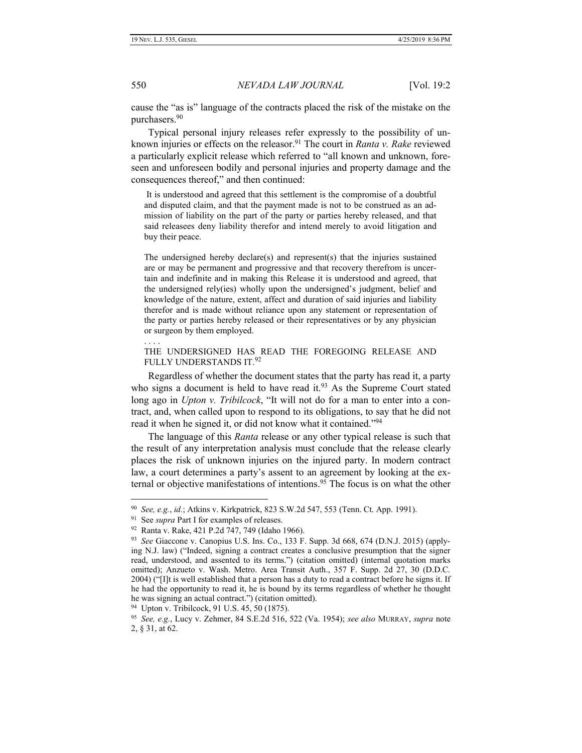cause the "as is" language of the contracts placed the risk of the mistake on the purchasers.[90]

Typical personal injury releases refer expressly to the possibility of unknown injuries or effects on the releasor.[91] The court in *Ranta v. Rake* reviewed a particularly explicit release which referred to "all known and unknown, foreseen and unforeseen bodily and personal injuries and property damage and the consequences thereof," and then continued:

> It is understood and agreed that this settlement is the compromise of a doubtful and disputed claim, and that the payment made is not to be construed as an admission of liability on the part of the party or parties hereby released, and that said releasees deny liability therefor and intend merely to avoid litigation and buy their peace.
>
> The undersigned hereby declare(s) and represent(s) that the injuries sustained are or may be permanent and progressive and that recovery therefrom is uncertain and indefinite and in making this Release it is understood and agreed, that the undersigned rely(ies) wholly upon the undersigned's judgment, belief and knowledge of the nature, extent, affect and duration of said injuries and liability therefor and is made without reliance upon any statement or representation of the party or parties hereby released or their representatives or by any physician or surgeon by them employed.
>
> . . . .
>
> THE UNDERSIGNED HAS READ THE FOREGOING RELEASE AND FULLY UNDERSTANDS IT.[92]

Regardless of whether the document states that the party has read it, a party who signs a document is held to have read it.[93] As the Supreme Court stated long ago in *Upton v. Tribilcock*, "It will not do for a man to enter into a contract, and, when called upon to respond to its obligations, to say that he did not read it when he signed it, or did not know what it contained."[94]

The language of this *Ranta* release or any other typical release is such that the result of any interpretation analysis must conclude that the release clearly places the risk of unknown injuries on the injured party. In modern contract law, a court determines a party's assent to an agreement by looking at the external or objective manifestations of intentions.[95] The focus is on what the other

---

[90] *See, e.g.*, *id.*; Atkins v. Kirkpatrick, 823 S.W.2d 547, 553 (Tenn. Ct. App. 1991).

[91] See *supra* Part I for examples of releases.

[92] Ranta v. Rake, 421 P.2d 747, 749 (Idaho 1966).

[93] *See* Giaccone v. Canopius U.S. Ins. Co., 133 F. Supp. 3d 668, 674 (D.N.J. 2015) (applying N.J. law) ("Indeed, signing a contract creates a conclusive presumption that the signer read, understood, and assented to its terms.") (citation omitted) (internal quotation marks omitted); Anzueto v. Wash. Metro. Area Transit Auth., 357 F. Supp. 2d 27, 30 (D.D.C. 2004) ("[I]t is well established that a person has a duty to read a contract before he signs it. If he had the opportunity to read it, he is bound by its terms regardless of whether he thought he was signing an actual contract.") (citation omitted).

[94] Upton v. Tribilcock, 91 U.S. 45, 50 (1875).

[95] *See, e.g.*, Lucy v. Zehmer, 84 S.E.2d 516, 522 (Va. 1954); *see also* MURRAY, *supra* note 2, § 31, at 62.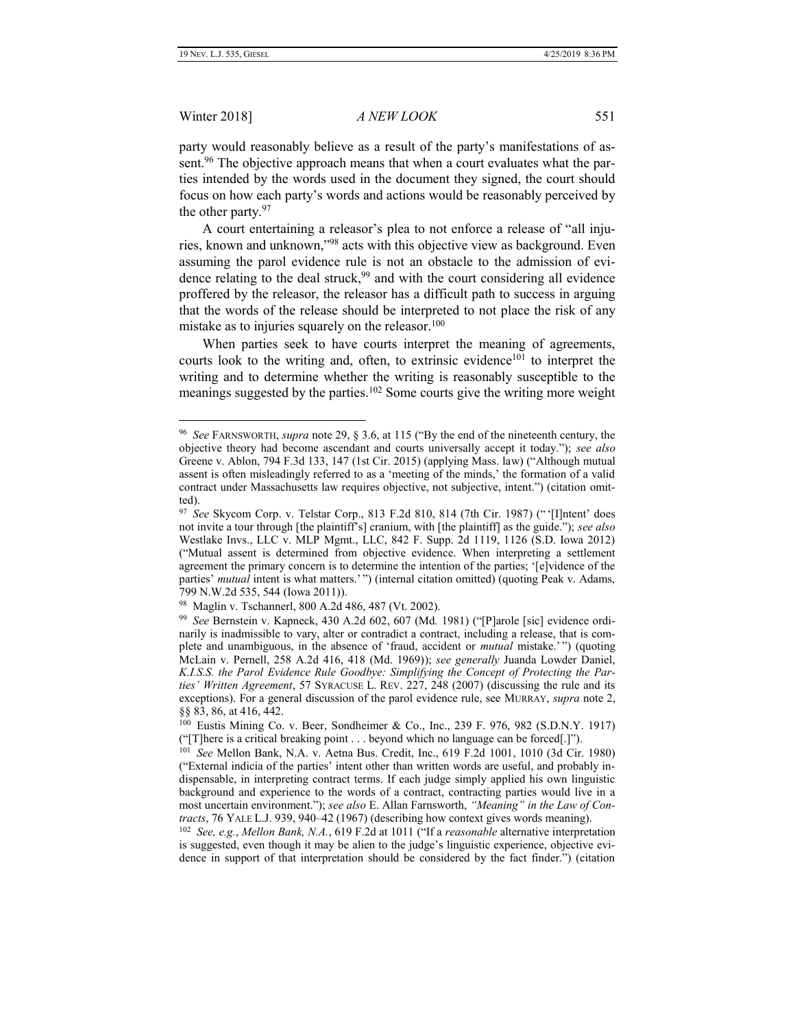party would reasonably believe as a result of the party's manifestations of assent.[96] The objective approach means that when a court evaluates what the parties intended by the words used in the document they signed, the court should focus on how each party's words and actions would be reasonably perceived by the other party.[97]

A court entertaining a releasor's plea to not enforce a release of "all injuries, known and unknown,"[98] acts with this objective view as background. Even assuming the parol evidence rule is not an obstacle to the admission of evidence relating to the deal struck,[99] and with the court considering all evidence proffered by the releasor, the releasor has a difficult path to success in arguing that the words of the release should be interpreted to not place the risk of any mistake as to injuries squarely on the releasor.[100]

When parties seek to have courts interpret the meaning of agreements, courts look to the writing and, often, to extrinsic evidence[101] to interpret the writing and to determine whether the writing is reasonably susceptible to the meanings suggested by the parties.[102] Some courts give the writing more weight

---

[96] *See* FARNSWORTH, *supra* note 29, § 3.6, at 115 ("By the end of the nineteenth century, the objective theory had become ascendant and courts universally accept it today."); *see also* Greene v. Ablon, 794 F.3d 133, 147 (1st Cir. 2015) (applying Mass. law) ("Although mutual assent is often misleadingly referred to as a 'meeting of the minds,' the formation of a valid contract under Massachusetts law requires objective, not subjective, intent.") (citation omitted).

[97] *See* Skycom Corp. v. Telstar Corp., 813 F.2d 810, 814 (7th Cir. 1987) ("'[I]ntent' does not invite a tour through [the plaintiff's] cranium, with [the plaintiff] as the guide."); *see also* Westlake Invs., LLC v. MLP Mgmt., LLC, 842 F. Supp. 2d 1119, 1126 (S.D. Iowa 2012) ("Mutual assent is determined from objective evidence. When interpreting a settlement agreement the primary concern is to determine the intention of the parties; '[e]vidence of the parties' *mutual* intent is what matters.'") (internal citation omitted) (quoting Peak v. Adams, 799 N.W.2d 535, 544 (Iowa 2011)).

[98] Maglin v. Tschannerl, 800 A.2d 486, 487 (Vt. 2002).

[99] *See* Bernstein v. Kapneck, 430 A.2d 602, 607 (Md. 1981) ("[P]arole [sic] evidence ordinarily is inadmissible to vary, alter or contradict a contract, including a release, that is complete and unambiguous, in the absence of 'fraud, accident or *mutual* mistake.'") (quoting McLain v. Pernell, 258 A.2d 416, 418 (Md. 1969)); *see generally* Juanda Lowder Daniel, *K.I.S.S. the Parol Evidence Rule Goodbye: Simplifying the Concept of Protecting the Parties' Written Agreement*, 57 SYRACUSE L. REV. 227, 248 (2007) (discussing the rule and its exceptions). For a general discussion of the parol evidence rule, see MURRAY, *supra* note 2, §§ 83, 86, at 416, 442.

[100] Eustis Mining Co. v. Beer, Sondheimer & Co., Inc., 239 F. 976, 982 (S.D.N.Y. 1917) ("[T]here is a critical breaking point . . . beyond which no language can be forced[.]").

[101] *See* Mellon Bank, N.A. v. Aetna Bus. Credit, Inc., 619 F.2d 1001, 1010 (3d Cir. 1980) ("External indicia of the parties' intent other than written words are useful, and probably indispensable, in interpreting contract terms. If each judge simply applied his own linguistic background and experience to the words of a contract, contracting parties would live in a most uncertain environment."); *see also* E. Allan Farnsworth, *"Meaning" in the Law of Contracts*, 76 YALE L.J. 939, 940–42 (1967) (describing how context gives words meaning).

[102] *See, e.g.*, *Mellon Bank, N.A.*, 619 F.2d at 1011 ("If a *reasonable* alternative interpretation is suggested, even though it may be alien to the judge's linguistic experience, objective evidence in support of that interpretation should be considered by the fact finder.") (citation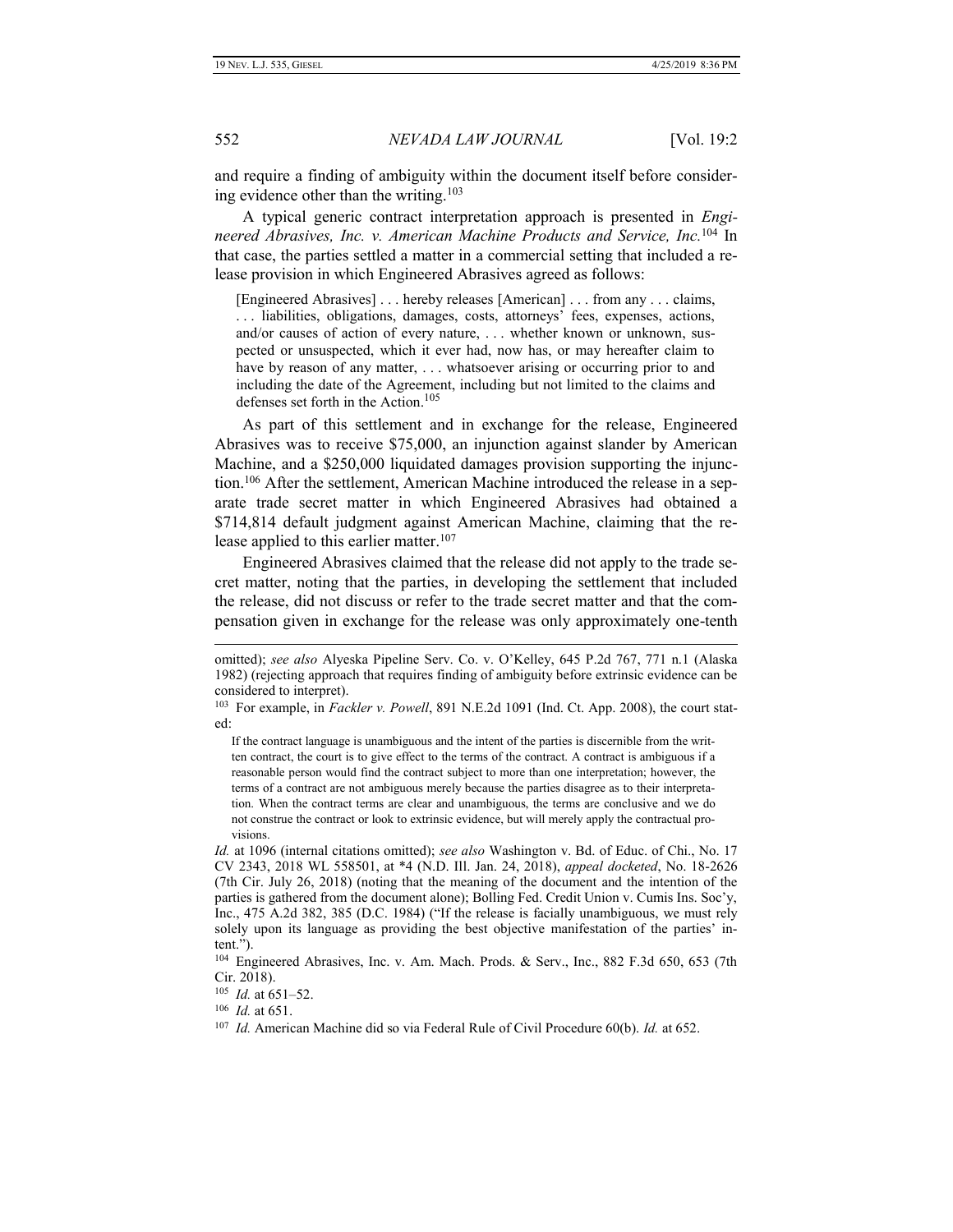and require a finding of ambiguity within the document itself before considering evidence other than the writing.[103]

A typical generic contract interpretation approach is presented in *Engineered Abrasives, Inc. v. American Machine Products and Service, Inc.*[104] In that case, the parties settled a matter in a commercial setting that included a release provision in which Engineered Abrasives agreed as follows:

> [Engineered Abrasives] . . . hereby releases [American] . . . from any . . . claims, . . . liabilities, obligations, damages, costs, attorneys' fees, expenses, actions, and/or causes of action of every nature, . . . whether known or unknown, suspected or unsuspected, which it ever had, now has, or may hereafter claim to have by reason of any matter, . . . whatsoever arising or occurring prior to and including the date of the Agreement, including but not limited to the claims and defenses set forth in the Action.[105]

As part of this settlement and in exchange for the release, Engineered Abrasives was to receive \$75,000, an injunction against slander by American Machine, and a \$250,000 liquidated damages provision supporting the injunction.[106] After the settlement, American Machine introduced the release in a separate trade secret matter in which Engineered Abrasives had obtained a \$714,814 default judgment against American Machine, claiming that the release applied to this earlier matter.[107]

Engineered Abrasives claimed that the release did not apply to the trade secret matter, noting that the parties, in developing the settlement that included the release, did not discuss or refer to the trade secret matter and that the compensation given in exchange for the release was only approximately one-tenth

---

omitted); *see also* Alyeska Pipeline Serv. Co. v. O'Kelley, 645 P.2d 767, 771 n.1 (Alaska 1982) (rejecting approach that requires finding of ambiguity before extrinsic evidence can be considered to interpret).

[103] For example, in *Fackler v. Powell*, 891 N.E.2d 1091 (Ind. Ct. App. 2008), the court stated:

> If the contract language is unambiguous and the intent of the parties is discernible from the written contract, the court is to give effect to the terms of the contract. A contract is ambiguous if a reasonable person would find the contract subject to more than one interpretation; however, the terms of a contract are not ambiguous merely because the parties disagree as to their interpretation. When the contract terms are clear and unambiguous, the terms are conclusive and we do not construe the contract or look to extrinsic evidence, but will merely apply the contractual provisions.

*Id.* at 1096 (internal citations omitted); *see also* Washington v. Bd. of Educ. of Chi., No. 17 CV 2343, 2018 WL 558501, at \*4 (N.D. Ill. Jan. 24, 2018), *appeal docketed*, No. 18-2626 (7th Cir. July 26, 2018) (noting that the meaning of the document and the intention of the parties is gathered from the document alone); Bolling Fed. Credit Union v. Cumis Ins. Soc'y, Inc., 475 A.2d 382, 385 (D.C. 1984) ("If the release is facially unambiguous, we must rely solely upon its language as providing the best objective manifestation of the parties' intent.").

[104] Engineered Abrasives, Inc. v. Am. Mach. Prods. & Serv., Inc., 882 F.3d 650, 653 (7th Cir. 2018).

[105] *Id.* at 651–52.

[106] *Id.* at 651.

[107] *Id.* American Machine did so via Federal Rule of Civil Procedure 60(b). *Id.* at 652.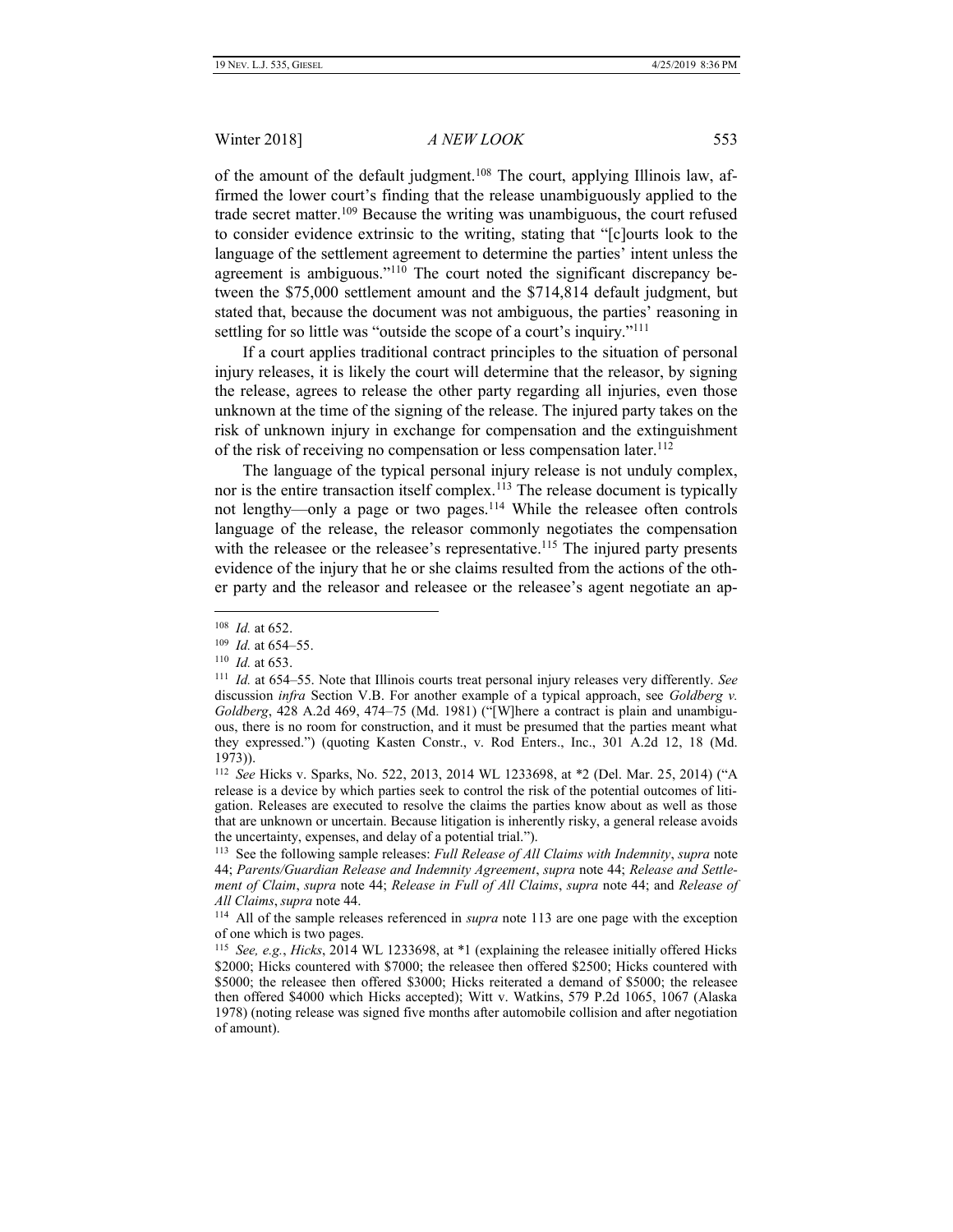of the amount of the default judgment.[108] The court, applying Illinois law, affirmed the lower court's finding that the release unambiguously applied to the trade secret matter.[109] Because the writing was unambiguous, the court refused to consider evidence extrinsic to the writing, stating that "[c]ourts look to the language of the settlement agreement to determine the parties' intent unless the agreement is ambiguous."[110] The court noted the significant discrepancy between the $75,000 settlement amount and the $714,814 default judgment, but stated that, because the document was not ambiguous, the parties' reasoning in settling for so little was "outside the scope of a court's inquiry."[111]

If a court applies traditional contract principles to the situation of personal injury releases, it is likely the court will determine that the releasor, by signing the release, agrees to release the other party regarding all injuries, even those unknown at the time of the signing of the release. The injured party takes on the risk of unknown injury in exchange for compensation and the extinguishment of the risk of receiving no compensation or less compensation later.[112]

The language of the typical personal injury release is not unduly complex, nor is the entire transaction itself complex.[113] The release document is typically not lengthy—only a page or two pages.[114] While the releasee often controls language of the release, the releasor commonly negotiates the compensation with the releasee or the releasee's representative.[115] The injured party presents evidence of the injury that he or she claims resulted from the actions of the other party and the releasor and releasee or the releasee's agent negotiate an ap-

---

[108] *Id.* at 652.

[109] *Id.* at 654–55.

[110] *Id.* at 653.

[111] *Id.* at 654–55. Note that Illinois courts treat personal injury releases very differently. *See* discussion *infra* Section V.B. For another example of a typical approach, see *Goldberg v. Goldberg*, 428 A.2d 469, 474–75 (Md. 1981) ("[W]here a contract is plain and unambiguous, there is no room for construction, and it must be presumed that the parties meant what they expressed.") (quoting Kasten Constr., v. Rod Enters., Inc., 301 A.2d 12, 18 (Md. 1973)).

[112] *See* Hicks v. Sparks, No. 522, 2013, 2014 WL 1233698, at *2 (Del. Mar. 25, 2014) ("A release is a device by which parties seek to control the risk of the potential outcomes of litigation. Releases are executed to resolve the claims the parties know about as well as those that are unknown or uncertain. Because litigation is inherently risky, a general release avoids the uncertainty, expenses, and delay of a potential trial.").

[113] See the following sample releases: *Full Release of All Claims with Indemnity*, *supra* note 44; *Parents/Guardian Release and Indemnity Agreement*, *supra* note 44; *Release and Settlement of Claim*, *supra* note 44; *Release in Full of All Claims*, *supra* note 44; and *Release of All Claims*, *supra* note 44.

[114] All of the sample releases referenced in *supra* note 113 are one page with the exception of one which is two pages.

[115] *See, e.g.*, *Hicks*, 2014 WL 1233698, at *1 (explaining the releasee initially offered Hicks $2000; Hicks countered with $7000; the releasee then offered $2500; Hicks countered with $5000; the releasee then offered $3000; Hicks reiterated a demand of $5000; the releasee then offered $4000 which Hicks accepted); Witt v. Watkins, 579 P.2d 1065, 1067 (Alaska 1978) (noting release was signed five months after automobile collision and after negotiation of amount).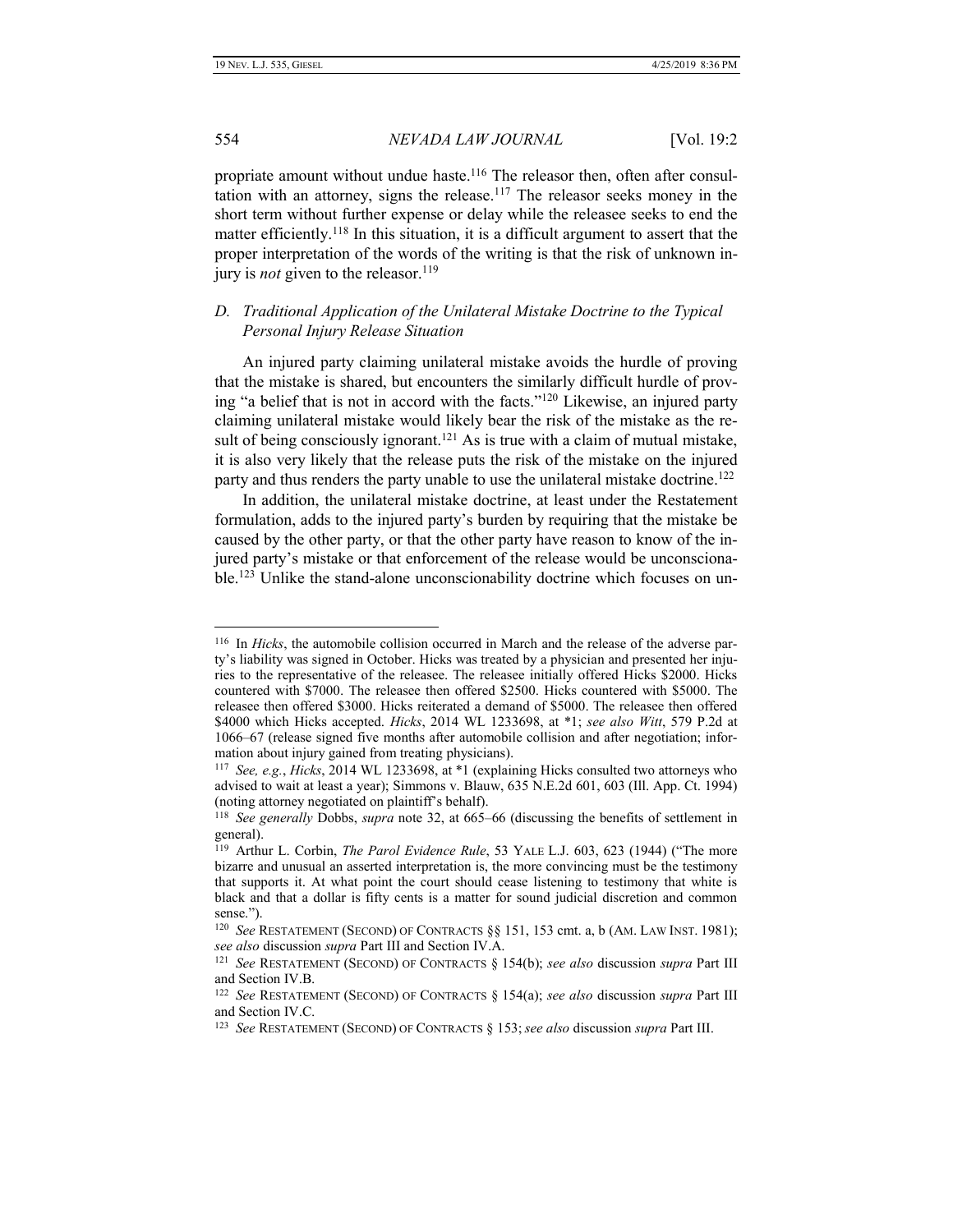propriate amount without undue haste.[116] The releasor then, often after consultation with an attorney, signs the release.[117] The releasor seeks money in the short term without further expense or delay while the releasee seeks to end the matter efficiently.[118] In this situation, it is a difficult argument to assert that the proper interpretation of the words of the writing is that the risk of unknown injury is *not* given to the releasor.[119]

### *D. Traditional Application of the Unilateral Mistake Doctrine to the Typical Personal Injury Release Situation*

An injured party claiming unilateral mistake avoids the hurdle of proving that the mistake is shared, but encounters the similarly difficult hurdle of proving "a belief that is not in accord with the facts."[120] Likewise, an injured party claiming unilateral mistake would likely bear the risk of the mistake as the result of being consciously ignorant.[121] As is true with a claim of mutual mistake, it is also very likely that the release puts the risk of the mistake on the injured party and thus renders the party unable to use the unilateral mistake doctrine.[122]

In addition, the unilateral mistake doctrine, at least under the Restatement formulation, adds to the injured party's burden by requiring that the mistake be caused by the other party, or that the other party have reason to know of the injured party's mistake or that enforcement of the release would be unconscionable.[123] Unlike the stand-alone unconscionability doctrine which focuses on un-

---

[116] In *Hicks*, the automobile collision occurred in March and the release of the adverse party's liability was signed in October. Hicks was treated by a physician and presented her injuries to the representative of the releasee. The releasee initially offered Hicks $2000. Hicks countered with $7000. The releasee then offered $2500. Hicks countered with $5000. The releasee then offered $3000. Hicks reiterated a demand of $5000. The releasee then offered $4000 which Hicks accepted. *Hicks*, 2014 WL 1233698, at *1; *see also Witt*, 579 P.2d at 1066–67 (release signed five months after automobile collision and after negotiation; information about injury gained from treating physicians).

[117] *See, e.g.*, *Hicks*, 2014 WL 1233698, at *1 (explaining Hicks consulted two attorneys who advised to wait at least a year); Simmons v. Blauw, 635 N.E.2d 601, 603 (Ill. App. Ct. 1994) (noting attorney negotiated on plaintiff's behalf).

[118] *See generally* Dobbs, *supra* note 32, at 665–66 (discussing the benefits of settlement in general).

[119] Arthur L. Corbin, *The Parol Evidence Rule*, 53 YALE L.J. 603, 623 (1944) ("The more bizarre and unusual an asserted interpretation is, the more convincing must be the testimony that supports it. At what point the court should cease listening to testimony that white is black and that a dollar is fifty cents is a matter for sound judicial discretion and common sense.").

[120] *See* RESTATEMENT (SECOND) OF CONTRACTS §§ 151, 153 cmt. a, b (AM. LAW INST. 1981); *see also* discussion *supra* Part III and Section IV.A.

[121] *See* RESTATEMENT (SECOND) OF CONTRACTS § 154(b); *see also* discussion *supra* Part III and Section IV.B.

[122] *See* RESTATEMENT (SECOND) OF CONTRACTS § 154(a); *see also* discussion *supra* Part III and Section IV.C.

[123] *See* RESTATEMENT (SECOND) OF CONTRACTS § 153; *see also* discussion *supra* Part III.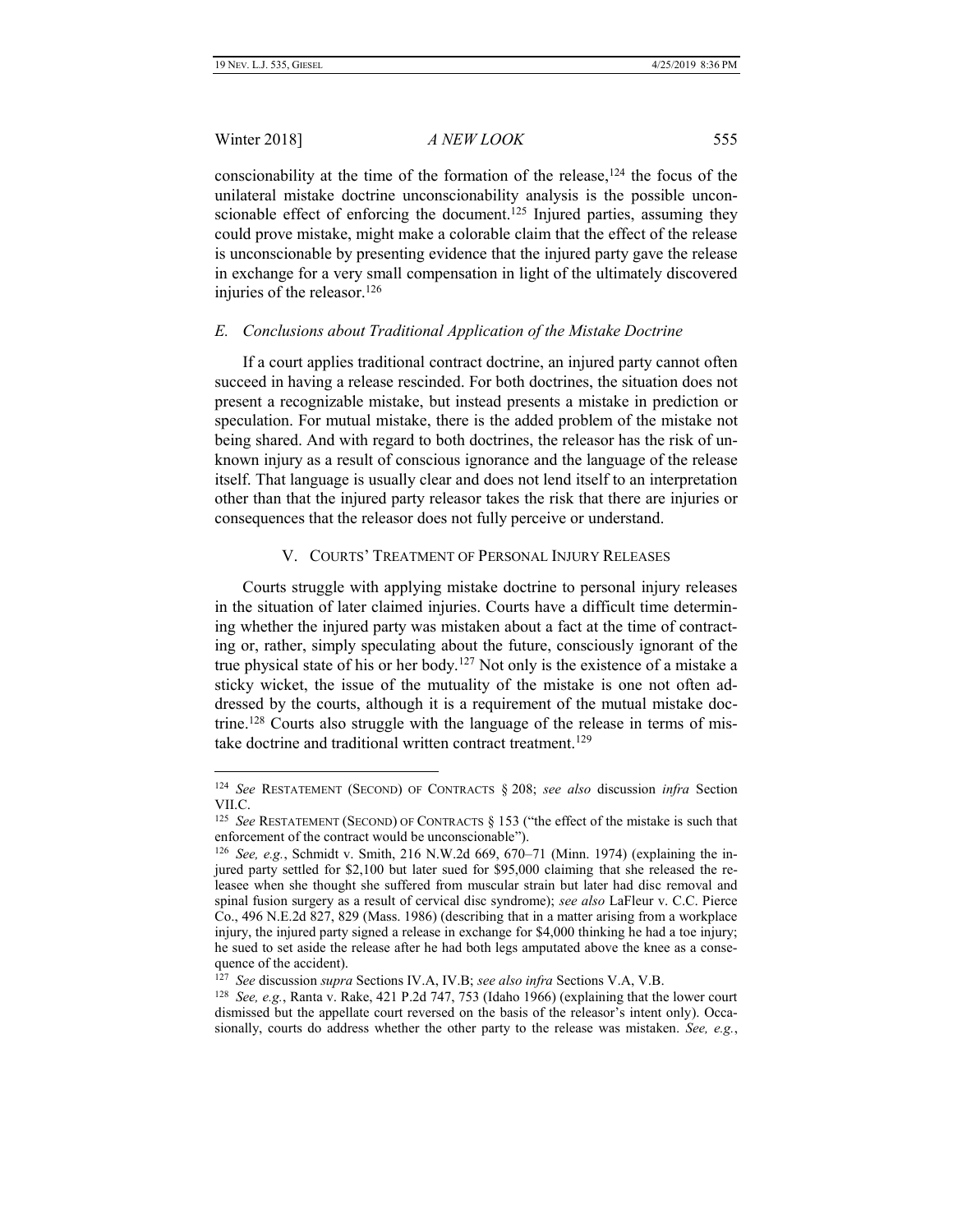conscionability at the time of the formation of the release,[124] the focus of the unilateral mistake doctrine unconscionability analysis is the possible unconscionable effect of enforcing the document.[125] Injured parties, assuming they could prove mistake, might make a colorable claim that the effect of the release is unconscionable by presenting evidence that the injured party gave the release in exchange for a very small compensation in light of the ultimately discovered injuries of the releasor.[126]

### *E. Conclusions about Traditional Application of the Mistake Doctrine*

If a court applies traditional contract doctrine, an injured party cannot often succeed in having a release rescinded. For both doctrines, the situation does not present a recognizable mistake, but instead presents a mistake in prediction or speculation. For mutual mistake, there is the added problem of the mistake not being shared. And with regard to both doctrines, the releasor has the risk of unknown injury as a result of conscious ignorance and the language of the release itself. That language is usually clear and does not lend itself to an interpretation other than that the injured party releasor takes the risk that there are injuries or consequences that the releasor does not fully perceive or understand.

## V. COURTS' TREATMENT OF PERSONAL INJURY RELEASES

Courts struggle with applying mistake doctrine to personal injury releases in the situation of later claimed injuries. Courts have a difficult time determining whether the injured party was mistaken about a fact at the time of contracting or, rather, simply speculating about the future, consciously ignorant of the true physical state of his or her body.[127] Not only is the existence of a mistake a sticky wicket, the issue of the mutuality of the mistake is one not often addressed by the courts, although it is a requirement of the mutual mistake doctrine.[128] Courts also struggle with the language of the release in terms of mistake doctrine and traditional written contract treatment.[129]

---

[124] *See* RESTATEMENT (SECOND) OF CONTRACTS § 208; *see also* discussion *infra* Section VII.C.

[125] *See* RESTATEMENT (SECOND) OF CONTRACTS § 153 ("the effect of the mistake is such that enforcement of the contract would be unconscionable").

[126] *See, e.g.*, Schmidt v. Smith, 216 N.W.2d 669, 670–71 (Minn. 1974) (explaining the injured party settled for $2,100 but later sued for $95,000 claiming that she released the releasee when she thought she suffered from muscular strain but later had disc removal and spinal fusion surgery as a result of cervical disc syndrome); *see also* LaFleur v. C.C. Pierce Co., 496 N.E.2d 827, 829 (Mass. 1986) (describing that in a matter arising from a workplace injury, the injured party signed a release in exchange for $4,000 thinking he had a toe injury; he sued to set aside the release after he had both legs amputated above the knee as a consequence of the accident).

[127] *See* discussion *supra* Sections IV.A, IV.B; *see also infra* Sections V.A, V.B.

[128] *See, e.g.*, Ranta v. Rake, 421 P.2d 747, 753 (Idaho 1966) (explaining that the lower court dismissed but the appellate court reversed on the basis of the releasor's intent only). Occasionally, courts do address whether the other party to the release was mistaken. *See, e.g.*,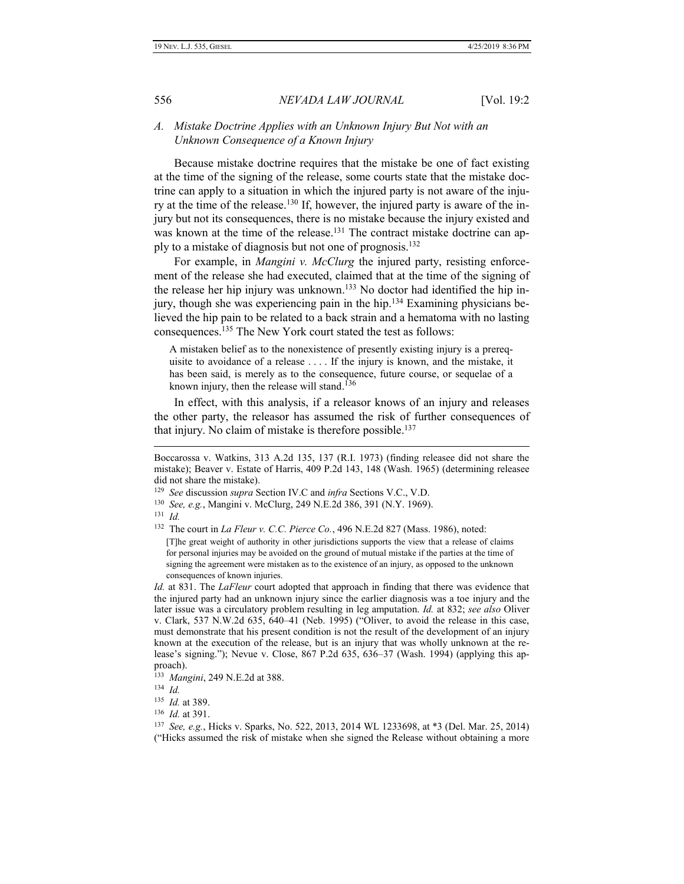### *A. Mistake Doctrine Applies with an Unknown Injury But Not with an Unknown Consequence of a Known Injury*

Because mistake doctrine requires that the mistake be one of fact existing at the time of the signing of the release, some courts state that the mistake doctrine can apply to a situation in which the injured party is not aware of the injury at the time of the release.[130] If, however, the injured party is aware of the injury but not its consequences, there is no mistake because the injury existed and was known at the time of the release.[131] The contract mistake doctrine can apply to a mistake of diagnosis but not one of prognosis.[132]

For example, in *Mangini v. McClurg* the injured party, resisting enforcement of the release she had executed, claimed that at the time of the signing of the release her hip injury was unknown.[133] No doctor had identified the hip injury, though she was experiencing pain in the hip.[134] Examining physicians believed the hip pain to be related to a back strain and a hematoma with no lasting consequences.[135] The New York court stated the test as follows:

> A mistaken belief as to the nonexistence of presently existing injury is a prerequisite to avoidance of a release . . . . If the injury is known, and the mistake, it has been said, is merely as to the consequence, future course, or sequelae of a known injury, then the release will stand.[136]

In effect, with this analysis, if a releasor knows of an injury and releases the other party, the releasor has assumed the risk of further consequences of that injury. No claim of mistake is therefore possible.[137]

---

Boccarossa v. Watkins, 313 A.2d 135, 137 (R.I. 1973) (finding releasee did not share the mistake); Beaver v. Estate of Harris, 409 P.2d 143, 148 (Wash. 1965) (determining releasee did not share the mistake).

[129] *See* discussion *supra* Section IV.C and *infra* Sections V.C., V.D.

[130] *See, e.g.*, Mangini v. McClurg, 249 N.E.2d 386, 391 (N.Y. 1969).

[131] *Id.*

[132] The court in *La Fleur v. C.C. Pierce Co.*, 496 N.E.2d 827 (Mass. 1986), noted:

> [T]he great weight of authority in other jurisdictions supports the view that a release of claims for personal injuries may be avoided on the ground of mutual mistake if the parties at the time of signing the agreement were mistaken as to the existence of an injury, as opposed to the unknown consequences of known injuries.

*Id.* at 831. The *LaFleur* court adopted that approach in finding that there was evidence that the injured party had an unknown injury since the earlier diagnosis was a toe injury and the later issue was a circulatory problem resulting in leg amputation. *Id.* at 832; *see also* Oliver v. Clark, 537 N.W.2d 635, 640–41 (Neb. 1995) ("Oliver, to avoid the release in this case, must demonstrate that his present condition is not the result of the development of an injury known at the execution of the release, but is an injury that was wholly unknown at the release's signing."); Nevue v. Close, 867 P.2d 635, 636–37 (Wash. 1994) (applying this approach).

[133] *Mangini*, 249 N.E.2d at 388.

[134] *Id.*

[135] *Id.* at 389.

[136] *Id.* at 391.

[137] *See, e.g.*, Hicks v. Sparks, No. 522, 2013, 2014 WL 1233698, at *3 (Del. Mar. 25, 2014) ("Hicks assumed the risk of mistake when she signed the Release without obtaining a more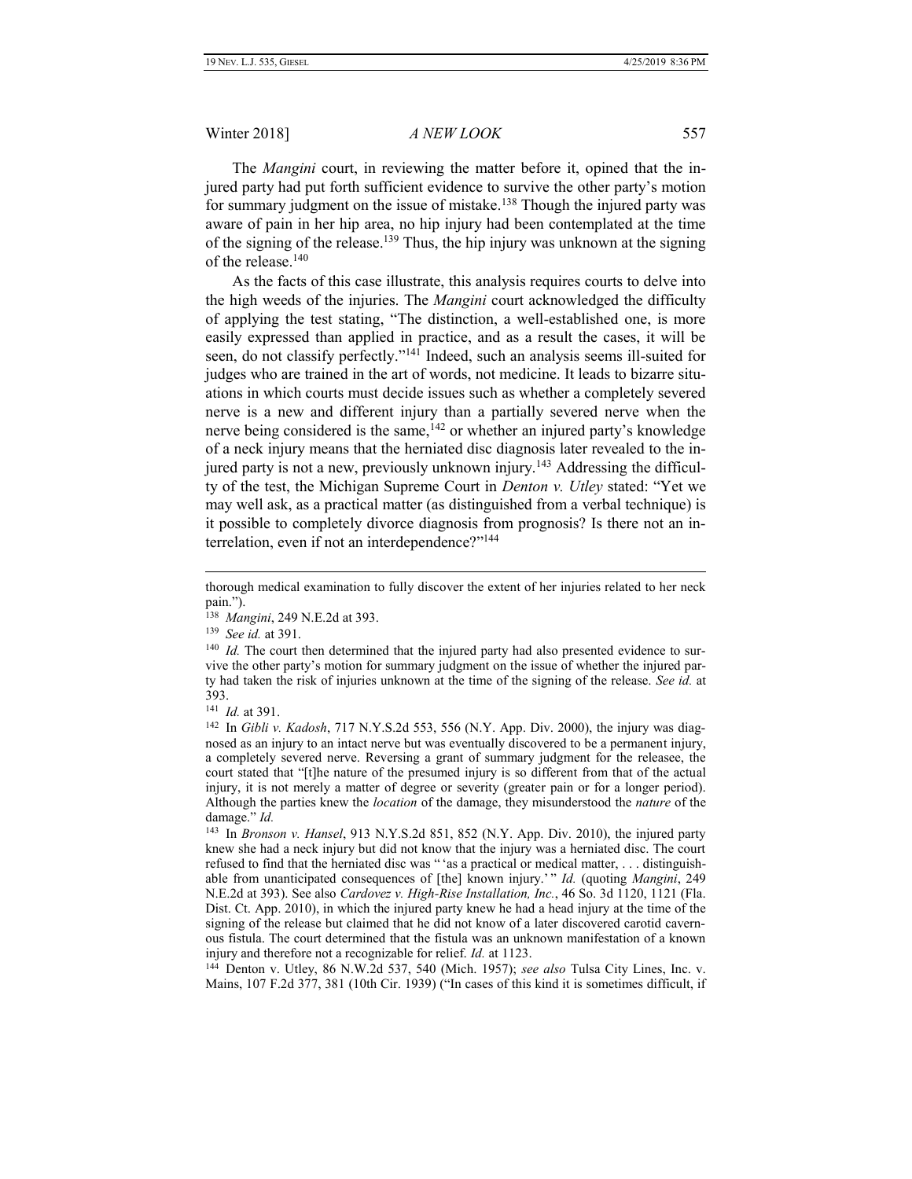The *Mangini* court, in reviewing the matter before it, opined that the injured party had put forth sufficient evidence to survive the other party's motion for summary judgment on the issue of mistake.[138] Though the injured party was aware of pain in her hip area, no hip injury had been contemplated at the time of the signing of the release.[139] Thus, the hip injury was unknown at the signing of the release.[140]

As the facts of this case illustrate, this analysis requires courts to delve into the high weeds of the injuries. The *Mangini* court acknowledged the difficulty of applying the test stating, "The distinction, a well-established one, is more easily expressed than applied in practice, and as a result the cases, it will be seen, do not classify perfectly."[141] Indeed, such an analysis seems ill-suited for judges who are trained in the art of words, not medicine. It leads to bizarre situations in which courts must decide issues such as whether a completely severed nerve is a new and different injury than a partially severed nerve when the nerve being considered is the same,[142] or whether an injured party's knowledge of a neck injury means that the herniated disc diagnosis later revealed to the injured party is not a new, previously unknown injury.[143] Addressing the difficulty of the test, the Michigan Supreme Court in *Denton v. Utley* stated: "Yet we may well ask, as a practical matter (as distinguished from a verbal technique) is it possible to completely divorce diagnosis from prognosis? Is there not an interrelation, even if not an interdependence?"[144]

---

thorough medical examination to fully discover the extent of her injuries related to her neck pain.").

[138] *Mangini*, 249 N.E.2d at 393.

[139] *See id.* at 391.

[140] *Id.* The court then determined that the injured party had also presented evidence to survive the other party's motion for summary judgment on the issue of whether the injured party had taken the risk of injuries unknown at the time of the signing of the release. *See id.* at 393.

[141] *Id.* at 391.

[142] In *Gibli v. Kadosh*, 717 N.Y.S.2d 553, 556 (N.Y. App. Div. 2000), the injury was diagnosed as an injury to an intact nerve but was eventually discovered to be a permanent injury, a completely severed nerve. Reversing a grant of summary judgment for the releasee, the court stated that "[t]he nature of the presumed injury is so different from that of the actual injury, it is not merely a matter of degree or severity (greater pain or for a longer period). Although the parties knew the *location* of the damage, they misunderstood the *nature* of the damage." *Id.*

[143] In *Bronson v. Hansel*, 913 N.Y.S.2d 851, 852 (N.Y. App. Div. 2010), the injured party knew she had a neck injury but did not know that the injury was a herniated disc. The court refused to find that the herniated disc was " 'as a practical or medical matter, . . . distinguishable from unanticipated consequences of [the] known injury.' " *Id.* (quoting *Mangini*, 249 N.E.2d at 393). See also *Cardovez v. High-Rise Installation, Inc.*, 46 So. 3d 1120, 1121 (Fla. Dist. Ct. App. 2010), in which the injured party knew he had a head injury at the time of the signing of the release but claimed that he did not know of a later discovered carotid cavernous fistula. The court determined that the fistula was an unknown manifestation of a known injury and therefore not a recognizable for relief. *Id.* at 1123.

[144] Denton v. Utley, 86 N.W.2d 537, 540 (Mich. 1957); *see also* Tulsa City Lines, Inc. v. Mains, 107 F.2d 377, 381 (10th Cir. 1939) ("In cases of this kind it is sometimes difficult, if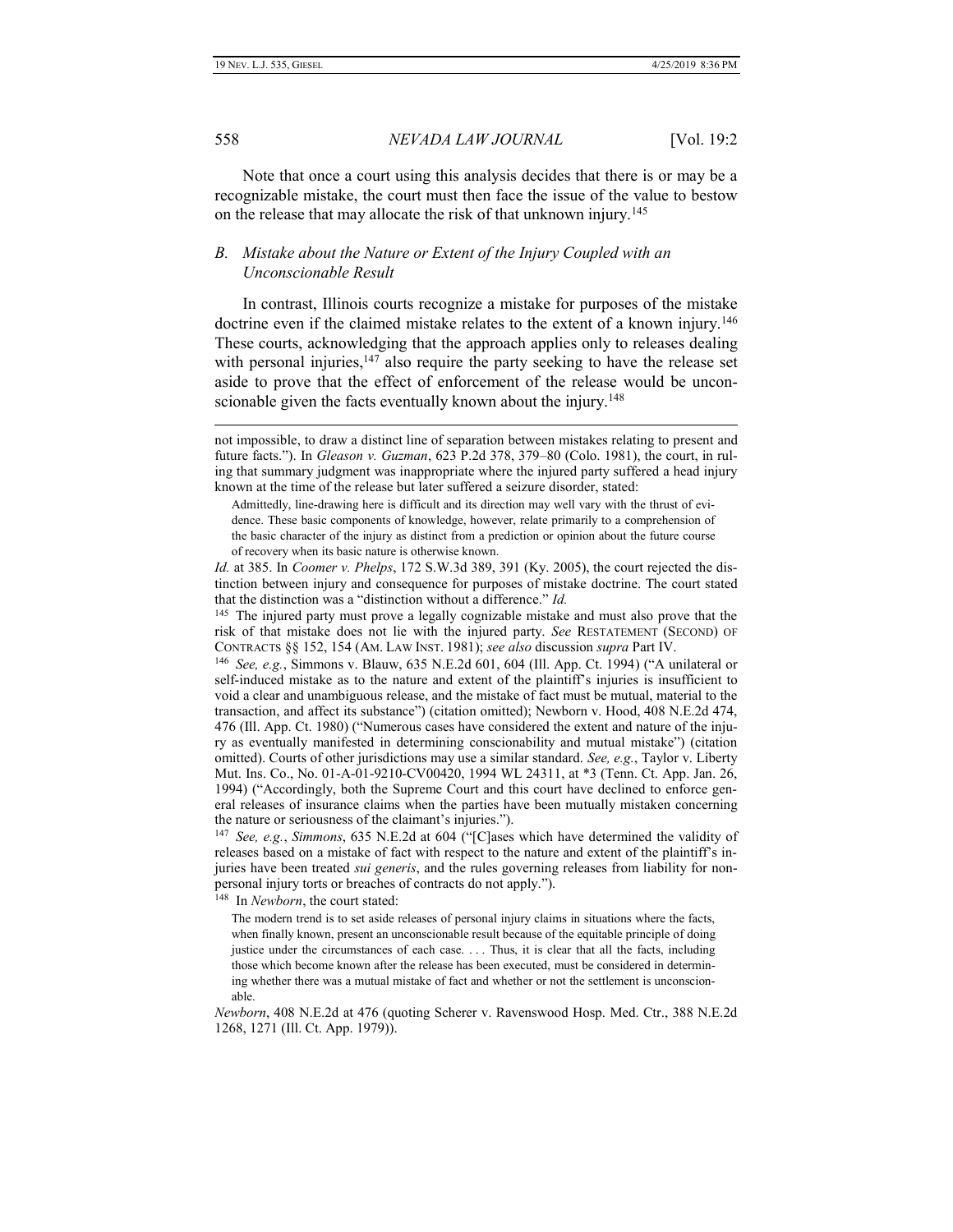Note that once a court using this analysis decides that there is or may be a recognizable mistake, the court must then face the issue of the value to bestow on the release that may allocate the risk of that unknown injury.[145]

### *B. Mistake about the Nature or Extent of the Injury Coupled with an Unconscionable Result*

In contrast, Illinois courts recognize a mistake for purposes of the mistake doctrine even if the claimed mistake relates to the extent of a known injury.[146] These courts, acknowledging that the approach applies only to releases dealing with personal injuries,[147] also require the party seeking to have the release set aside to prove that the effect of enforcement of the release would be unconscionable given the facts eventually known about the injury.[148]

---

not impossible, to draw a distinct line of separation between mistakes relating to present and future facts."). In *Gleason v. Guzman*, 623 P.2d 378, 379–80 (Colo. 1981), the court, in ruling that summary judgment was inappropriate where the injured party suffered a head injury known at the time of the release but later suffered a seizure disorder, stated:

> Admittedly, line-drawing here is difficult and its direction may well vary with the thrust of evidence. These basic components of knowledge, however, relate primarily to a comprehension of the basic character of the injury as distinct from a prediction or opinion about the future course of recovery when its basic nature is otherwise known.

*Id.* at 385. In *Coomer v. Phelps*, 172 S.W.3d 389, 391 (Ky. 2005), the court rejected the distinction between injury and consequence for purposes of mistake doctrine. The court stated that the distinction was a "distinction without a difference." *Id.*

[145] The injured party must prove a legally cognizable mistake and must also prove that the risk of that mistake does not lie with the injured party. *See* RESTATEMENT (SECOND) OF CONTRACTS §§ 152, 154 (AM. LAW INST. 1981); *see also* discussion *supra* Part IV.

[146] *See, e.g.*, Simmons v. Blauw, 635 N.E.2d 601, 604 (Ill. App. Ct. 1994) ("A unilateral or self-induced mistake as to the nature and extent of the plaintiff's injuries is insufficient to void a clear and unambiguous release, and the mistake of fact must be mutual, material to the transaction, and affect its substance") (citation omitted); Newborn v. Hood, 408 N.E.2d 474, 476 (Ill. App. Ct. 1980) ("Numerous cases have considered the extent and nature of the injury as eventually manifested in determining conscionability and mutual mistake") (citation omitted). Courts of other jurisdictions may use a similar standard. *See, e.g.*, Taylor v. Liberty Mut. Ins. Co., No. 01-A-01-9210-CV00420, 1994 WL 24311, at *3 (Tenn. Ct. App. Jan. 26, 1994) ("Accordingly, both the Supreme Court and this court have declined to enforce general releases of insurance claims when the parties have been mutually mistaken concerning the nature or seriousness of the claimant's injuries.").

[147] *See, e.g.*, *Simmons*, 635 N.E.2d at 604 ("[C]ases which have determined the validity of releases based on a mistake of fact with respect to the nature and extent of the plaintiff's injuries have been treated *sui generis*, and the rules governing releases from liability for non-personal injury torts or breaches of contracts do not apply.").

[148] In *Newborn*, the court stated:

> The modern trend is to set aside releases of personal injury claims in situations where the facts, when finally known, present an unconscionable result because of the equitable principle of doing justice under the circumstances of each case. . . . Thus, it is clear that all the facts, including those which become known after the release has been executed, must be considered in determining whether there was a mutual mistake of fact and whether or not the settlement is unconscionable.

*Newborn*, 408 N.E.2d at 476 (quoting Scherer v. Ravenswood Hosp. Med. Ctr., 388 N.E.2d 1268, 1271 (Ill. Ct. App. 1979)).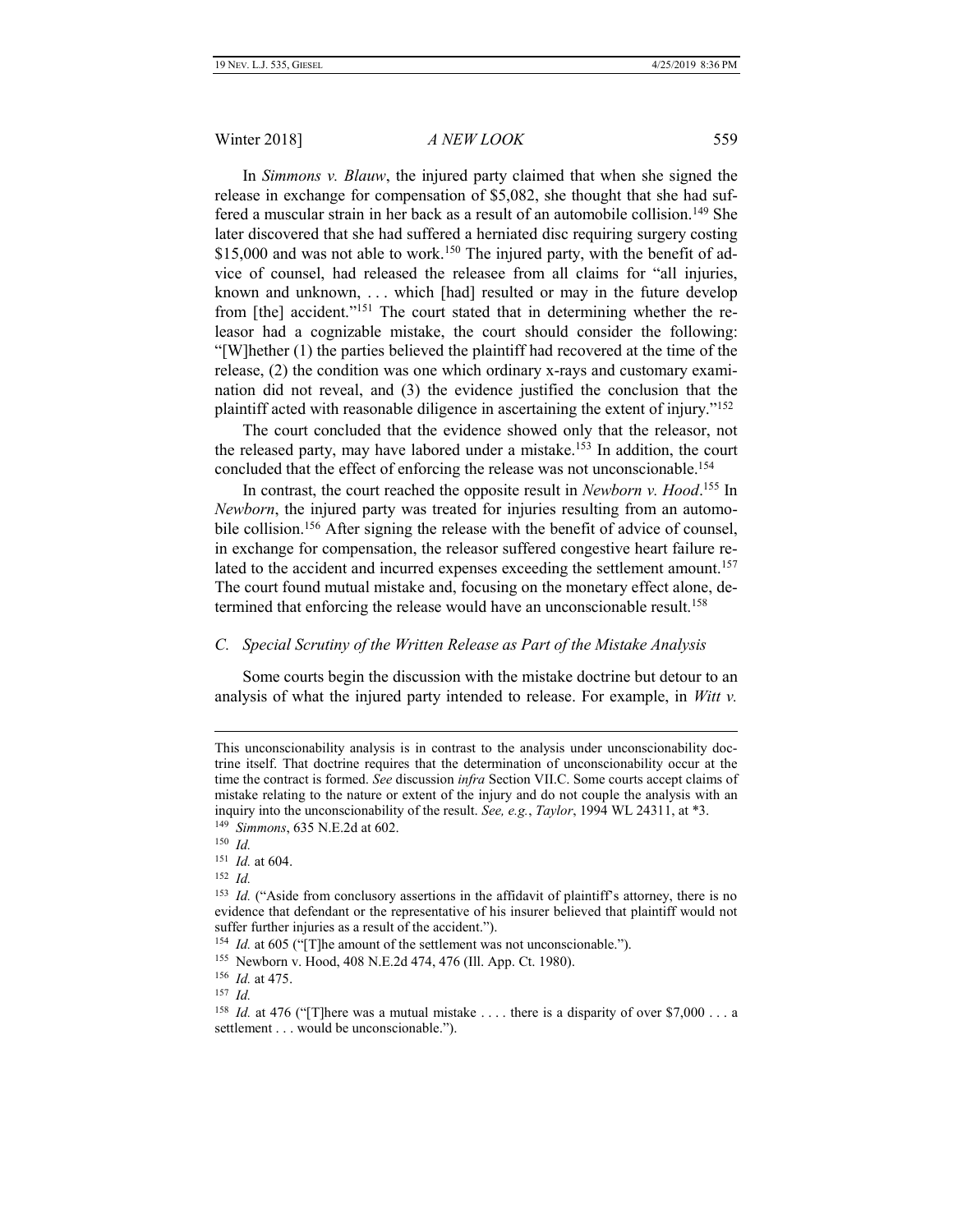In *Simmons v. Blauw*, the injured party claimed that when she signed the release in exchange for compensation of $5,082, she thought that she had suffered a muscular strain in her back as a result of an automobile collision.[149] She later discovered that she had suffered a herniated disc requiring surgery costing $15,000 and was not able to work.[150] The injured party, with the benefit of advice of counsel, had released the releasee from all claims for "all injuries, known and unknown, . . . which [had] resulted or may in the future develop from [the] accident."[151] The court stated that in determining whether the releasor had a cognizable mistake, the court should consider the following: "[W]hether (1) the parties believed the plaintiff had recovered at the time of the release, (2) the condition was one which ordinary x-rays and customary examination did not reveal, and (3) the evidence justified the conclusion that the plaintiff acted with reasonable diligence in ascertaining the extent of injury."[152]

The court concluded that the evidence showed only that the releasor, not the released party, may have labored under a mistake.[153] In addition, the court concluded that the effect of enforcing the release was not unconscionable.[154]

In contrast, the court reached the opposite result in *Newborn v. Hood*.[155] In *Newborn*, the injured party was treated for injuries resulting from an automobile collision.[156] After signing the release with the benefit of advice of counsel, in exchange for compensation, the releasor suffered congestive heart failure related to the accident and incurred expenses exceeding the settlement amount.[157] The court found mutual mistake and, focusing on the monetary effect alone, determined that enforcing the release would have an unconscionable result.[158]

### *C. Special Scrutiny of the Written Release as Part of the Mistake Analysis*

Some courts begin the discussion with the mistake doctrine but detour to an analysis of what the injured party intended to release. For example, in *Witt v.*

---

This unconscionability analysis is in contrast to the analysis under unconscionability doctrine itself. That doctrine requires that the determination of unconscionability occur at the time the contract is formed. *See* discussion *infra* Section VII.C. Some courts accept claims of mistake relating to the nature or extent of the injury and do not couple the analysis with an inquiry into the unconscionability of the result. *See, e.g.*, *Taylor*, 1994 WL 24311, at *3.

[149] *Simmons*, 635 N.E.2d at 602.

[150] *Id.*

[151] *Id.* at 604.

[152] *Id.*

[153] *Id.* ("Aside from conclusory assertions in the affidavit of plaintiff's attorney, there is no evidence that defendant or the representative of his insurer believed that plaintiff would not suffer further injuries as a result of the accident.").

[154] *Id.* at 605 ("[T]he amount of the settlement was not unconscionable.").

[155] Newborn v. Hood, 408 N.E.2d 474, 476 (Ill. App. Ct. 1980).

[156] *Id.* at 475.

[157] *Id.*

[158] *Id.* at 476 ("[T]here was a mutual mistake . . . . there is a disparity of over $7,000 . . . a settlement . . . would be unconscionable.").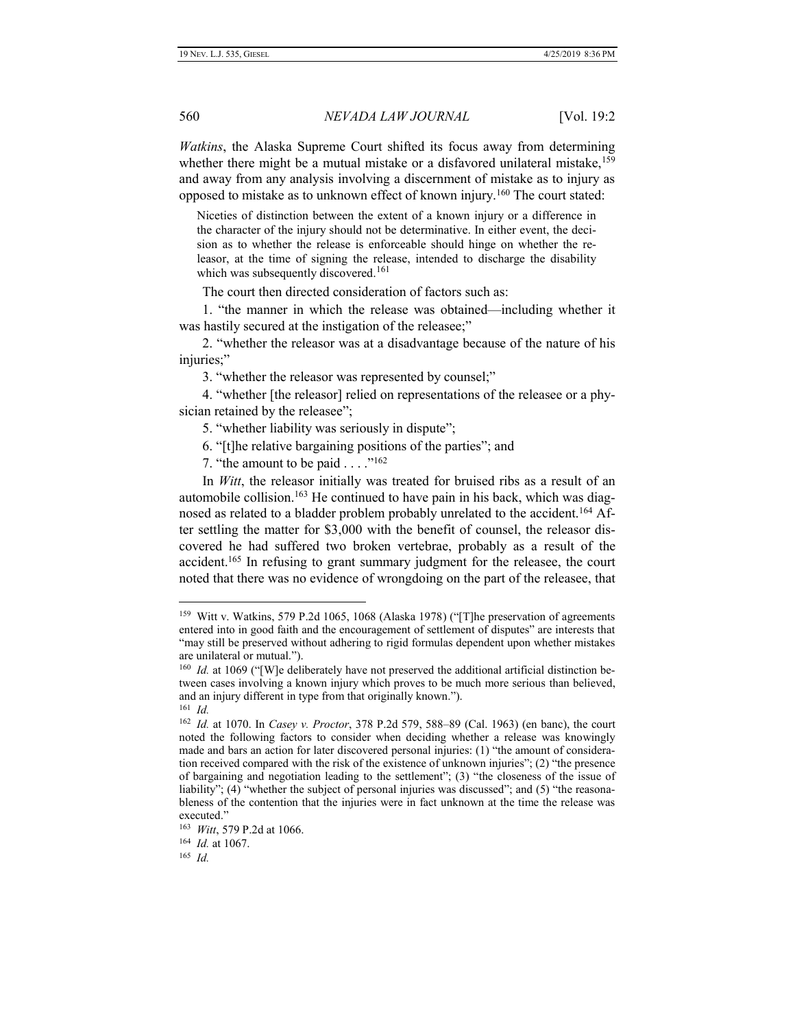*Watkins*, the Alaska Supreme Court shifted its focus away from determining whether there might be a mutual mistake or a disfavored unilateral mistake,[159] and away from any analysis involving a discernment of mistake as to injury as opposed to mistake as to unknown effect of known injury.[160] The court stated:

> Niceties of distinction between the extent of a known injury or a difference in the character of the injury should not be determinative. In either event, the decision as to whether the release is enforceable should hinge on whether the releasor, at the time of signing the release, intended to discharge the disability which was subsequently discovered.[161]

The court then directed consideration of factors such as:

1. "the manner in which the release was obtained—including whether it was hastily secured at the instigation of the releasee;"

2. "whether the releasor was at a disadvantage because of the nature of his injuries;"

3. "whether the releasor was represented by counsel;"

4. "whether [the releasor] relied on representations of the releasee or a physician retained by the releasee";

5. "whether liability was seriously in dispute";

6. "[t]he relative bargaining positions of the parties"; and

7. "the amount to be paid . . . ."[162]

In *Witt*, the releasor initially was treated for bruised ribs as a result of an automobile collision.[163] He continued to have pain in his back, which was diagnosed as related to a bladder problem probably unrelated to the accident.[164] After settling the matter for $3,000 with the benefit of counsel, the releasor discovered he had suffered two broken vertebrae, probably as a result of the accident.[165] In refusing to grant summary judgment for the releasee, the court noted that there was no evidence of wrongdoing on the part of the releasee, that

---

[159] Witt v. Watkins, 579 P.2d 1065, 1068 (Alaska 1978) ("[T]he preservation of agreements entered into in good faith and the encouragement of settlement of disputes" are interests that "may still be preserved without adhering to rigid formulas dependent upon whether mistakes are unilateral or mutual.").

[160] *Id.* at 1069 ("[W]e deliberately have not preserved the additional artificial distinction between cases involving a known injury which proves to be much more serious than believed, and an injury different in type from that originally known.").

[161] *Id.*

[162] *Id.* at 1070. In *Casey v. Proctor*, 378 P.2d 579, 588–89 (Cal. 1963) (en banc), the court noted the following factors to consider when deciding whether a release was knowingly made and bars an action for later discovered personal injuries: (1) "the amount of consideration received compared with the risk of the existence of unknown injuries"; (2) "the presence of bargaining and negotiation leading to the settlement"; (3) "the closeness of the issue of liability"; (4) "whether the subject of personal injuries was discussed"; and (5) "the reasonableness of the contention that the injuries were in fact unknown at the time the release was executed."

[163] *Witt*, 579 P.2d at 1066.

[164] *Id.* at 1067.

[165] *Id.*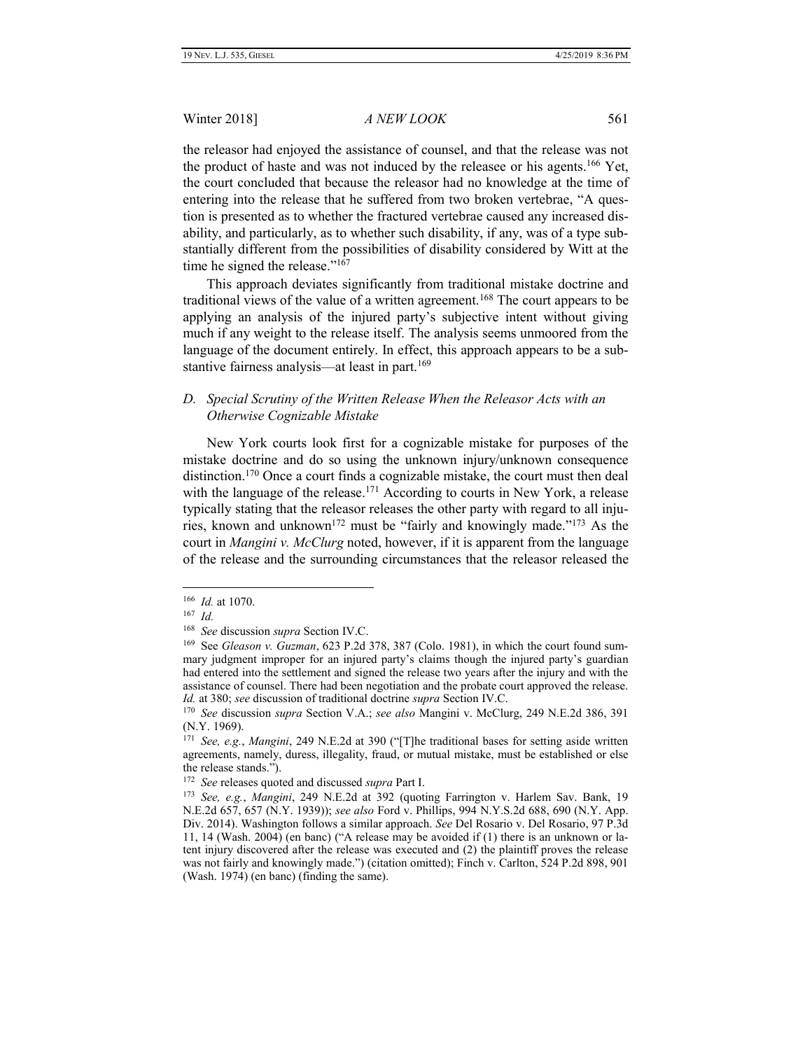the releasor had enjoyed the assistance of counsel, and that the release was not the product of haste and was not induced by the releasee or his agents.[166] Yet, the court concluded that because the releasor had no knowledge at the time of entering into the release that he suffered from two broken vertebrae, "A question is presented as to whether the fractured vertebrae caused any increased disability, and particularly, as to whether such disability, if any, was of a type substantially different from the possibilities of disability considered by Witt at the time he signed the release."[167]

This approach deviates significantly from traditional mistake doctrine and traditional views of the value of a written agreement.[168] The court appears to be applying an analysis of the injured party's subjective intent without giving much if any weight to the release itself. The analysis seems unmoored from the language of the document entirely. In effect, this approach appears to be a substantive fairness analysis—at least in part.[169]

### *D. Special Scrutiny of the Written Release When the Releasor Acts with an Otherwise Cognizable Mistake*

New York courts look first for a cognizable mistake for purposes of the mistake doctrine and do so using the unknown injury/unknown consequence distinction.[170] Once a court finds a cognizable mistake, the court must then deal with the language of the release.[171] According to courts in New York, a release typically stating that the releasor releases the other party with regard to all injuries, known and unknown[172] must be "fairly and knowingly made."[173] As the court in *Mangini v. McClurg* noted, however, if it is apparent from the language of the release and the surrounding circumstances that the releasor released the

---

[166] *Id.* at 1070.

[167] *Id.*

[168] *See* discussion *supra* Section IV.C.

[169] See *Gleason v. Guzman*, 623 P.2d 378, 387 (Colo. 1981), in which the court found summary judgment improper for an injured party's claims though the injured party's guardian had entered into the settlement and signed the release two years after the injury and with the assistance of counsel. There had been negotiation and the probate court approved the release. *Id.* at 380; *see* discussion of traditional doctrine *supra* Section IV.C.

[170] *See* discussion *supra* Section V.A.; *see also* Mangini v. McClurg, 249 N.E.2d 386, 391 (N.Y. 1969).

[171] *See, e.g.*, *Mangini*, 249 N.E.2d at 390 ("[T]he traditional bases for setting aside written agreements, namely, duress, illegality, fraud, or mutual mistake, must be established or else the release stands.").

[172] *See* releases quoted and discussed *supra* Part I.

[173] *See, e.g.*, *Mangini*, 249 N.E.2d at 392 (quoting Farrington v. Harlem Sav. Bank, 19 N.E.2d 657, 657 (N.Y. 1939)); *see also* Ford v. Phillips, 994 N.Y.S.2d 688, 690 (N.Y. App. Div. 2014). Washington follows a similar approach. *See* Del Rosario v. Del Rosario, 97 P.3d 11, 14 (Wash. 2004) (en banc) ("A release may be avoided if (1) there is an unknown or latent injury discovered after the release was executed and (2) the plaintiff proves the release was not fairly and knowingly made.") (citation omitted); Finch v. Carlton, 524 P.2d 898, 901 (Wash. 1974) (en banc) (finding the same).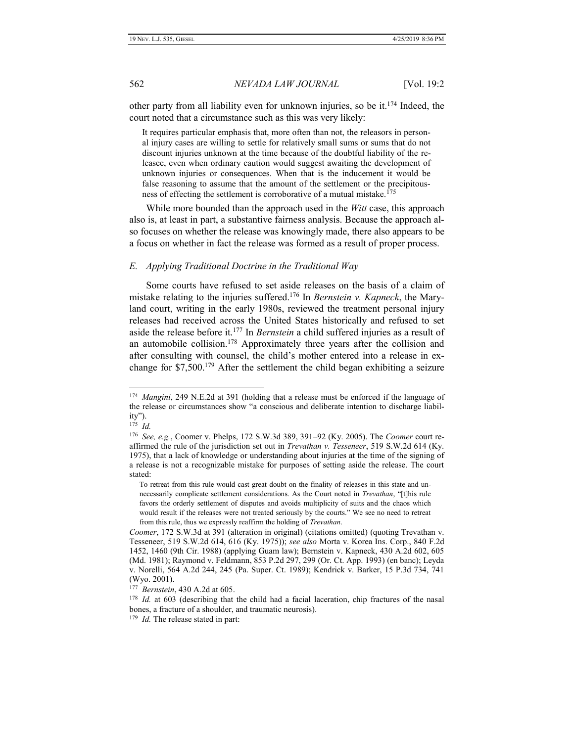other party from all liability even for unknown injuries, so be it.[174] Indeed, the court noted that a circumstance such as this was very likely:

> It requires particular emphasis that, more often than not, the releasors in personal injury cases are willing to settle for relatively small sums or sums that do not discount injuries unknown at the time because of the doubtful liability of the releasee, even when ordinary caution would suggest awaiting the development of unknown injuries or consequences. When that is the inducement it would be false reasoning to assume that the amount of the settlement or the precipitousness of effecting the settlement is corroborative of a mutual mistake.[175]

While more bounded than the approach used in the *Witt* case, this approach also is, at least in part, a substantive fairness analysis. Because the approach also focuses on whether the release was knowingly made, there also appears to be a focus on whether in fact the release was formed as a result of proper process.

### *E. Applying Traditional Doctrine in the Traditional Way*

Some courts have refused to set aside releases on the basis of a claim of mistake relating to the injuries suffered.[176] In *Bernstein v. Kapneck*, the Maryland court, writing in the early 1980s, reviewed the treatment personal injury releases had received across the United States historically and refused to set aside the release before it.[177] In *Bernstein* a child suffered injuries as a result of an automobile collision.[178] Approximately three years after the collision and after consulting with counsel, the child's mother entered into a release in exchange for $7,500.[179] After the settlement the child began exhibiting a seizure

---

[174] *Mangini*, 249 N.E.2d at 391 (holding that a release must be enforced if the language of the release or circumstances show "a conscious and deliberate intention to discharge liability").

[175] *Id.*

[176] *See, e.g.*, Coomer v. Phelps, 172 S.W.3d 389, 391–92 (Ky. 2005). The *Coomer* court reaffirmed the rule of the jurisdiction set out in *Trevathan v. Tesseneer*, 519 S.W.2d 614 (Ky. 1975), that a lack of knowledge or understanding about injuries at the time of the signing of a release is not a recognizable mistake for purposes of setting aside the release. The court stated:

> To retreat from this rule would cast great doubt on the finality of releases in this state and unnecessarily complicate settlement considerations. As the Court noted in *Trevathan*, "[t]his rule favors the orderly settlement of disputes and avoids multiplicity of suits and the chaos which would result if the releases were not treated seriously by the courts." We see no need to retreat from this rule, thus we expressly reaffirm the holding of *Trevathan*.

*Coomer*, 172 S.W.3d at 391 (alteration in original) (citations omitted) (quoting Trevathan v. Tesseneer, 519 S.W.2d 614, 616 (Ky. 1975)); *see also* Morta v. Korea Ins. Corp., 840 F.2d 1452, 1460 (9th Cir. 1988) (applying Guam law); Bernstein v. Kapneck, 430 A.2d 602, 605 (Md. 1981); Raymond v. Feldmann, 853 P.2d 297, 299 (Or. Ct. App. 1993) (en banc); Leyda v. Norelli, 564 A.2d 244, 245 (Pa. Super. Ct. 1989); Kendrick v. Barker, 15 P.3d 734, 741 (Wyo. 2001).

[177] *Bernstein*, 430 A.2d at 605.

[178] *Id.* at 603 (describing that the child had a facial laceration, chip fractures of the nasal bones, a fracture of a shoulder, and traumatic neurosis).

[179] *Id.* The release stated in part: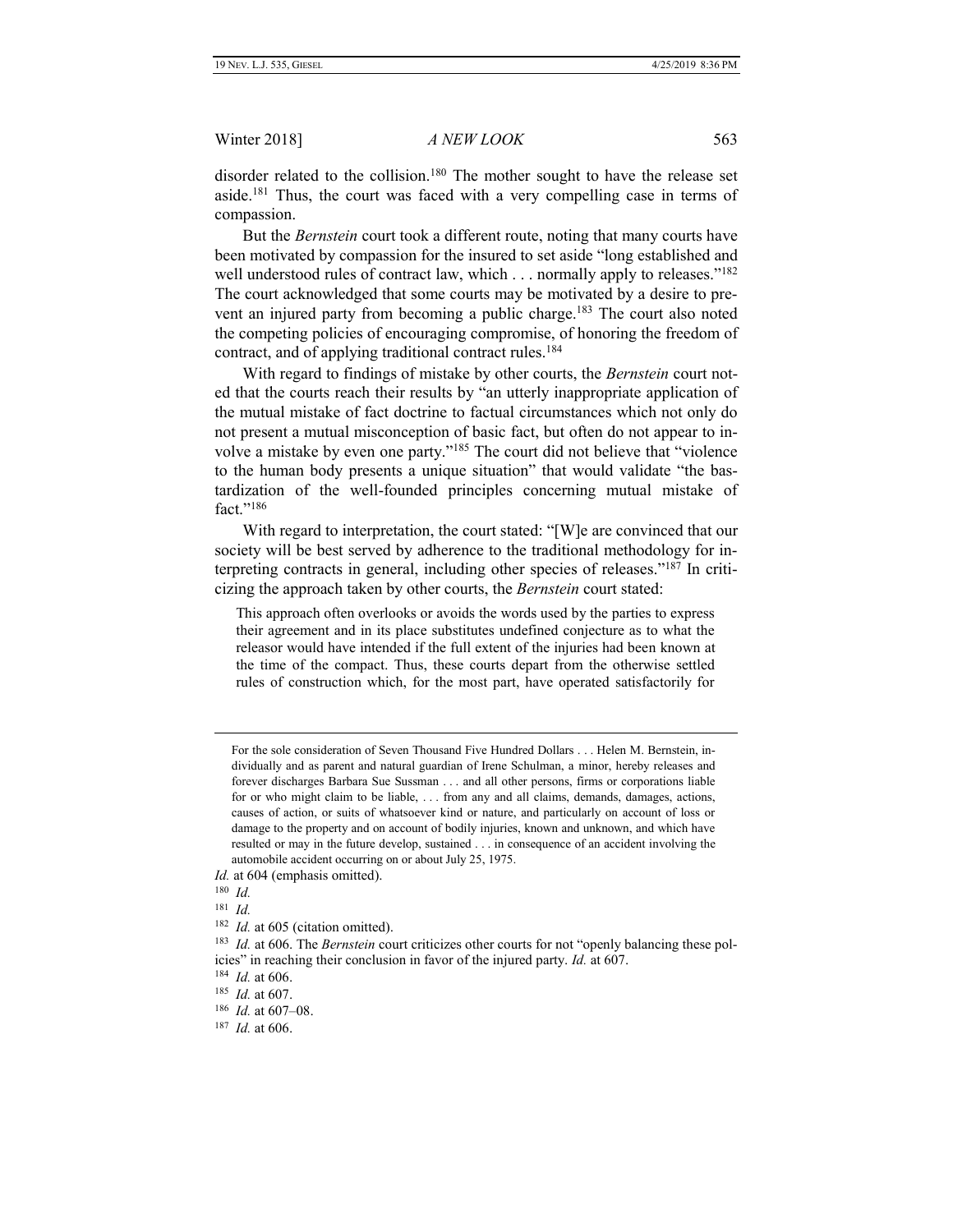disorder related to the collision.[180] The mother sought to have the release set aside.[181] Thus, the court was faced with a very compelling case in terms of compassion.

But the *Bernstein* court took a different route, noting that many courts have been motivated by compassion for the insured to set aside "long established and well understood rules of contract law, which . . . normally apply to releases."[182] The court acknowledged that some courts may be motivated by a desire to prevent an injured party from becoming a public charge.[183] The court also noted the competing policies of encouraging compromise, of honoring the freedom of contract, and of applying traditional contract rules.[184]

With regard to findings of mistake by other courts, the *Bernstein* court noted that the courts reach their results by "an utterly inappropriate application of the mutual mistake of fact doctrine to factual circumstances which not only do not present a mutual misconception of basic fact, but often do not appear to involve a mistake by even one party."[185] The court did not believe that "violence to the human body presents a unique situation" that would validate "the bastardization of the well-founded principles concerning mutual mistake of fact."[186]

With regard to interpretation, the court stated: "[W]e are convinced that our society will be best served by adherence to the traditional methodology for interpreting contracts in general, including other species of releases."[187] In criticizing the approach taken by other courts, the *Bernstein* court stated:

> This approach often overlooks or avoids the words used by the parties to express their agreement and in its place substitutes undefined conjecture as to what the releasor would have intended if the full extent of the injuries had been known at the time of the compact. Thus, these courts depart from the otherwise settled rules of construction which, for the most part, have operated satisfactorily for

---

> For the sole consideration of Seven Thousand Five Hundred Dollars . . . Helen M. Bernstein, individually and as parent and natural guardian of Irene Schulman, a minor, hereby releases and forever discharges Barbara Sue Sussman . . . and all other persons, firms or corporations liable for or who might claim to be liable, . . . from any and all claims, demands, damages, actions, causes of action, or suits of whatsoever kind or nature, and particularly on account of loss or damage to the property and on account of bodily injuries, known and unknown, and which have resulted or may in the future develop, sustained . . . in consequence of an accident involving the automobile accident occurring on or about July 25, 1975.

*Id.* at 604 (emphasis omitted).

[180] *Id.*

[181] *Id.*

[182] *Id.* at 605 (citation omitted).

[183] *Id.* at 606. The *Bernstein* court criticizes other courts for not "openly balancing these policies" in reaching their conclusion in favor of the injured party. *Id.* at 607.

[184] *Id.* at 606.

[185] *Id.* at 607.

[186] *Id.* at 607–08.

[187] *Id.* at 606.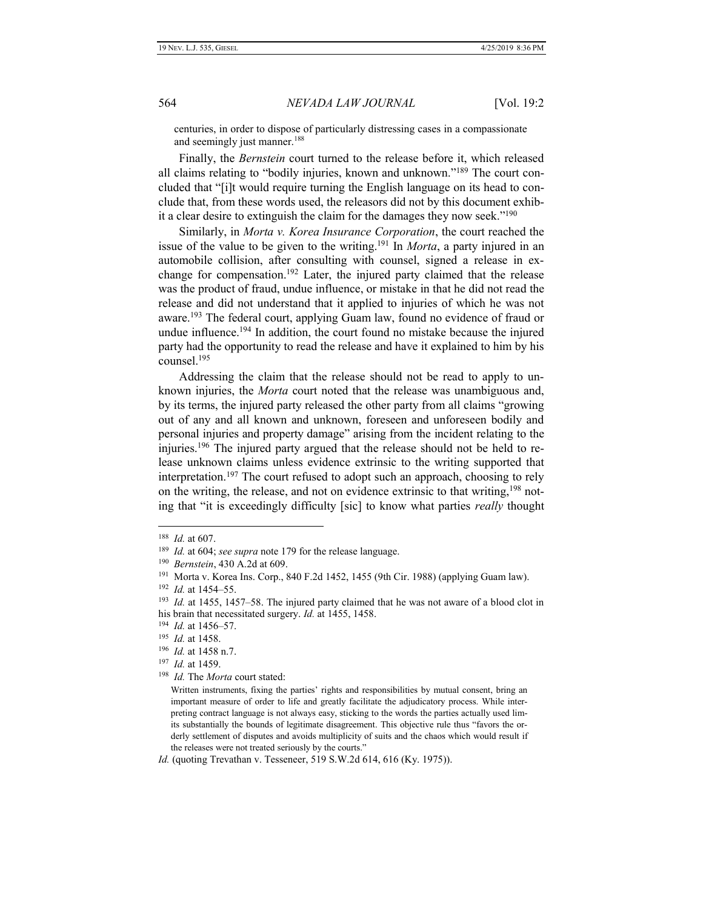centuries, in order to dispose of particularly distressing cases in a compassionate and seemingly just manner.[188]

Finally, the *Bernstein* court turned to the release before it, which released all claims relating to "bodily injuries, known and unknown."[189] The court concluded that "[i]t would require turning the English language on its head to conclude that, from these words used, the releasors did not by this document exhibit a clear desire to extinguish the claim for the damages they now seek."[190]

Similarly, in *Morta v. Korea Insurance Corporation*, the court reached the issue of the value to be given to the writing.[191] In *Morta*, a party injured in an automobile collision, after consulting with counsel, signed a release in exchange for compensation.[192] Later, the injured party claimed that the release was the product of fraud, undue influence, or mistake in that he did not read the release and did not understand that it applied to injuries of which he was not aware.[193] The federal court, applying Guam law, found no evidence of fraud or undue influence.[194] In addition, the court found no mistake because the injured party had the opportunity to read the release and have it explained to him by his counsel.[195]

Addressing the claim that the release should not be read to apply to unknown injuries, the *Morta* court noted that the release was unambiguous and, by its terms, the injured party released the other party from all claims "growing out of any and all known and unknown, foreseen and unforeseen bodily and personal injuries and property damage" arising from the incident relating to the injuries.[196] The injured party argued that the release should not be held to release unknown claims unless evidence extrinsic to the writing supported that interpretation.[197] The court refused to adopt such an approach, choosing to rely on the writing, the release, and not on evidence extrinsic to that writing,[198] noting that "it is exceedingly difficulty [sic] to know what parties *really* thought

---

[188] *Id.* at 607.

[189] *Id.* at 604; *see supra* note 179 for the release language.

[190] *Bernstein*, 430 A.2d at 609.

[191] Morta v. Korea Ins. Corp., 840 F.2d 1452, 1455 (9th Cir. 1988) (applying Guam law).

[192] *Id.* at 1454–55.

[193] *Id.* at 1455, 1457–58. The injured party claimed that he was not aware of a blood clot in his brain that necessitated surgery. *Id.* at 1455, 1458.

[194] *Id.* at 1456–57.

[195] *Id.* at 1458.

[196] *Id.* at 1458 n.7.

[197] *Id.* at 1459.

[198] *Id.* The *Morta* court stated:

> Written instruments, fixing the parties' rights and responsibilities by mutual consent, bring an important measure of order to life and greatly facilitate the adjudicatory process. While interpreting contract language is not always easy, sticking to the words the parties actually used limits substantially the bounds of legitimate disagreement. This objective rule thus "favors the orderly settlement of disputes and avoids multiplicity of suits and the chaos which would result if the releases were not treated seriously by the courts."

*Id.* (quoting Trevathan v. Tesseneer, 519 S.W.2d 614, 616 (Ky. 1975)).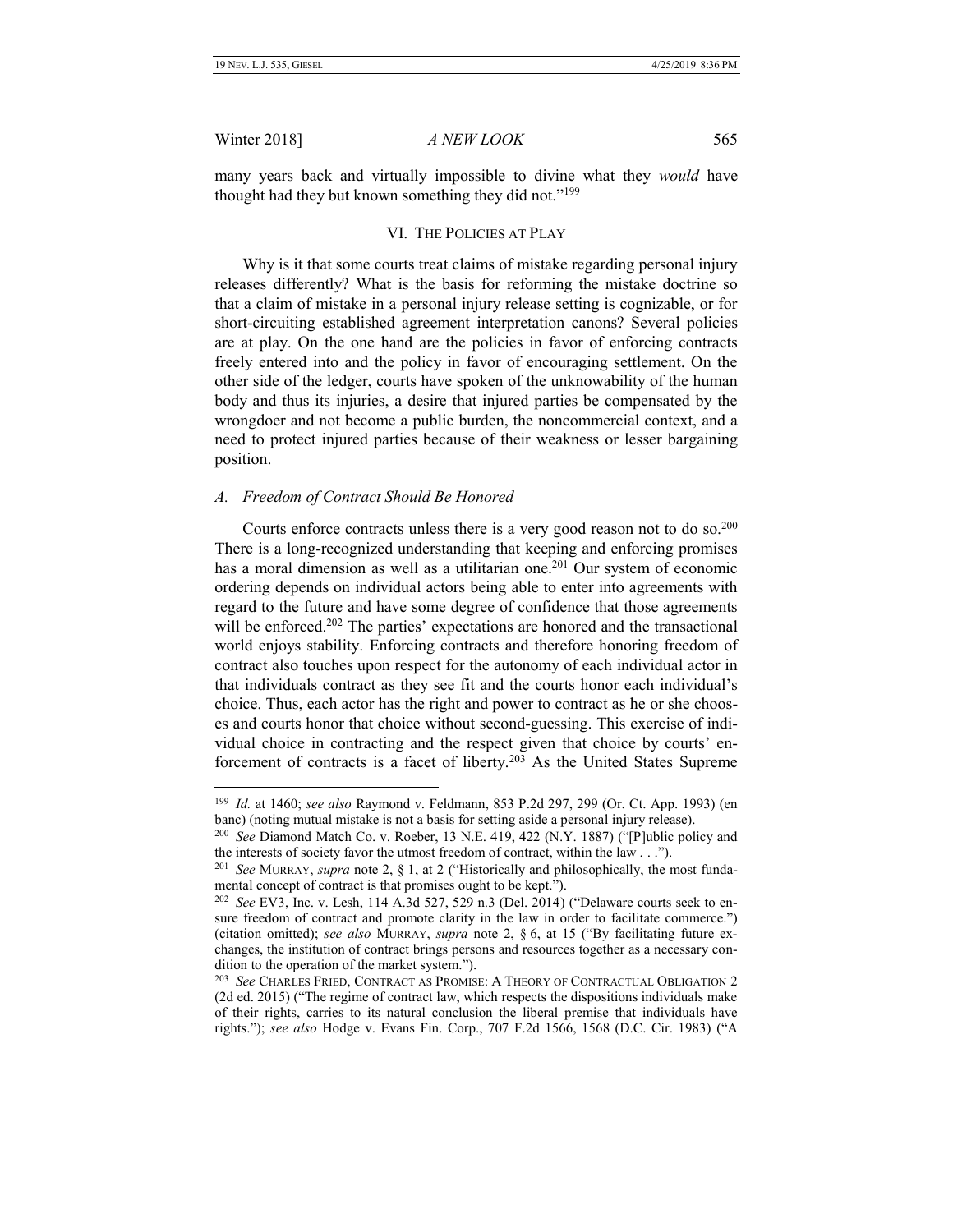many years back and virtually impossible to divine what they *would* have thought had they but known something they did not."[199]

## VI. THE POLICIES AT PLAY

Why is it that some courts treat claims of mistake regarding personal injury releases differently? What is the basis for reforming the mistake doctrine so that a claim of mistake in a personal injury release setting is cognizable, or for short-circuiting established agreement interpretation canons? Several policies are at play. On the one hand are the policies in favor of enforcing contracts freely entered into and the policy in favor of encouraging settlement. On the other side of the ledger, courts have spoken of the unknowability of the human body and thus its injuries, a desire that injured parties be compensated by the wrongdoer and not become a public burden, the noncommercial context, and a need to protect injured parties because of their weakness or lesser bargaining position.

### *A. Freedom of Contract Should Be Honored*

Courts enforce contracts unless there is a very good reason not to do so.[200] There is a long-recognized understanding that keeping and enforcing promises has a moral dimension as well as a utilitarian one.[201] Our system of economic ordering depends on individual actors being able to enter into agreements with regard to the future and have some degree of confidence that those agreements will be enforced.[202] The parties' expectations are honored and the transactional world enjoys stability. Enforcing contracts and therefore honoring freedom of contract also touches upon respect for the autonomy of each individual actor in that individuals contract as they see fit and the courts honor each individual's choice. Thus, each actor has the right and power to contract as he or she chooses and courts honor that choice without second-guessing. This exercise of individual choice in contracting and the respect given that choice by courts' enforcement of contracts is a facet of liberty.[203] As the United States Supreme

---

[199] *Id.* at 1460; *see also* Raymond v. Feldmann, 853 P.2d 297, 299 (Or. Ct. App. 1993) (en banc) (noting mutual mistake is not a basis for setting aside a personal injury release).

[200] *See* Diamond Match Co. v. Roeber, 13 N.E. 419, 422 (N.Y. 1887) ("[P]ublic policy and the interests of society favor the utmost freedom of contract, within the law . . .").

[201] *See* MURRAY, *supra* note 2, § 1, at 2 ("Historically and philosophically, the most fundamental concept of contract is that promises ought to be kept.").

[202] *See* EV3, Inc. v. Lesh, 114 A.3d 527, 529 n.3 (Del. 2014) ("Delaware courts seek to ensure freedom of contract and promote clarity in the law in order to facilitate commerce.") (citation omitted); *see also* MURRAY, *supra* note 2, § 6, at 15 ("By facilitating future exchanges, the institution of contract brings persons and resources together as a necessary condition to the operation of the market system.").

[203] *See* CHARLES FRIED, CONTRACT AS PROMISE: A THEORY OF CONTRACTUAL OBLIGATION 2 (2d ed. 2015) ("The regime of contract law, which respects the dispositions individuals make of their rights, carries to its natural conclusion the liberal premise that individuals have rights."); *see also* Hodge v. Evans Fin. Corp., 707 F.2d 1566, 1568 (D.C. Cir. 1983) ("A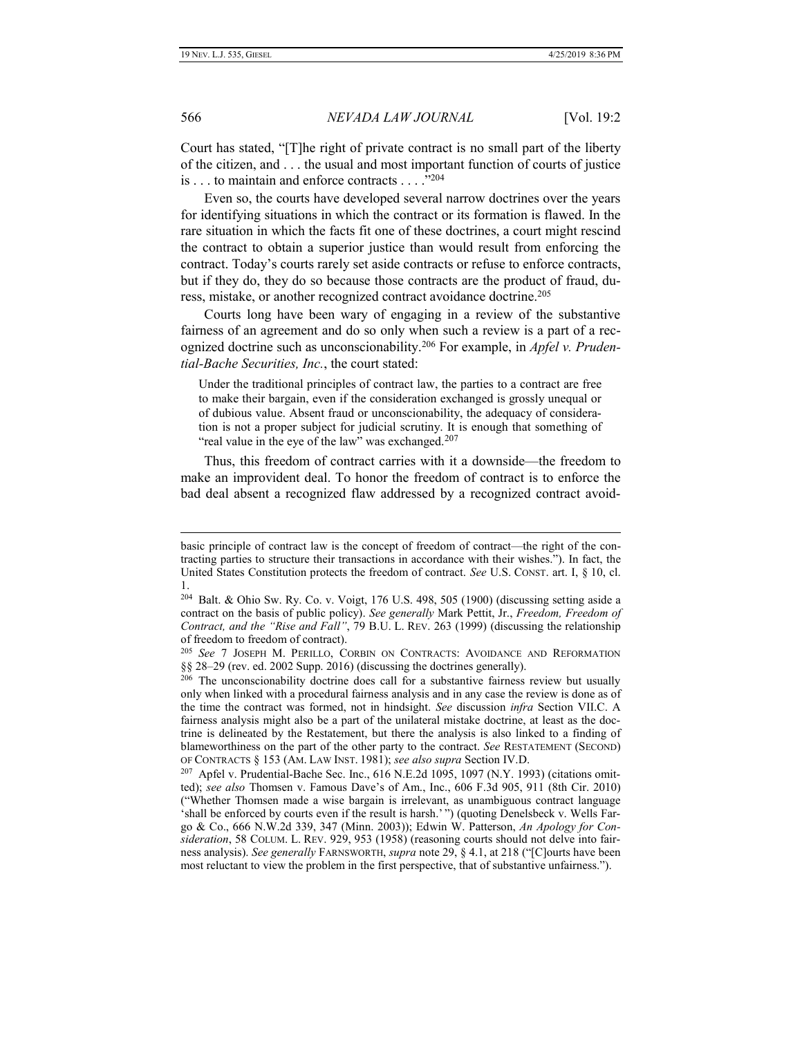Court has stated, "[T]he right of private contract is no small part of the liberty of the citizen, and . . . the usual and most important function of courts of justice is . . . to maintain and enforce contracts . . . ."[204]

Even so, the courts have developed several narrow doctrines over the years for identifying situations in which the contract or its formation is flawed. In the rare situation in which the facts fit one of these doctrines, a court might rescind the contract to obtain a superior justice than would result from enforcing the contract. Today's courts rarely set aside contracts or refuse to enforce contracts, but if they do, they do so because those contracts are the product of fraud, duress, mistake, or another recognized contract avoidance doctrine.[205]

Courts long have been wary of engaging in a review of the substantive fairness of an agreement and do so only when such a review is a part of a recognized doctrine such as unconscionability.[206] For example, in *Apfel v. Prudential-Bache Securities, Inc.*, the court stated:

> Under the traditional principles of contract law, the parties to a contract are free to make their bargain, even if the consideration exchanged is grossly unequal or of dubious value. Absent fraud or unconscionability, the adequacy of consideration is not a proper subject for judicial scrutiny. It is enough that something of "real value in the eye of the law" was exchanged.[207]

Thus, this freedom of contract carries with it a downside—the freedom to make an improvident deal. To honor the freedom of contract is to enforce the bad deal absent a recognized flaw addressed by a recognized contract avoid-

---

basic principle of contract law is the concept of freedom of contract—the right of the contracting parties to structure their transactions in accordance with their wishes."). In fact, the United States Constitution protects the freedom of contract. *See* U.S. CONST. art. I, § 10, cl. 1.

[204] Balt. & Ohio Sw. Ry. Co. v. Voigt, 176 U.S. 498, 505 (1900) (discussing setting aside a contract on the basis of public policy). *See generally* Mark Pettit, Jr., *Freedom, Freedom of Contract, and the "Rise and Fall"*, 79 B.U. L. REV. 263 (1999) (discussing the relationship of freedom to freedom of contract).

[205] *See* 7 JOSEPH M. PERILLO, CORBIN ON CONTRACTS: AVOIDANCE AND REFORMATION §§ 28–29 (rev. ed. 2002 Supp. 2016) (discussing the doctrines generally).

[206] The unconscionability doctrine does call for a substantive fairness review but usually only when linked with a procedural fairness analysis and in any case the review is done as of the time the contract was formed, not in hindsight. *See* discussion *infra* Section VII.C. A fairness analysis might also be a part of the unilateral mistake doctrine, at least as the doctrine is delineated by the Restatement, but there the analysis is also linked to a finding of blameworthiness on the part of the other party to the contract. *See* RESTATEMENT (SECOND) OF CONTRACTS § 153 (AM. LAW INST. 1981); *see also supra* Section IV.D.

[207] Apfel v. Prudential-Bache Sec. Inc., 616 N.E.2d 1095, 1097 (N.Y. 1993) (citations omitted); *see also* Thomsen v. Famous Dave's of Am., Inc., 606 F.3d 905, 911 (8th Cir. 2010) ("Whether Thomsen made a wise bargain is irrelevant, as unambiguous contract language 'shall be enforced by courts even if the result is harsh.'") (quoting Denelsbeck v. Wells Fargo & Co., 666 N.W.2d 339, 347 (Minn. 2003)); Edwin W. Patterson, *An Apology for Consideration*, 58 COLUM. L. REV. 929, 953 (1958) (reasoning courts should not delve into fairness analysis). *See generally* FARNSWORTH, *supra* note 29, § 4.1, at 218 ("[C]ourts have been most reluctant to view the problem in the first perspective, that of substantive unfairness.").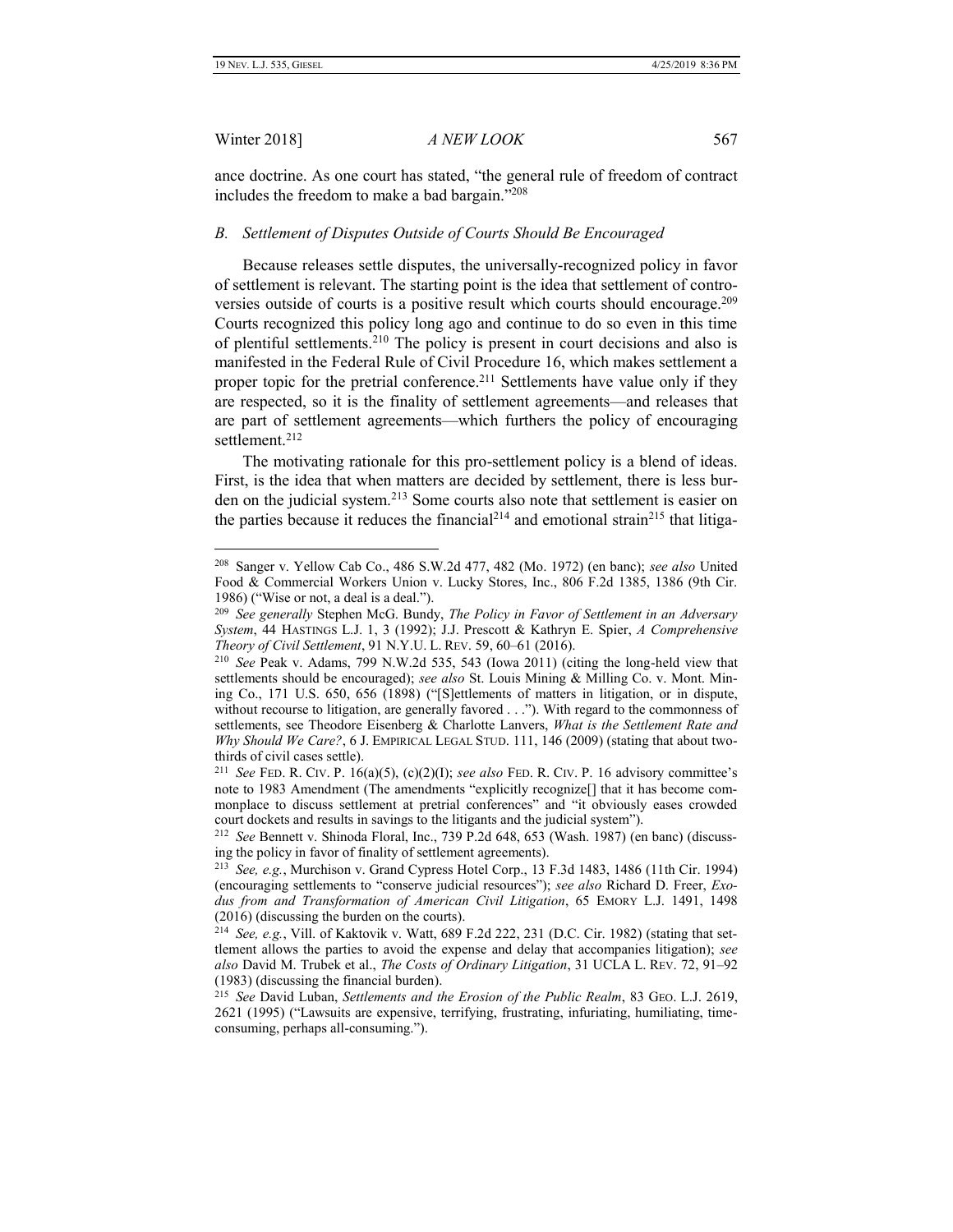ance doctrine. As one court has stated, "the general rule of freedom of contract includes the freedom to make a bad bargain."[208]

### *B. Settlement of Disputes Outside of Courts Should Be Encouraged*

Because releases settle disputes, the universally-recognized policy in favor of settlement is relevant. The starting point is the idea that settlement of controversies outside of courts is a positive result which courts should encourage.[209] Courts recognized this policy long ago and continue to do so even in this time of plentiful settlements.[210] The policy is present in court decisions and also is manifested in the Federal Rule of Civil Procedure 16, which makes settlement a proper topic for the pretrial conference.[211] Settlements have value only if they are respected, so it is the finality of settlement agreements—and releases that are part of settlement agreements—which furthers the policy of encouraging settlement.[212]

The motivating rationale for this pro-settlement policy is a blend of ideas. First, is the idea that when matters are decided by settlement, there is less burden on the judicial system.[213] Some courts also note that settlement is easier on the parties because it reduces the financial[214] and emotional strain[215] that litiga-

---

[208] Sanger v. Yellow Cab Co., 486 S.W.2d 477, 482 (Mo. 1972) (en banc); *see also* United Food & Commercial Workers Union v. Lucky Stores, Inc., 806 F.2d 1385, 1386 (9th Cir. 1986) ("Wise or not, a deal is a deal.").

[209] *See generally* Stephen McG. Bundy, *The Policy in Favor of Settlement in an Adversary System*, 44 HASTINGS L.J. 1, 3 (1992); J.J. Prescott & Kathryn E. Spier, *A Comprehensive Theory of Civil Settlement*, 91 N.Y.U. L. REV. 59, 60–61 (2016).

[210] *See* Peak v. Adams, 799 N.W.2d 535, 543 (Iowa 2011) (citing the long-held view that settlements should be encouraged); *see also* St. Louis Mining & Milling Co. v. Mont. Mining Co., 171 U.S. 650, 656 (1898) ("[S]ettlements of matters in litigation, or in dispute, without recourse to litigation, are generally favored . . ."). With regard to the commonness of settlements, see Theodore Eisenberg & Charlotte Lanvers, *What is the Settlement Rate and Why Should We Care?*, 6 J. EMPIRICAL LEGAL STUD. 111, 146 (2009) (stating that about two-thirds of civil cases settle).

[211] *See* FED. R. CIV. P. 16(a)(5), (c)(2)(I); *see also* FED. R. CIV. P. 16 advisory committee's note to 1983 Amendment (The amendments "explicitly recognize[] that it has become commonplace to discuss settlement at pretrial conferences" and "it obviously eases crowded court dockets and results in savings to the litigants and the judicial system").

[212] *See* Bennett v. Shinoda Floral, Inc., 739 P.2d 648, 653 (Wash. 1987) (en banc) (discussing the policy in favor of finality of settlement agreements).

[213] *See, e.g.*, Murchison v. Grand Cypress Hotel Corp., 13 F.3d 1483, 1486 (11th Cir. 1994) (encouraging settlements to "conserve judicial resources"); *see also* Richard D. Freer, *Exodus from and Transformation of American Civil Litigation*, 65 EMORY L.J. 1491, 1498 (2016) (discussing the burden on the courts).

[214] *See, e.g.*, Vill. of Kaktovik v. Watt, 689 F.2d 222, 231 (D.C. Cir. 1982) (stating that settlement allows the parties to avoid the expense and delay that accompanies litigation); *see also* David M. Trubek et al., *The Costs of Ordinary Litigation*, 31 UCLA L. REV. 72, 91–92 (1983) (discussing the financial burden).

[215] *See* David Luban, *Settlements and the Erosion of the Public Realm*, 83 GEO. L.J. 2619, 2621 (1995) ("Lawsuits are expensive, terrifying, frustrating, infuriating, humiliating, time-consuming, perhaps all-consuming.").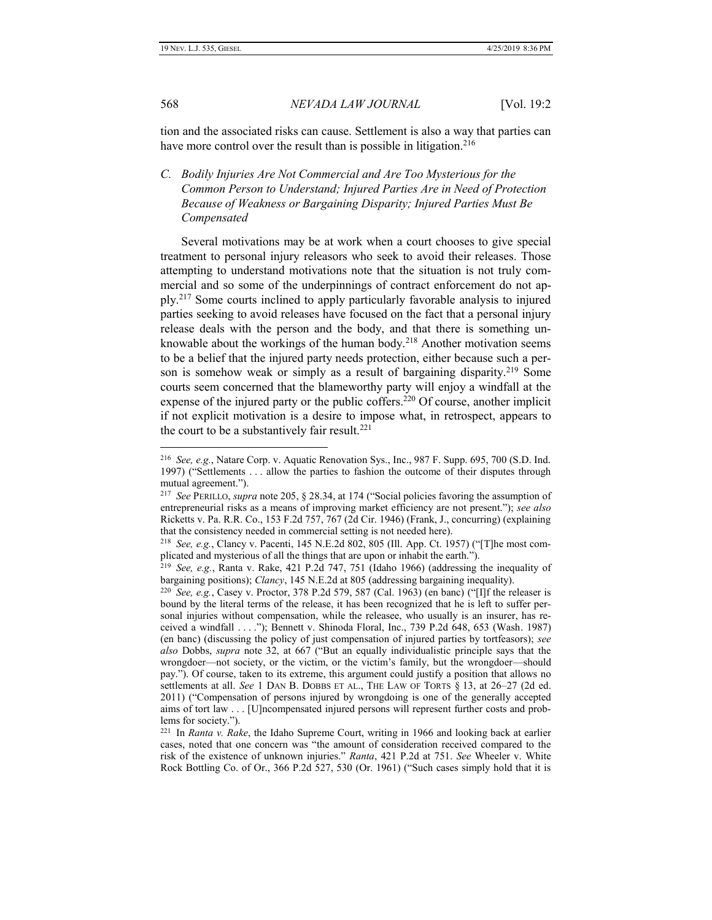tion and the associated risks can cause. Settlement is also a way that parties can have more control over the result than is possible in litigation.[216]

### *C. Bodily Injuries Are Not Commercial and Are Too Mysterious for the Common Person to Understand; Injured Parties Are in Need of Protection Because of Weakness or Bargaining Disparity; Injured Parties Must Be Compensated*

Several motivations may be at work when a court chooses to give special treatment to personal injury releasors who seek to avoid their releases. Those attempting to understand motivations note that the situation is not truly commercial and so some of the underpinnings of contract enforcement do not apply.[217] Some courts inclined to apply particularly favorable analysis to injured parties seeking to avoid releases have focused on the fact that a personal injury release deals with the person and the body, and that there is something unknowable about the workings of the human body.[218] Another motivation seems to be a belief that the injured party needs protection, either because such a person is somehow weak or simply as a result of bargaining disparity.[219] Some courts seem concerned that the blameworthy party will enjoy a windfall at the expense of the injured party or the public coffers.[220] Of course, another implicit if not explicit motivation is a desire to impose what, in retrospect, appears to the court to be a substantively fair result.[221]

---

[216] *See, e.g.*, Natare Corp. v. Aquatic Renovation Sys., Inc., 987 F. Supp. 695, 700 (S.D. Ind. 1997) ("Settlements . . . allow the parties to fashion the outcome of their disputes through mutual agreement.").

[217] *See* PERILLO, *supra* note 205, § 28.34, at 174 ("Social policies favoring the assumption of entrepreneurial risks as a means of improving market efficiency are not present."); *see also* Ricketts v. Pa. R.R. Co., 153 F.2d 757, 767 (2d Cir. 1946) (Frank, J., concurring) (explaining that the consistency needed in commercial setting is not needed here).

[218] *See, e.g.*, Clancy v. Pacenti, 145 N.E.2d 802, 805 (Ill. App. Ct. 1957) ("[T]he most complicated and mysterious of all the things that are upon or inhabit the earth.").

[219] *See, e.g.*, Ranta v. Rake, 421 P.2d 747, 751 (Idaho 1966) (addressing the inequality of bargaining positions); *Clancy*, 145 N.E.2d at 805 (addressing bargaining inequality).

[220] *See, e.g.*, Casey v. Proctor, 378 P.2d 579, 587 (Cal. 1963) (en banc) ("[I]f the releaser is bound by the literal terms of the release, it has been recognized that he is left to suffer personal injuries without compensation, while the releasee, who usually is an insurer, has received a windfall . . . ."); Bennett v. Shinoda Floral, Inc., 739 P.2d 648, 653 (Wash. 1987) (en banc) (discussing the policy of just compensation of injured parties by tortfeasors); *see also* Dobbs, *supra* note 32, at 667 ("But an equally individualistic principle says that the wrongdoer—not society, or the victim, or the victim's family, but the wrongdoer—should pay."). Of course, taken to its extreme, this argument could justify a position that allows no settlements at all. *See* 1 DAN B. DOBBS ET AL., THE LAW OF TORTS § 13, at 26–27 (2d ed. 2011) ("Compensation of persons injured by wrongdoing is one of the generally accepted aims of tort law . . . [U]ncompensated injured persons will represent further costs and problems for society.").

[221] In *Ranta v. Rake*, the Idaho Supreme Court, writing in 1966 and looking back at earlier cases, noted that one concern was "the amount of consideration received compared to the risk of the existence of unknown injuries." *Ranta*, 421 P.2d at 751. *See* Wheeler v. White Rock Bottling Co. of Or., 366 P.2d 527, 530 (Or. 1961) ("Such cases simply hold that it is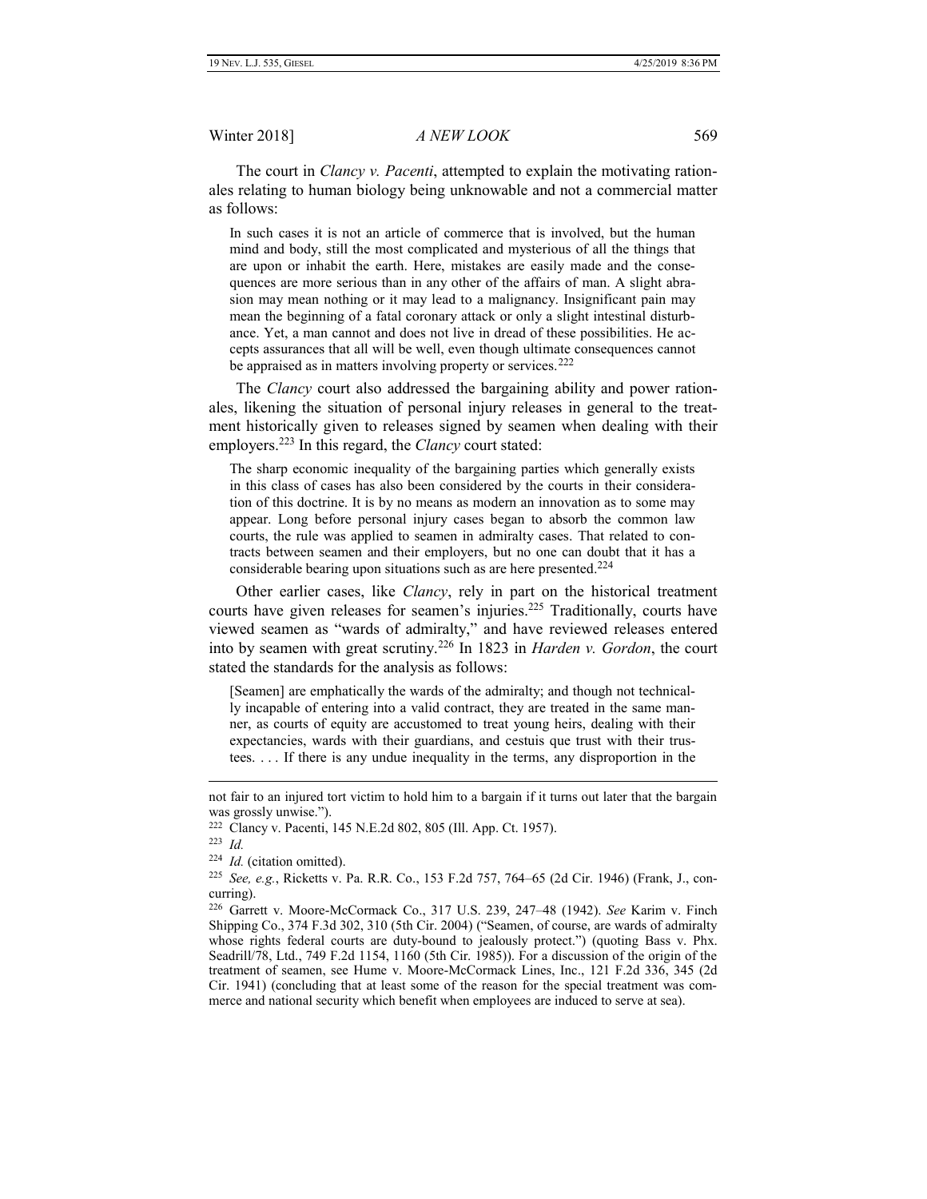The court in *Clancy v. Pacenti*, attempted to explain the motivating rationales relating to human biology being unknowable and not a commercial matter as follows:

> In such cases it is not an article of commerce that is involved, but the human mind and body, still the most complicated and mysterious of all the things that are upon or inhabit the earth. Here, mistakes are easily made and the consequences are more serious than in any other of the affairs of man. A slight abrasion may mean nothing or it may lead to a malignancy. Insignificant pain may mean the beginning of a fatal coronary attack or only a slight intestinal disturbance. Yet, a man cannot and does not live in dread of these possibilities. He accepts assurances that all will be well, even though ultimate consequences cannot be appraised as in matters involving property or services.[222]

The *Clancy* court also addressed the bargaining ability and power rationales, likening the situation of personal injury releases in general to the treatment historically given to releases signed by seamen when dealing with their employers.[223] In this regard, the *Clancy* court stated:

> The sharp economic inequality of the bargaining parties which generally exists in this class of cases has also been considered by the courts in their consideration of this doctrine. It is by no means as modern an innovation as to some may appear. Long before personal injury cases began to absorb the common law courts, the rule was applied to seamen in admiralty cases. That related to contracts between seamen and their employers, but no one can doubt that it has a considerable bearing upon situations such as are here presented.[224]

Other earlier cases, like *Clancy*, rely in part on the historical treatment courts have given releases for seamen's injuries.[225] Traditionally, courts have viewed seamen as "wards of admiralty," and have reviewed releases entered into by seamen with great scrutiny.[226] In 1823 in *Harden v. Gordon*, the court stated the standards for the analysis as follows:

> [Seamen] are emphatically the wards of the admiralty; and though not technically incapable of entering into a valid contract, they are treated in the same manner, as courts of equity are accustomed to treat young heirs, dealing with their expectancies, wards with their guardians, and cestuis que trust with their trustees. . . . If there is any undue inequality in the terms, any disproportion in the

---

not fair to an injured tort victim to hold him to a bargain if it turns out later that the bargain was grossly unwise.").

[222] Clancy v. Pacenti, 145 N.E.2d 802, 805 (Ill. App. Ct. 1957).

[223] *Id.*

[224] *Id.* (citation omitted).

[225] *See, e.g.*, Ricketts v. Pa. R.R. Co., 153 F.2d 757, 764–65 (2d Cir. 1946) (Frank, J., concurring).

[226] Garrett v. Moore-McCormack Co., 317 U.S. 239, 247–48 (1942). *See* Karim v. Finch Shipping Co., 374 F.3d 302, 310 (5th Cir. 2004) ("Seamen, of course, are wards of admiralty whose rights federal courts are duty-bound to jealously protect.") (quoting Bass v. Phx. Seadrill/78, Ltd., 749 F.2d 1154, 1160 (5th Cir. 1985)). For a discussion of the origin of the treatment of seamen, see Hume v. Moore-McCormack Lines, Inc., 121 F.2d 336, 345 (2d Cir. 1941) (concluding that at least some of the reason for the special treatment was commerce and national security which benefit when employees are induced to serve at sea).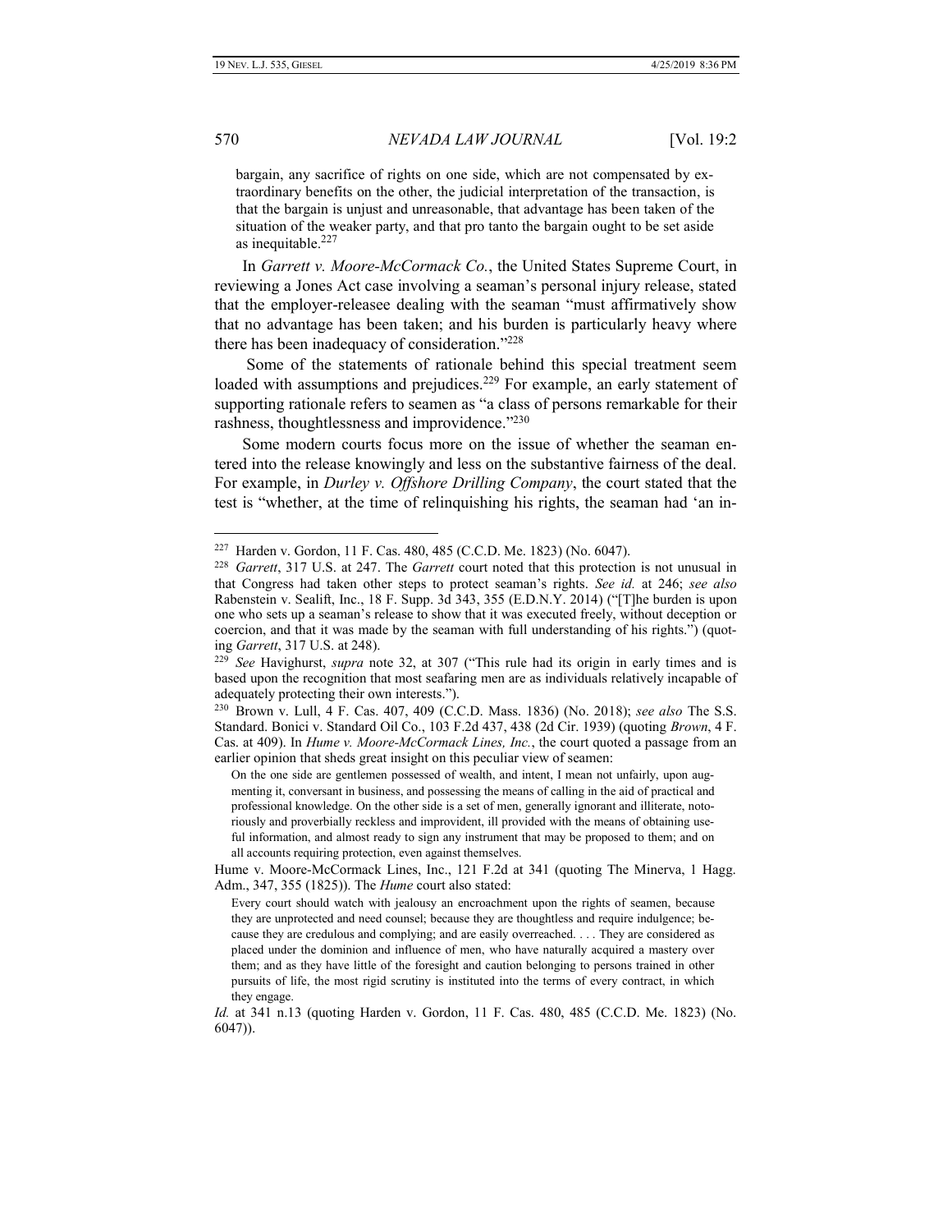> bargain, any sacrifice of rights on one side, which are not compensated by extraordinary benefits on the other, the judicial interpretation of the transaction, is that the bargain is unjust and unreasonable, that advantage has been taken of the situation of the weaker party, and that pro tanto the bargain ought to be set aside as inequitable.[227]

In *Garrett v. Moore-McCormack Co.*, the United States Supreme Court, in reviewing a Jones Act case involving a seaman's personal injury release, stated that the employer-releasee dealing with the seaman "must affirmatively show that no advantage has been taken; and his burden is particularly heavy where there has been inadequacy of consideration."[228]

Some of the statements of rationale behind this special treatment seem loaded with assumptions and prejudices.[229] For example, an early statement of supporting rationale refers to seamen as "a class of persons remarkable for their rashness, thoughtlessness and improvidence."[230]

Some modern courts focus more on the issue of whether the seaman entered into the release knowingly and less on the substantive fairness of the deal. For example, in *Durley v. Offshore Drilling Company*, the court stated that the test is "whether, at the time of relinquishing his rights, the seaman had 'an in-

---

[227] Harden v. Gordon, 11 F. Cas. 480, 485 (C.C.D. Me. 1823) (No. 6047).

[228] *Garrett*, 317 U.S. at 247. The *Garrett* court noted that this protection is not unusual in that Congress had taken other steps to protect seaman's rights. *See id.* at 246; *see also* Rabenstein v. Sealift, Inc., 18 F. Supp. 3d 343, 355 (E.D.N.Y. 2014) ("[T]he burden is upon one who sets up a seaman's release to show that it was executed freely, without deception or coercion, and that it was made by the seaman with full understanding of his rights.") (quoting *Garrett*, 317 U.S. at 248).

[229] *See* Havighurst, *supra* note 32, at 307 ("This rule had its origin in early times and is based upon the recognition that most seafaring men are as individuals relatively incapable of adequately protecting their own interests.").

[230] Brown v. Lull, 4 F. Cas. 407, 409 (C.C.D. Mass. 1836) (No. 2018); *see also* The S.S. Standard. Bonici v. Standard Oil Co., 103 F.2d 437, 438 (2d Cir. 1939) (quoting *Brown*, 4 F. Cas. at 409). In *Hume v. Moore-McCormack Lines, Inc.*, the court quoted a passage from an earlier opinion that sheds great insight on this peculiar view of seamen:

> On the one side are gentlemen possessed of wealth, and intent, I mean not unfairly, upon augmenting it, conversant in business, and possessing the means of calling in the aid of practical and professional knowledge. On the other side is a set of men, generally ignorant and illiterate, notoriously and proverbially reckless and improvident, ill provided with the means of obtaining useful information, and almost ready to sign any instrument that may be proposed to them; and on all accounts requiring protection, even against themselves.

Hume v. Moore-McCormack Lines, Inc., 121 F.2d at 341 (quoting The Minerva, 1 Hagg. Adm., 347, 355 (1825)). The *Hume* court also stated:

> Every court should watch with jealousy an encroachment upon the rights of seamen, because they are unprotected and need counsel; because they are thoughtless and require indulgence; because they are credulous and complying; and are easily overreached. . . . They are considered as placed under the dominion and influence of men, who have naturally acquired a mastery over them; and as they have little of the foresight and caution belonging to persons trained in other pursuits of life, the most rigid scrutiny is instituted into the terms of every contract, in which they engage.

*Id.* at 341 n.13 (quoting Harden v. Gordon, 11 F. Cas. 480, 485 (C.C.D. Me. 1823) (No. 6047)).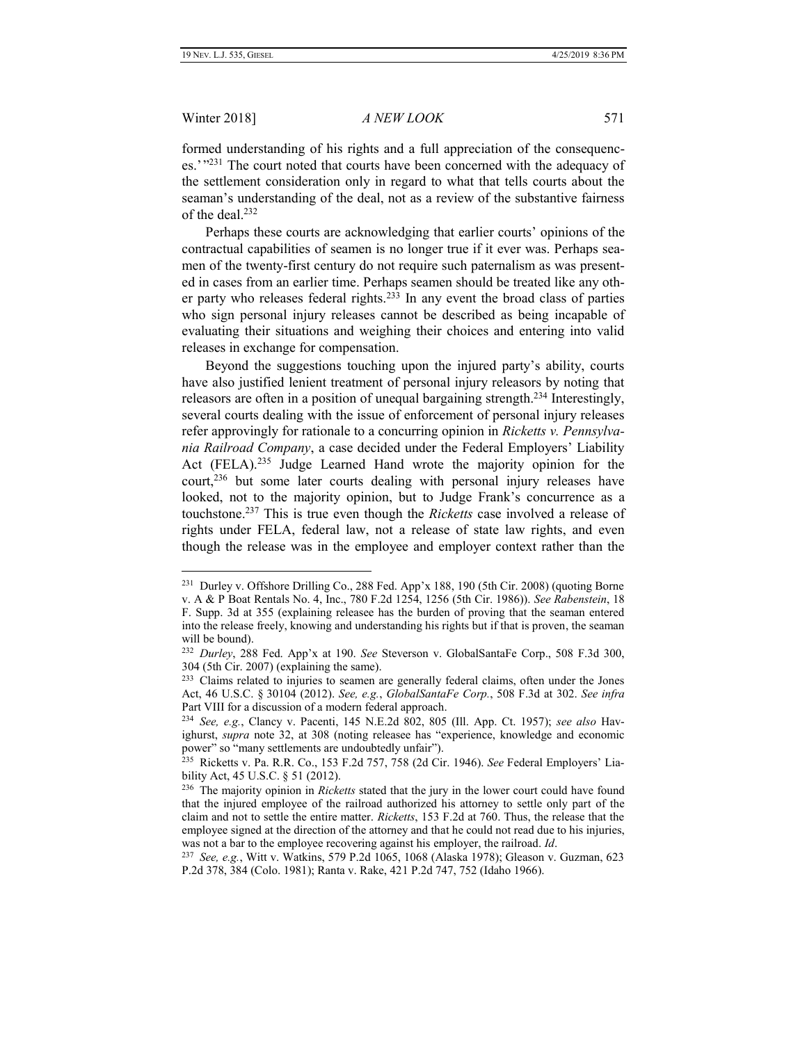formed understanding of his rights and a full appreciation of the consequences.' "[231] The court noted that courts have been concerned with the adequacy of the settlement consideration only in regard to what that tells courts about the seaman's understanding of the deal, not as a review of the substantive fairness of the deal.[232]

Perhaps these courts are acknowledging that earlier courts' opinions of the contractual capabilities of seamen is no longer true if it ever was. Perhaps seamen of the twenty-first century do not require such paternalism as was presented in cases from an earlier time. Perhaps seamen should be treated like any other party who releases federal rights.[233] In any event the broad class of parties who sign personal injury releases cannot be described as being incapable of evaluating their situations and weighing their choices and entering into valid releases in exchange for compensation.

Beyond the suggestions touching upon the injured party's ability, courts have also justified lenient treatment of personal injury releasors by noting that releasors are often in a position of unequal bargaining strength.[234] Interestingly, several courts dealing with the issue of enforcement of personal injury releases refer approvingly for rationale to a concurring opinion in *Ricketts v. Pennsylvania Railroad Company*, a case decided under the Federal Employers' Liability Act (FELA).[235] Judge Learned Hand wrote the majority opinion for the court,[236] but some later courts dealing with personal injury releases have looked, not to the majority opinion, but to Judge Frank's concurrence as a touchstone.[237] This is true even though the *Ricketts* case involved a release of rights under FELA, federal law, not a release of state law rights, and even though the release was in the employee and employer context rather than the

---

[231] Durley v. Offshore Drilling Co., 288 Fed. App'x 188, 190 (5th Cir. 2008) (quoting Borne v. A & P Boat Rentals No. 4, Inc., 780 F.2d 1254, 1256 (5th Cir. 1986)). *See Rabenstein*, 18 F. Supp. 3d at 355 (explaining releasee has the burden of proving that the seaman entered into the release freely, knowing and understanding his rights but if that is proven, the seaman will be bound).

[232] *Durley*, 288 Fed. App'x at 190. *See* Steverson v. GlobalSantaFe Corp., 508 F.3d 300, 304 (5th Cir. 2007) (explaining the same).

[233] Claims related to injuries to seamen are generally federal claims, often under the Jones Act, 46 U.S.C. § 30104 (2012). *See, e.g.*, *GlobalSantaFe Corp.*, 508 F.3d at 302. *See infra* Part VIII for a discussion of a modern federal approach.

[234] *See, e.g.*, Clancy v. Pacenti, 145 N.E.2d 802, 805 (Ill. App. Ct. 1957); *see also* Havighurst, *supra* note 32, at 308 (noting releasee has "experience, knowledge and economic power" so "many settlements are undoubtedly unfair").

[235] Ricketts v. Pa. R.R. Co., 153 F.2d 757, 758 (2d Cir. 1946). *See* Federal Employers' Liability Act, 45 U.S.C. § 51 (2012).

[236] The majority opinion in *Ricketts* stated that the jury in the lower court could have found that the injured employee of the railroad authorized his attorney to settle only part of the claim and not to settle the entire matter. *Ricketts*, 153 F.2d at 760. Thus, the release that the employee signed at the direction of the attorney and that he could not read due to his injuries, was not a bar to the employee recovering against his employer, the railroad. *Id*.

[237] *See, e.g.*, Witt v. Watkins, 579 P.2d 1065, 1068 (Alaska 1978); Gleason v. Guzman, 623 P.2d 378, 384 (Colo. 1981); Ranta v. Rake, 421 P.2d 747, 752 (Idaho 1966).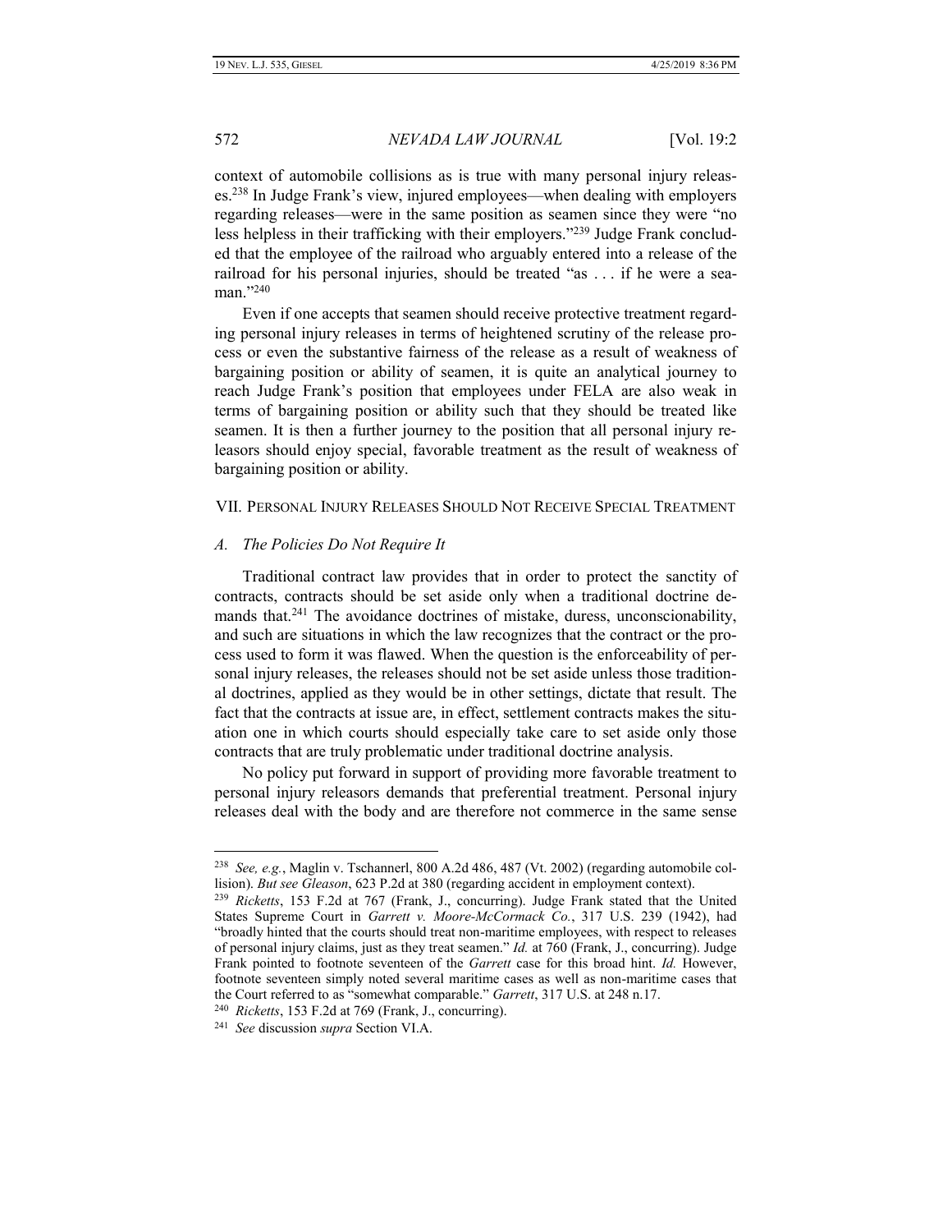context of automobile collisions as is true with many personal injury releases.[238] In Judge Frank's view, injured employees—when dealing with employers regarding releases—were in the same position as seamen since they were "no less helpless in their trafficking with their employers."[239] Judge Frank concluded that the employee of the railroad who arguably entered into a release of the railroad for his personal injuries, should be treated "as . . . if he were a seaman."[240]

Even if one accepts that seamen should receive protective treatment regarding personal injury releases in terms of heightened scrutiny of the release process or even the substantive fairness of the release as a result of weakness of bargaining position or ability of seamen, it is quite an analytical journey to reach Judge Frank's position that employees under FELA are also weak in terms of bargaining position or ability such that they should be treated like seamen. It is then a further journey to the position that all personal injury releasors should enjoy special, favorable treatment as the result of weakness of bargaining position or ability.

## VII. Personal Injury Releases Should Not Receive Special Treatment

### A. *The Policies Do Not Require It*

Traditional contract law provides that in order to protect the sanctity of contracts, contracts should be set aside only when a traditional doctrine demands that.[241] The avoidance doctrines of mistake, duress, unconscionability, and such are situations in which the law recognizes that the contract or the process used to form it was flawed. When the question is the enforceability of personal injury releases, the releases should not be set aside unless those traditional doctrines, applied as they would be in other settings, dictate that result. The fact that the contracts at issue are, in effect, settlement contracts makes the situation one in which courts should especially take care to set aside only those contracts that are truly problematic under traditional doctrine analysis.

No policy put forward in support of providing more favorable treatment to personal injury releasors demands that preferential treatment. Personal injury releases deal with the body and are therefore not commerce in the same sense

---

[238] *See, e.g.*, Maglin v. Tschannerl, 800 A.2d 486, 487 (Vt. 2002) (regarding automobile collision). *But see Gleason*, 623 P.2d at 380 (regarding accident in employment context).

[239] *Ricketts*, 153 F.2d at 767 (Frank, J., concurring). Judge Frank stated that the United States Supreme Court in *Garrett v. Moore-McCormack Co.*, 317 U.S. 239 (1942), had "broadly hinted that the courts should treat non-maritime employees, with respect to releases of personal injury claims, just as they treat seamen." *Id.* at 760 (Frank, J., concurring). Judge Frank pointed to footnote seventeen of the *Garrett* case for this broad hint. *Id.* However, footnote seventeen simply noted several maritime cases as well as non-maritime cases that the Court referred to as "somewhat comparable." *Garrett*, 317 U.S. at 248 n.17.

[240] *Ricketts*, 153 F.2d at 769 (Frank, J., concurring).

[241] *See* discussion *supra* Section VI.A.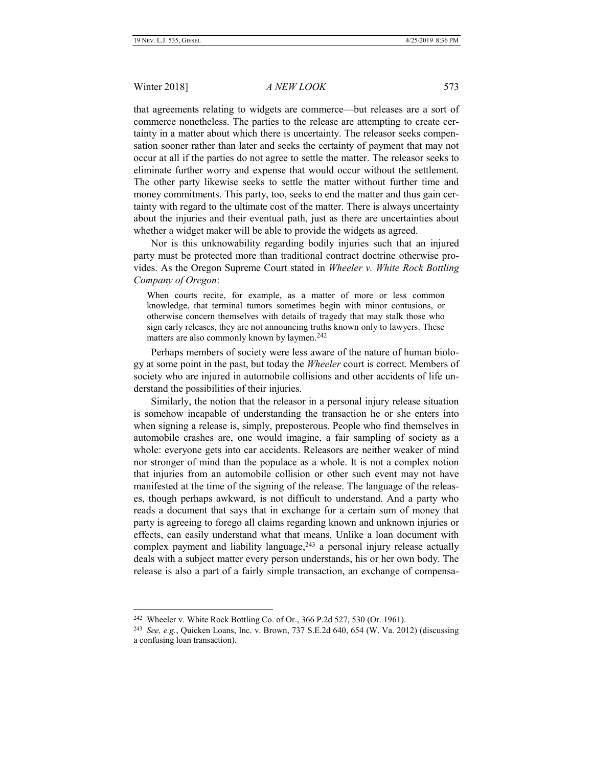that agreements relating to widgets are commerce—but releases are a sort of commerce nonetheless. The parties to the release are attempting to create certainty in a matter about which there is uncertainty. The releasor seeks compensation sooner rather than later and seeks the certainty of payment that may not occur at all if the parties do not agree to settle the matter. The releasor seeks to eliminate further worry and expense that would occur without the settlement. The other party likewise seeks to settle the matter without further time and money commitments. This party, too, seeks to end the matter and thus gain certainty with regard to the ultimate cost of the matter. There is always uncertainty about the injuries and their eventual path, just as there are uncertainties about whether a widget maker will be able to provide the widgets as agreed.

Nor is this unknowability regarding bodily injuries such that an injured party must be protected more than traditional contract doctrine otherwise provides. As the Oregon Supreme Court stated in *Wheeler v. White Rock Bottling Company of Oregon*:

> When courts recite, for example, as a matter of more or less common knowledge, that terminal tumors sometimes begin with minor contusions, or otherwise concern themselves with details of tragedy that may stalk those who sign early releases, they are not announcing truths known only to lawyers. These matters are also commonly known by laymen.[242]

Perhaps members of society were less aware of the nature of human biology at some point in the past, but today the *Wheeler* court is correct. Members of society who are injured in automobile collisions and other accidents of life understand the possibilities of their injuries.

Similarly, the notion that the releasor in a personal injury release situation is somehow incapable of understanding the transaction he or she enters into when signing a release is, simply, preposterous. People who find themselves in automobile crashes are, one would imagine, a fair sampling of society as a whole: everyone gets into car accidents. Releasors are neither weaker of mind nor stronger of mind than the populace as a whole. It is not a complex notion that injuries from an automobile collision or other such event may not have manifested at the time of the signing of the release. The language of the releases, though perhaps awkward, is not difficult to understand. And a party who reads a document that says that in exchange for a certain sum of money that party is agreeing to forego all claims regarding known and unknown injuries or effects, can easily understand what that means. Unlike a loan document with complex payment and liability language,[243] a personal injury release actually deals with a subject matter every person understands, his or her own body. The release is also a part of a fairly simple transaction, an exchange of compensa-

---

[242] Wheeler v. White Rock Bottling Co. of Or., 366 P.2d 527, 530 (Or. 1961).

[243] *See, e.g.*, Quicken Loans, Inc. v. Brown, 737 S.E.2d 640, 654 (W. Va. 2012) (discussing a confusing loan transaction).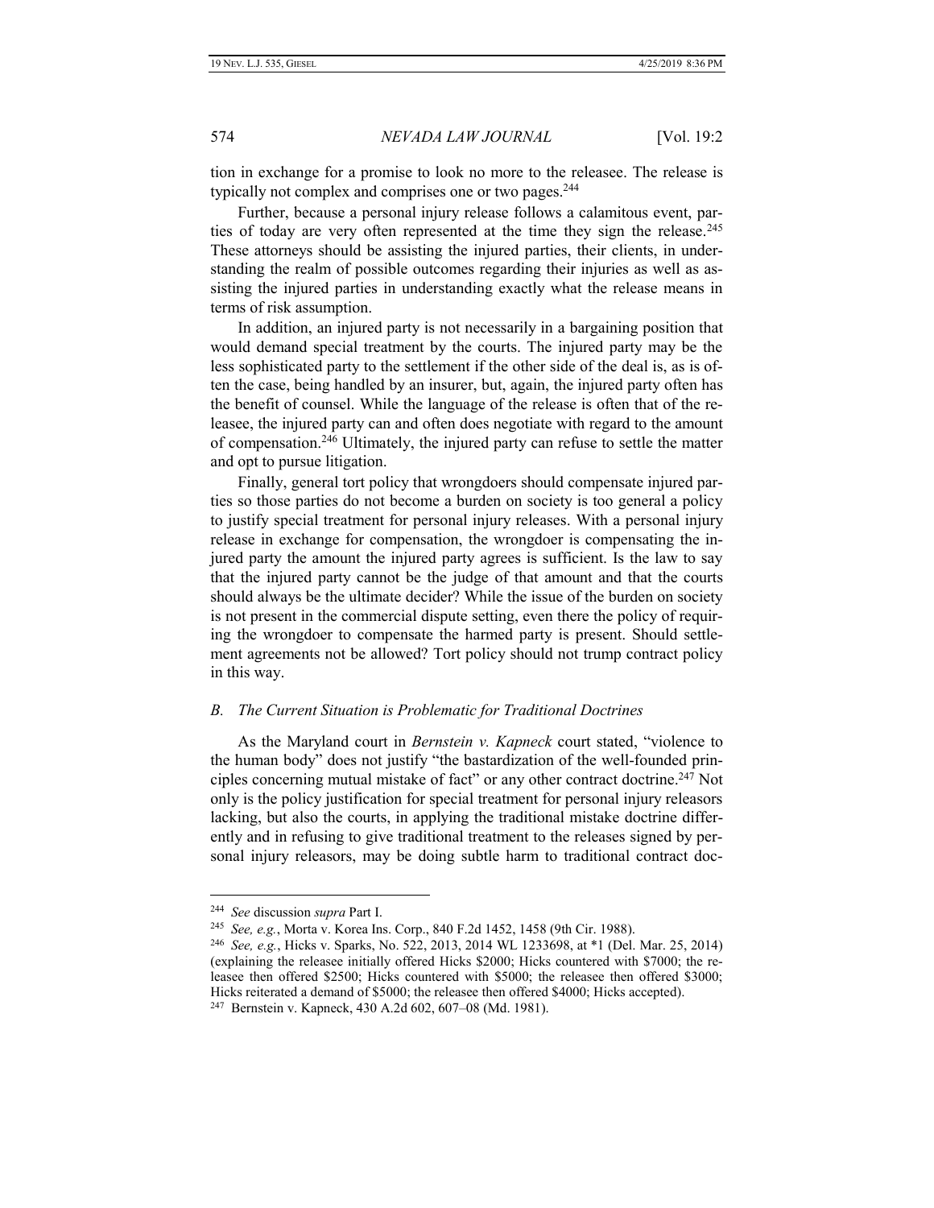tion in exchange for a promise to look no more to the releasee. The release is typically not complex and comprises one or two pages.[244]

Further, because a personal injury release follows a calamitous event, parties of today are very often represented at the time they sign the release.[245] These attorneys should be assisting the injured parties, their clients, in understanding the realm of possible outcomes regarding their injuries as well as assisting the injured parties in understanding exactly what the release means in terms of risk assumption.

In addition, an injured party is not necessarily in a bargaining position that would demand special treatment by the courts. The injured party may be the less sophisticated party to the settlement if the other side of the deal is, as is often the case, being handled by an insurer, but, again, the injured party often has the benefit of counsel. While the language of the release is often that of the releasee, the injured party can and often does negotiate with regard to the amount of compensation.[246] Ultimately, the injured party can refuse to settle the matter and opt to pursue litigation.

Finally, general tort policy that wrongdoers should compensate injured parties so those parties do not become a burden on society is too general a policy to justify special treatment for personal injury releases. With a personal injury release in exchange for compensation, the wrongdoer is compensating the injured party the amount the injured party agrees is sufficient. Is the law to say that the injured party cannot be the judge of that amount and that the courts should always be the ultimate decider? While the issue of the burden on society is not present in the commercial dispute setting, even there the policy of requiring the wrongdoer to compensate the harmed party is present. Should settlement agreements not be allowed? Tort policy should not trump contract policy in this way.

### *B. The Current Situation is Problematic for Traditional Doctrines*

As the Maryland court in *Bernstein v. Kapneck* court stated, "violence to the human body" does not justify "the bastardization of the well-founded principles concerning mutual mistake of fact" or any other contract doctrine.[247] Not only is the policy justification for special treatment for personal injury releasors lacking, but also the courts, in applying the traditional mistake doctrine differently and in refusing to give traditional treatment to the releases signed by personal injury releasors, may be doing subtle harm to traditional contract doc-

---

[244] *See* discussion *supra* Part I.

[245] *See, e.g.*, Morta v. Korea Ins. Corp., 840 F.2d 1452, 1458 (9th Cir. 1988).

[246] *See, e.g.*, Hicks v. Sparks, No. 522, 2013, 2014 WL 1233698, at *1 (Del. Mar. 25, 2014) (explaining the releasee initially offered Hicks $2000; Hicks countered with $7000; the releasee then offered $2500; Hicks countered with $5000; the releasee then offered $3000; Hicks reiterated a demand of $5000; the releasee then offered $4000; Hicks accepted).

[247] Bernstein v. Kapneck, 430 A.2d 602, 607–08 (Md. 1981).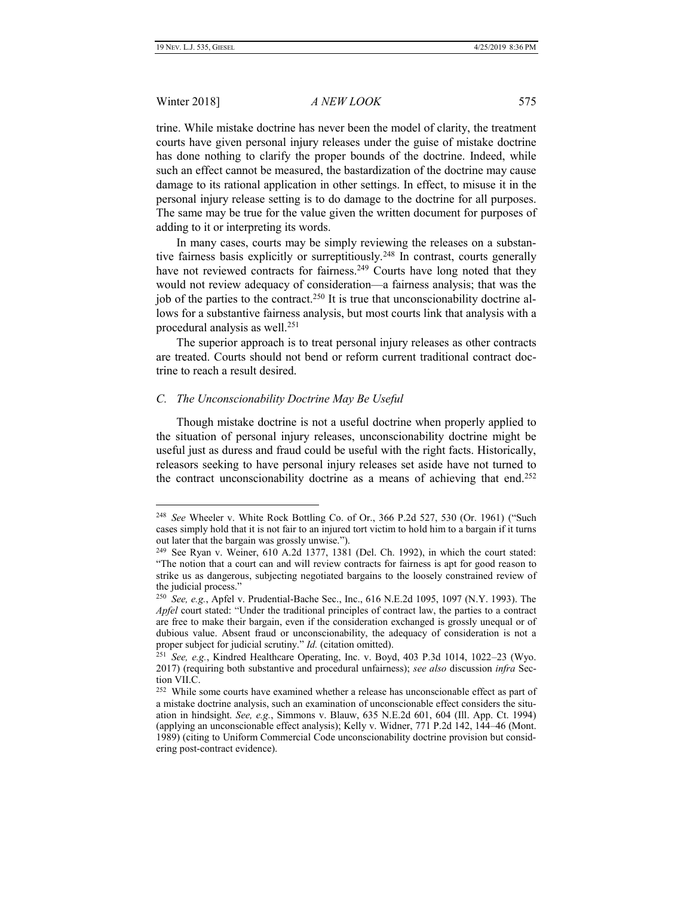trine. While mistake doctrine has never been the model of clarity, the treatment courts have given personal injury releases under the guise of mistake doctrine has done nothing to clarify the proper bounds of the doctrine. Indeed, while such an effect cannot be measured, the bastardization of the doctrine may cause damage to its rational application in other settings. In effect, to misuse it in the personal injury release setting is to do damage to the doctrine for all purposes. The same may be true for the value given the written document for purposes of adding to it or interpreting its words.

In many cases, courts may be simply reviewing the releases on a substantive fairness basis explicitly or surreptitiously.[248] In contrast, courts generally have not reviewed contracts for fairness.[249] Courts have long noted that they would not review adequacy of consideration—a fairness analysis; that was the job of the parties to the contract.[250] It is true that unconscionability doctrine allows for a substantive fairness analysis, but most courts link that analysis with a procedural analysis as well.[251]

The superior approach is to treat personal injury releases as other contracts are treated. Courts should not bend or reform current traditional contract doctrine to reach a result desired.

### *C. The Unconscionability Doctrine May Be Useful*

Though mistake doctrine is not a useful doctrine when properly applied to the situation of personal injury releases, unconscionability doctrine might be useful just as duress and fraud could be useful with the right facts. Historically, releasors seeking to have personal injury releases set aside have not turned to the contract unconscionability doctrine as a means of achieving that end.[252]

---

[248] *See* Wheeler v. White Rock Bottling Co. of Or., 366 P.2d 527, 530 (Or. 1961) ("Such cases simply hold that it is not fair to an injured tort victim to hold him to a bargain if it turns out later that the bargain was grossly unwise.").

[249] See Ryan v. Weiner, 610 A.2d 1377, 1381 (Del. Ch. 1992), in which the court stated: "The notion that a court can and will review contracts for fairness is apt for good reason to strike us as dangerous, subjecting negotiated bargains to the loosely constrained review of the judicial process."

[250] *See, e.g.*, Apfel v. Prudential-Bache Sec., Inc., 616 N.E.2d 1095, 1097 (N.Y. 1993). The *Apfel* court stated: "Under the traditional principles of contract law, the parties to a contract are free to make their bargain, even if the consideration exchanged is grossly unequal or of dubious value. Absent fraud or unconscionability, the adequacy of consideration is not a proper subject for judicial scrutiny." *Id.* (citation omitted).

[251] *See, e.g.*, Kindred Healthcare Operating, Inc. v. Boyd, 403 P.3d 1014, 1022–23 (Wyo. 2017) (requiring both substantive and procedural unfairness); *see also* discussion *infra* Section VII.C.

[252] While some courts have examined whether a release has unconscionable effect as part of a mistake doctrine analysis, such an examination of unconscionable effect considers the situation in hindsight. *See, e.g.*, Simmons v. Blauw, 635 N.E.2d 601, 604 (Ill. App. Ct. 1994) (applying an unconscionable effect analysis); Kelly v. Widner, 771 P.2d 142, 144–46 (Mont. 1989) (citing to Uniform Commercial Code unconscionability doctrine provision but considering post-contract evidence).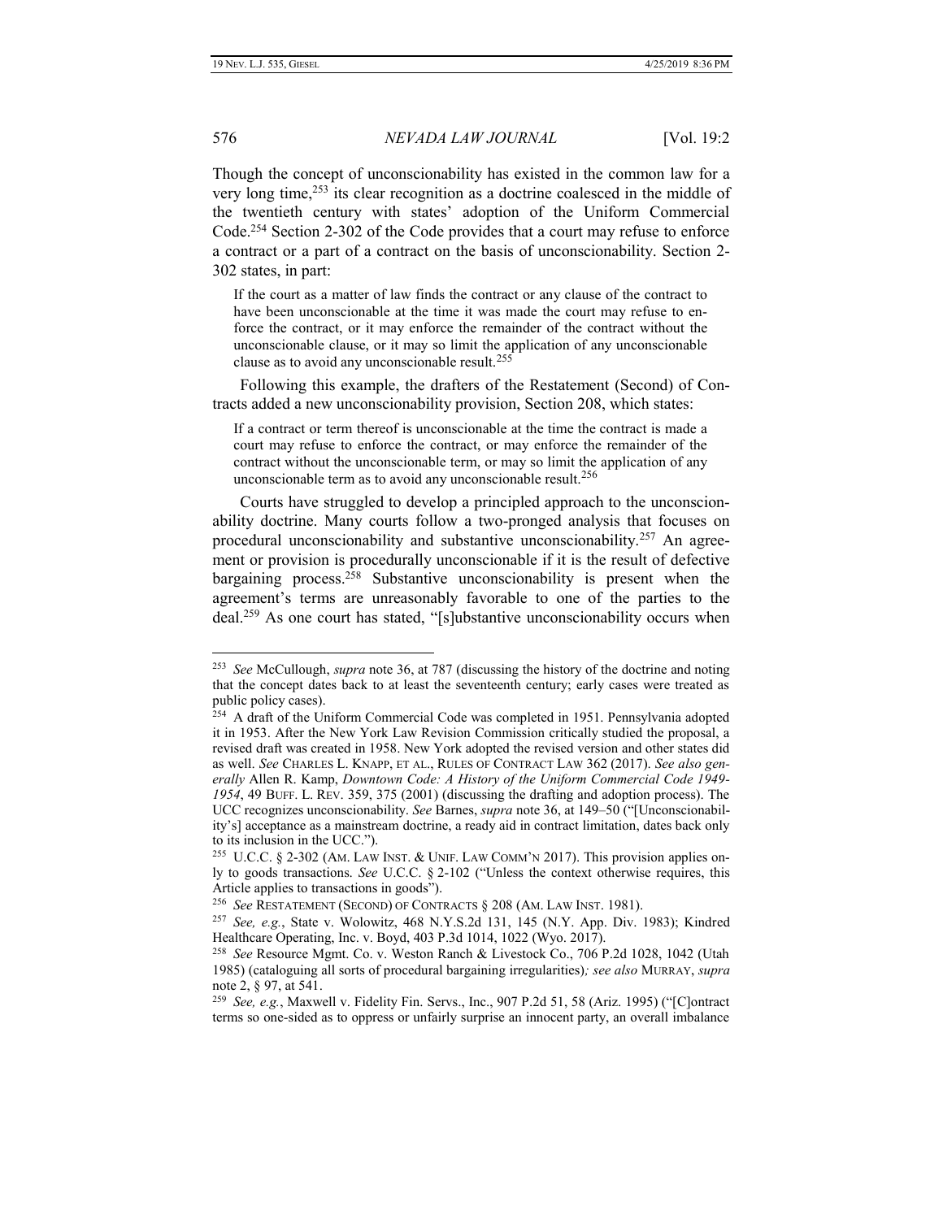Though the concept of unconscionability has existed in the common law for a very long time,[253] its clear recognition as a doctrine coalesced in the middle of the twentieth century with states' adoption of the Uniform Commercial Code.[254] Section 2-302 of the Code provides that a court may refuse to enforce a contract or a part of a contract on the basis of unconscionability. Section 2-302 states, in part:

> If the court as a matter of law finds the contract or any clause of the contract to have been unconscionable at the time it was made the court may refuse to enforce the contract, or it may enforce the remainder of the contract without the unconscionable clause, or it may so limit the application of any unconscionable clause as to avoid any unconscionable result.[255]

Following this example, the drafters of the Restatement (Second) of Contracts added a new unconscionability provision, Section 208, which states:

> If a contract or term thereof is unconscionable at the time the contract is made a court may refuse to enforce the contract, or may enforce the remainder of the contract without the unconscionable term, or may so limit the application of any unconscionable term as to avoid any unconscionable result.[256]

Courts have struggled to develop a principled approach to the unconscionability doctrine. Many courts follow a two-pronged analysis that focuses on procedural unconscionability and substantive unconscionability.[257] An agreement or provision is procedurally unconscionable if it is the result of defective bargaining process.[258] Substantive unconscionability is present when the agreement's terms are unreasonably favorable to one of the parties to the deal.[259] As one court has stated, "[s]ubstantive unconscionability occurs when

---

[253] *See* McCullough, *supra* note 36, at 787 (discussing the history of the doctrine and noting that the concept dates back to at least the seventeenth century; early cases were treated as public policy cases).

[254] A draft of the Uniform Commercial Code was completed in 1951. Pennsylvania adopted it in 1953. After the New York Law Revision Commission critically studied the proposal, a revised draft was created in 1958. New York adopted the revised version and other states did as well. *See* CHARLES L. KNAPP, ET AL., RULES OF CONTRACT LAW 362 (2017). *See also generally* Allen R. Kamp, *Downtown Code: A History of the Uniform Commercial Code 1949-1954*, 49 BUFF. L. REV. 359, 375 (2001) (discussing the drafting and adoption process). The UCC recognizes unconscionability. *See* Barnes, *supra* note 36, at 149–50 ("[Unconscionability's] acceptance as a mainstream doctrine, a ready aid in contract limitation, dates back only to its inclusion in the UCC.").

[255] U.C.C. § 2-302 (AM. LAW INST. & UNIF. LAW COMM'N 2017). This provision applies only to goods transactions. *See* U.C.C. § 2-102 ("Unless the context otherwise requires, this Article applies to transactions in goods").

[256] *See* RESTATEMENT (SECOND) OF CONTRACTS § 208 (AM. LAW INST. 1981).

[257] *See, e.g.*, State v. Wolowitz, 468 N.Y.S.2d 131, 145 (N.Y. App. Div. 1983); Kindred Healthcare Operating, Inc. v. Boyd, 403 P.3d 1014, 1022 (Wyo. 2017).

[258] *See* Resource Mgmt. Co. v. Weston Ranch & Livestock Co., 706 P.2d 1028, 1042 (Utah 1985) (cataloguing all sorts of procedural bargaining irregularities)*; see also* MURRAY, *supra* note 2, § 97, at 541.

[259] *See, e.g.*, Maxwell v. Fidelity Fin. Servs., Inc., 907 P.2d 51, 58 (Ariz. 1995) ("[C]ontract terms so one-sided as to oppress or unfairly surprise an innocent party, an overall imbalance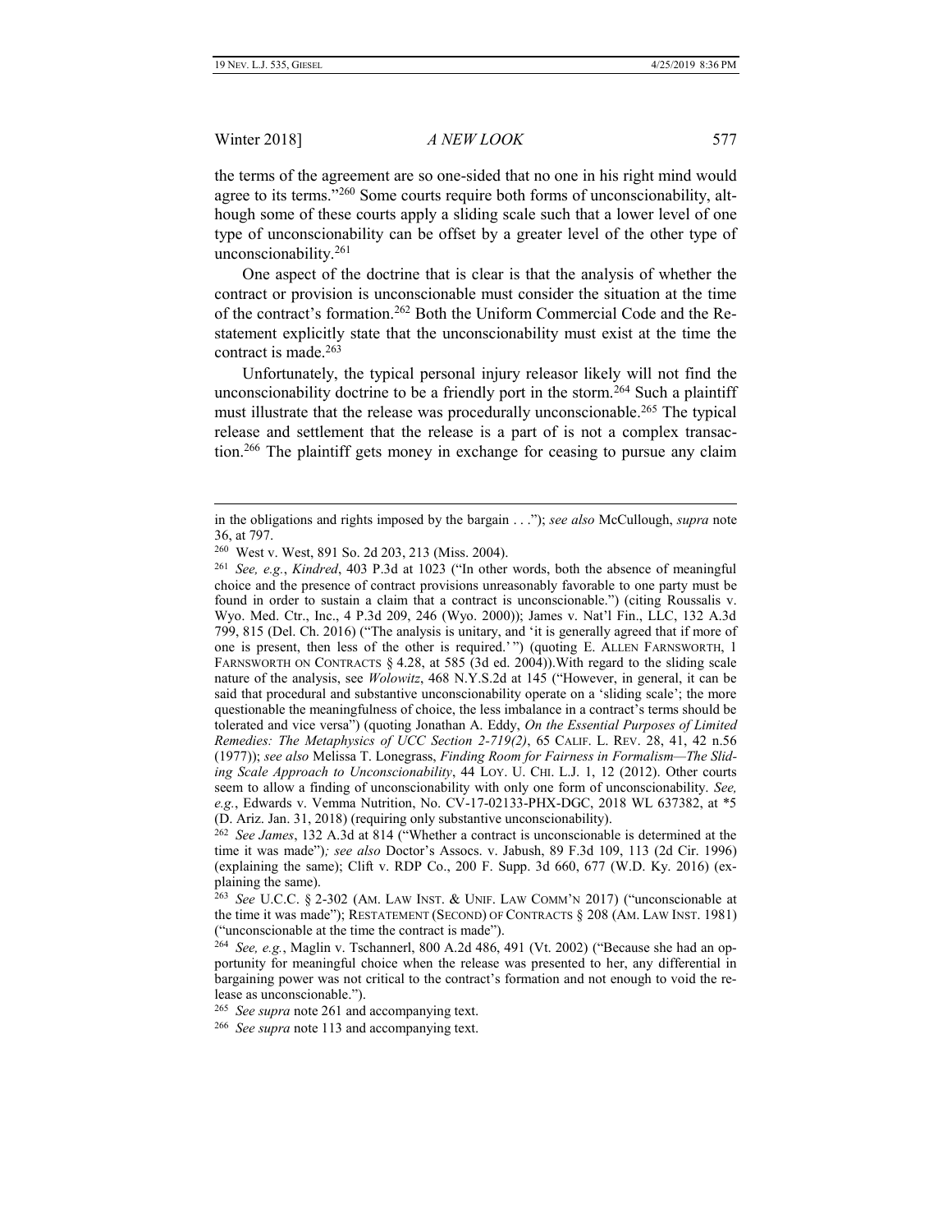the terms of the agreement are so one-sided that no one in his right mind would agree to its terms."[260] Some courts require both forms of unconscionability, although some of these courts apply a sliding scale such that a lower level of one type of unconscionability can be offset by a greater level of the other type of unconscionability.[261]

One aspect of the doctrine that is clear is that the analysis of whether the contract or provision is unconscionable must consider the situation at the time of the contract's formation.[262] Both the Uniform Commercial Code and the Restatement explicitly state that the unconscionability must exist at the time the contract is made.[263]

Unfortunately, the typical personal injury releasor likely will not find the unconscionability doctrine to be a friendly port in the storm.[264] Such a plaintiff must illustrate that the release was procedurally unconscionable.[265] The typical release and settlement that the release is a part of is not a complex transaction.[266] The plaintiff gets money in exchange for ceasing to pursue any claim

---

in the obligations and rights imposed by the bargain . . ."); *see also* McCullough, *supra* note 36, at 797.

[260] West v. West, 891 So. 2d 203, 213 (Miss. 2004).

[261] *See, e.g.*, *Kindred*, 403 P.3d at 1023 ("In other words, both the absence of meaningful choice and the presence of contract provisions unreasonably favorable to one party must be found in order to sustain a claim that a contract is unconscionable.") (citing Roussalis v. Wyo. Med. Ctr., Inc., 4 P.3d 209, 246 (Wyo. 2000)); James v. Nat'l Fin., LLC, 132 A.3d 799, 815 (Del. Ch. 2016) ("The analysis is unitary, and 'it is generally agreed that if more of one is present, then less of the other is required.'") (quoting E. ALLEN FARNSWORTH, 1 FARNSWORTH ON CONTRACTS § 4.28, at 585 (3d ed. 2004)).With regard to the sliding scale nature of the analysis, see *Wolowitz*, 468 N.Y.S.2d at 145 ("However, in general, it can be said that procedural and substantive unconscionability operate on a 'sliding scale'; the more questionable the meaningfulness of choice, the less imbalance in a contract's terms should be tolerated and vice versa") (quoting Jonathan A. Eddy, *On the Essential Purposes of Limited Remedies: The Metaphysics of UCC Section 2-719(2)*, 65 CALIF. L. REV. 28, 41, 42 n.56 (1977)); *see also* Melissa T. Lonegrass, *Finding Room for Fairness in Formalism—The Sliding Scale Approach to Unconscionability*, 44 LOY. U. CHI. L.J. 1, 12 (2012). Other courts seem to allow a finding of unconscionability with only one form of unconscionability. *See, e.g.*, Edwards v. Vemma Nutrition, No. CV-17-02133-PHX-DGC, 2018 WL 637382, at *5 (D. Ariz. Jan. 31, 2018) (requiring only substantive unconscionability).

[262] *See James*, 132 A.3d at 814 ("Whether a contract is unconscionable is determined at the time it was made")*; see also* Doctor's Assocs. v. Jabush, 89 F.3d 109, 113 (2d Cir. 1996) (explaining the same); Clift v. RDP Co., 200 F. Supp. 3d 660, 677 (W.D. Ky. 2016) (explaining the same).

[263] *See* U.C.C. § 2-302 (AM. LAW INST. & UNIF. LAW COMM'N 2017) ("unconscionable at the time it was made"); RESTATEMENT (SECOND) OF CONTRACTS § 208 (AM. LAW INST. 1981) ("unconscionable at the time the contract is made").

[264] *See, e.g.*, Maglin v. Tschannerl, 800 A.2d 486, 491 (Vt. 2002) ("Because she had an opportunity for meaningful choice when the release was presented to her, any differential in bargaining power was not critical to the contract's formation and not enough to void the release as unconscionable.").

[265] *See supra* note 261 and accompanying text.

[266] *See supra* note 113 and accompanying text.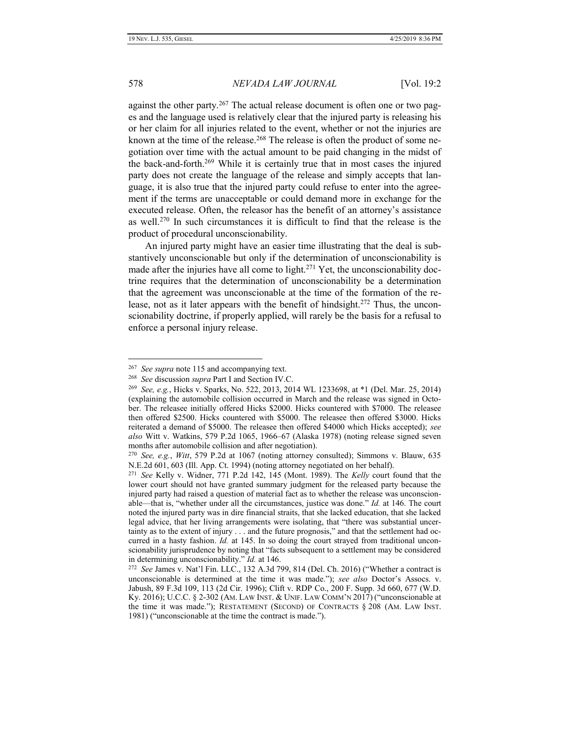against the other party.[267] The actual release document is often one or two pages and the language used is relatively clear that the injured party is releasing his or her claim for all injuries related to the event, whether or not the injuries are known at the time of the release.[268] The release is often the product of some negotiation over time with the actual amount to be paid changing in the midst of the back-and-forth.[269] While it is certainly true that in most cases the injured party does not create the language of the release and simply accepts that language, it is also true that the injured party could refuse to enter into the agreement if the terms are unacceptable or could demand more in exchange for the executed release. Often, the releasor has the benefit of an attorney's assistance as well.[270] In such circumstances it is difficult to find that the release is the product of procedural unconscionability.

An injured party might have an easier time illustrating that the deal is substantively unconscionable but only if the determination of unconscionability is made after the injuries have all come to light.[271] Yet, the unconscionability doctrine requires that the determination of unconscionability be a determination that the agreement was unconscionable at the time of the formation of the release, not as it later appears with the benefit of hindsight.[272] Thus, the unconscionability doctrine, if properly applied, will rarely be the basis for a refusal to enforce a personal injury release.

---

[267] *See supra* note 115 and accompanying text.

[268] *See* discussion *supra* Part I and Section IV.C.

[269] *See, e.g.*, Hicks v. Sparks, No. 522, 2013, 2014 WL 1233698, at *1 (Del. Mar. 25, 2014) (explaining the automobile collision occurred in March and the release was signed in October. The releasee initially offered Hicks $2000. Hicks countered with $7000. The releasee then offered $2500. Hicks countered with $5000. The releasee then offered $3000. Hicks reiterated a demand of $5000. The releasee then offered $4000 which Hicks accepted); *see also* Witt v. Watkins, 579 P.2d 1065, 1966–67 (Alaska 1978) (noting release signed seven months after automobile collision and after negotiation).

[270] *See, e.g.*, *Witt*, 579 P.2d at 1067 (noting attorney consulted); Simmons v. Blauw, 635 N.E.2d 601, 603 (Ill. App. Ct. 1994) (noting attorney negotiated on her behalf).

[271] *See* Kelly v. Widner, 771 P.2d 142, 145 (Mont. 1989). The *Kelly* court found that the lower court should not have granted summary judgment for the released party because the injured party had raised a question of material fact as to whether the release was unconscionable—that is, "whether under all the circumstances, justice was done." *Id.* at 146. The court noted the injured party was in dire financial straits, that she lacked education, that she lacked legal advice, that her living arrangements were isolating, that "there was substantial uncertainty as to the extent of injury . . . and the future prognosis," and that the settlement had occurred in a hasty fashion. *Id.* at 145. In so doing the court strayed from traditional unconscionability jurisprudence by noting that "facts subsequent to a settlement may be considered in determining unconscionability." *Id.* at 146.

[272] *See* James v. Nat'l Fin. LLC., 132 A.3d 799, 814 (Del. Ch. 2016) ("Whether a contract is unconscionable is determined at the time it was made."); *see also* Doctor's Assocs. v. Jabush, 89 F.3d 109, 113 (2d Cir. 1996); Clift v. RDP Co., 200 F. Supp. 3d 660, 677 (W.D. Ky. 2016); U.C.C. § 2-302 (AM. LAW INST. & UNIF. LAW COMM'N 2017) ("unconscionable at the time it was made."); RESTATEMENT (SECOND) OF CONTRACTS § 208 (AM. LAW INST. 1981) ("unconscionable at the time the contract is made.").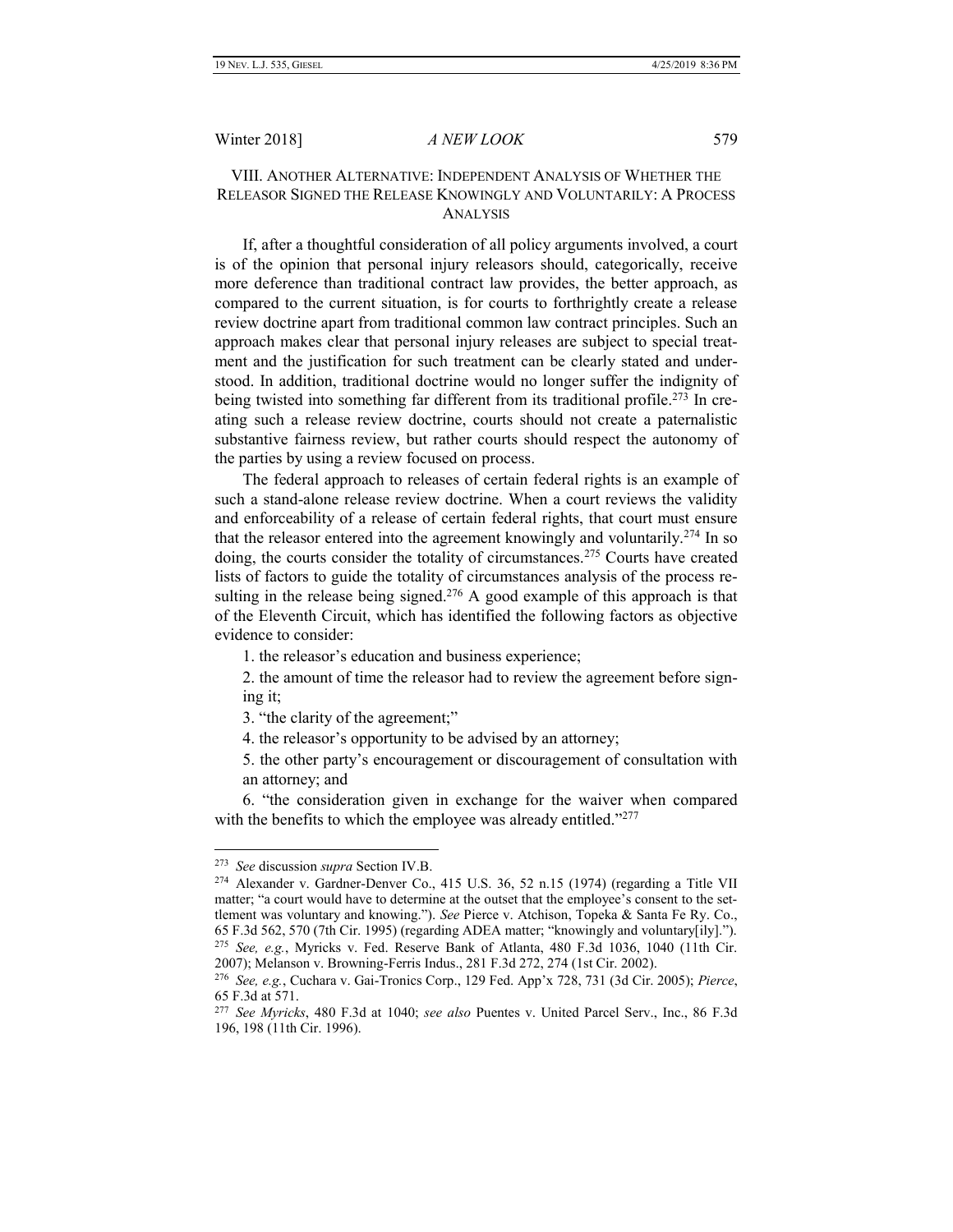## VIII. Another Alternative: Independent Analysis of Whether the Releasor Signed the Release Knowingly and Voluntarily: A Process Analysis

If, after a thoughtful consideration of all policy arguments involved, a court is of the opinion that personal injury releasors should, categorically, receive more deference than traditional contract law provides, the better approach, as compared to the current situation, is for courts to forthrightly create a release review doctrine apart from traditional common law contract principles. Such an approach makes clear that personal injury releases are subject to special treatment and the justification for such treatment can be clearly stated and understood. In addition, traditional doctrine would no longer suffer the indignity of being twisted into something far different from its traditional profile.[273] In creating such a release review doctrine, courts should not create a paternalistic substantive fairness review, but rather courts should respect the autonomy of the parties by using a review focused on process.

The federal approach to releases of certain federal rights is an example of such a stand-alone release review doctrine. When a court reviews the validity and enforceability of a release of certain federal rights, that court must ensure that the releasor entered into the agreement knowingly and voluntarily.[274] In so doing, the courts consider the totality of circumstances.[275] Courts have created lists of factors to guide the totality of circumstances analysis of the process resulting in the release being signed.[276] A good example of this approach is that of the Eleventh Circuit, which has identified the following factors as objective evidence to consider:

1. the releasor's education and business experience;
2. the amount of time the releasor had to review the agreement before signing it;
3. "the clarity of the agreement;"
4. the releasor's opportunity to be advised by an attorney;
5. the other party's encouragement or discouragement of consultation with an attorney; and
6. "the consideration given in exchange for the waiver when compared with the benefits to which the employee was already entitled."[277]

---

[273] *See* discussion *supra* Section IV.B.

[274] Alexander v. Gardner-Denver Co., 415 U.S. 36, 52 n.15 (1974) (regarding a Title VII matter; "a court would have to determine at the outset that the employee's consent to the settlement was voluntary and knowing."). *See* Pierce v. Atchison, Topeka & Santa Fe Ry. Co., 65 F.3d 562, 570 (7th Cir. 1995) (regarding ADEA matter; "knowingly and voluntar[ily].").

[275] *See, e.g.*, Myricks v. Fed. Reserve Bank of Atlanta, 480 F.3d 1036, 1040 (11th Cir. 2007); Melanson v. Browning-Ferris Indus., 281 F.3d 272, 274 (1st Cir. 2002).

[276] *See, e.g.*, Cuchara v. Gai-Tronics Corp., 129 Fed. App'x 728, 731 (3d Cir. 2005); *Pierce*, 65 F.3d at 571.

[277] *See Myricks*, 480 F.3d at 1040; *see also* Puentes v. United Parcel Serv., Inc., 86 F.3d 196, 198 (11th Cir. 1996).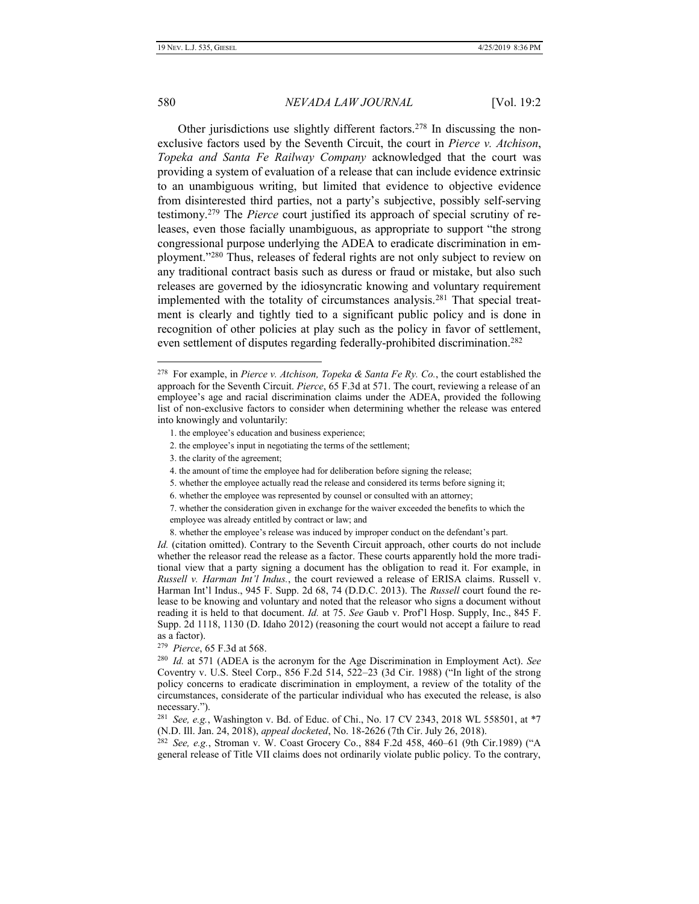Other jurisdictions use slightly different factors.[278] In discussing the non-exclusive factors used by the Seventh Circuit, the court in *Pierce v. Atchison, Topeka and Santa Fe Railway Company* acknowledged that the court was providing a system of evaluation of a release that can include evidence extrinsic to an unambiguous writing, but limited that evidence to objective evidence from disinterested third parties, not a party's subjective, possibly self-serving testimony.[279] The *Pierce* court justified its approach of special scrutiny of releases, even those facially unambiguous, as appropriate to support "the strong congressional purpose underlying the ADEA to eradicate discrimination in employment."[280] Thus, releases of federal rights are not only subject to review on any traditional contract basis such as duress or fraud or mistake, but also such releases are governed by the idiosyncratic knowing and voluntary requirement implemented with the totality of circumstances analysis.[281] That special treatment is clearly and tightly tied to a significant public policy and is done in recognition of other policies at play such as the policy in favor of settlement, even settlement of disputes regarding federally-prohibited discrimination.[282]

---

[278] For example, in *Pierce v. Atchison, Topeka & Santa Fe Ry. Co.*, the court established the approach for the Seventh Circuit. *Pierce*, 65 F.3d at 571. The court, reviewing a release of an employee's age and racial discrimination claims under the ADEA, provided the following list of non-exclusive factors to consider when determining whether the release was entered into knowingly and voluntarily:

1. the employee's education and business experience;
2. the employee's input in negotiating the terms of the settlement;
3. the clarity of the agreement;
4. the amount of time the employee had for deliberation before signing the release;
5. whether the employee actually read the release and considered its terms before signing it;
6. whether the employee was represented by counsel or consulted with an attorney;
7. whether the consideration given in exchange for the waiver exceeded the benefits to which the employee was already entitled by contract or law; and
8. whether the employee's release was induced by improper conduct on the defendant's part.

*Id.* (citation omitted). Contrary to the Seventh Circuit approach, other courts do not include whether the releasor read the release as a factor. These courts apparently hold the more traditional view that a party signing a document has the obligation to read it. For example, in *Russell v. Harman Int'l Indus.*, the court reviewed a release of ERISA claims. Russell v. Harman Int'l Indus., 945 F. Supp. 2d 68, 74 (D.D.C. 2013). The *Russell* court found the release to be knowing and voluntary and noted that the releasor who signs a document without reading it is held to that document. *Id.* at 75. *See* Gaub v. Prof'l Hosp. Supply, Inc., 845 F. Supp. 2d 1118, 1130 (D. Idaho 2012) (reasoning the court would not accept a failure to read as a factor).

[279] *Pierce*, 65 F.3d at 568.

[280] *Id.* at 571 (ADEA is the acronym for the Age Discrimination in Employment Act). *See* Coventry v. U.S. Steel Corp., 856 F.2d 514, 522–23 (3d Cir. 1988) ("In light of the strong policy concerns to eradicate discrimination in employment, a review of the totality of the circumstances, considerate of the particular individual who has executed the release, is also necessary.").

[281] *See, e.g.*, Washington v. Bd. of Educ. of Chi., No. 17 CV 2343, 2018 WL 558501, at *7 (N.D. Ill. Jan. 24, 2018), *appeal docketed*, No. 18-2626 (7th Cir. July 26, 2018).

[282] *See, e.g.*, Stroman v. W. Coast Grocery Co., 884 F.2d 458, 460–61 (9th Cir.1989) ("A general release of Title VII claims does not ordinarily violate public policy. To the contrary,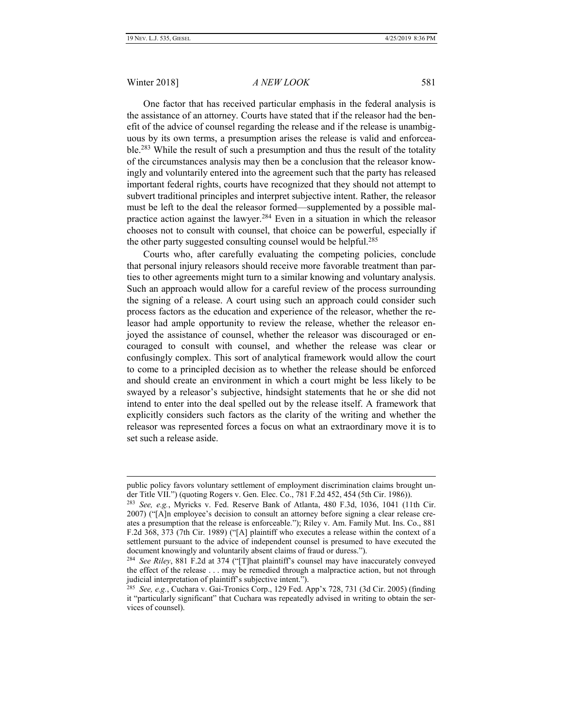One factor that has received particular emphasis in the federal analysis is the assistance of an attorney. Courts have stated that if the releasor had the benefit of the advice of counsel regarding the release and if the release is unambiguous by its own terms, a presumption arises the release is valid and enforceable.[283] While the result of such a presumption and thus the result of the totality of the circumstances analysis may then be a conclusion that the releasor knowingly and voluntarily entered into the agreement such that the party has released important federal rights, courts have recognized that they should not attempt to subvert traditional principles and interpret subjective intent. Rather, the releasor must be left to the deal the releasor formed—supplemented by a possible malpractice action against the lawyer.[284] Even in a situation in which the releasor chooses not to consult with counsel, that choice can be powerful, especially if the other party suggested consulting counsel would be helpful.[285]

Courts who, after carefully evaluating the competing policies, conclude that personal injury releasors should receive more favorable treatment than parties to other agreements might turn to a similar knowing and voluntary analysis. Such an approach would allow for a careful review of the process surrounding the signing of a release. A court using such an approach could consider such process factors as the education and experience of the releasor, whether the releasor had ample opportunity to review the release, whether the releasor enjoyed the assistance of counsel, whether the releasor was discouraged or encouraged to consult with counsel, and whether the release was clear or confusingly complex. This sort of analytical framework would allow the court to come to a principled decision as to whether the release should be enforced and should create an environment in which a court might be less likely to be swayed by a releasor's subjective, hindsight statements that he or she did not intend to enter into the deal spelled out by the release itself. A framework that explicitly considers such factors as the clarity of the writing and whether the releasor was represented forces a focus on what an extraordinary move it is to set such a release aside.

---

public policy favors voluntary settlement of employment discrimination claims brought under Title VII.") (quoting Rogers v. Gen. Elec. Co., 781 F.2d 452, 454 (5th Cir. 1986)).

[283] *See, e.g.*, Myricks v. Fed. Reserve Bank of Atlanta, 480 F.3d, 1036, 1041 (11th Cir. 2007) ("[A]n employee's decision to consult an attorney before signing a clear release creates a presumption that the release is enforceable."); Riley v. Am. Family Mut. Ins. Co., 881 F.2d 368, 373 (7th Cir. 1989) ("[A] plaintiff who executes a release within the context of a settlement pursuant to the advice of independent counsel is presumed to have executed the document knowingly and voluntarily absent claims of fraud or duress.").

[284] *See Riley*, 881 F.2d at 374 ("[T]hat plaintiff's counsel may have inaccurately conveyed the effect of the release . . . may be remedied through a malpractice action, but not through judicial interpretation of plaintiff's subjective intent.").

[285] *See, e.g.*, Cuchara v. Gai-Tronics Corp., 129 Fed. App'x 728, 731 (3d Cir. 2005) (finding it "particularly significant" that Cuchara was repeatedly advised in writing to obtain the services of counsel).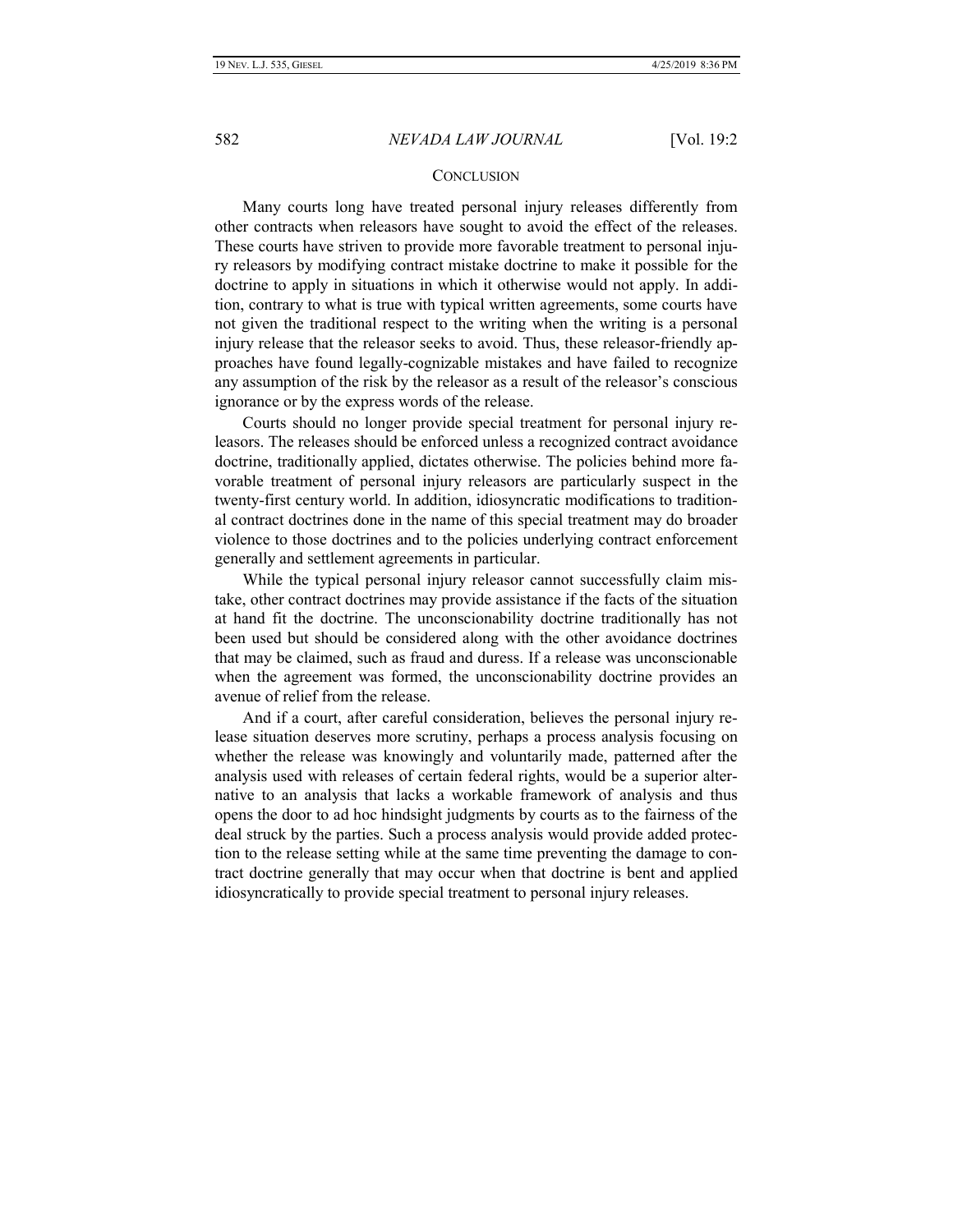## CONCLUSION

Many courts long have treated personal injury releases differently from other contracts when releasors have sought to avoid the effect of the releases. These courts have striven to provide more favorable treatment to personal injury releasors by modifying contract mistake doctrine to make it possible for the doctrine to apply in situations in which it otherwise would not apply. In addition, contrary to what is true with typical written agreements, some courts have not given the traditional respect to the writing when the writing is a personal injury release that the releasor seeks to avoid. Thus, these releasor-friendly approaches have found legally-cognizable mistakes and have failed to recognize any assumption of the risk by the releasor as a result of the releasor's conscious ignorance or by the express words of the release.

Courts should no longer provide special treatment for personal injury releasors. The releases should be enforced unless a recognized contract avoidance doctrine, traditionally applied, dictates otherwise. The policies behind more favorable treatment of personal injury releasors are particularly suspect in the twenty-first century world. In addition, idiosyncratic modifications to traditional contract doctrines done in the name of this special treatment may do broader violence to those doctrines and to the policies underlying contract enforcement generally and settlement agreements in particular.

While the typical personal injury releasor cannot successfully claim mistake, other contract doctrines may provide assistance if the facts of the situation at hand fit the doctrine. The unconscionability doctrine traditionally has not been used but should be considered along with the other avoidance doctrines that may be claimed, such as fraud and duress. If a release was unconscionable when the agreement was formed, the unconscionability doctrine provides an avenue of relief from the release.

And if a court, after careful consideration, believes the personal injury release situation deserves more scrutiny, perhaps a process analysis focusing on whether the release was knowingly and voluntarily made, patterned after the analysis used with releases of certain federal rights, would be a superior alternative to an analysis that lacks a workable framework of analysis and thus opens the door to ad hoc hindsight judgments by courts as to the fairness of the deal struck by the parties. Such a process analysis would provide added protection to the release setting while at the same time preventing the damage to contract doctrine generally that may occur when that doctrine is bent and applied idiosyncratically to provide special treatment to personal injury releases.